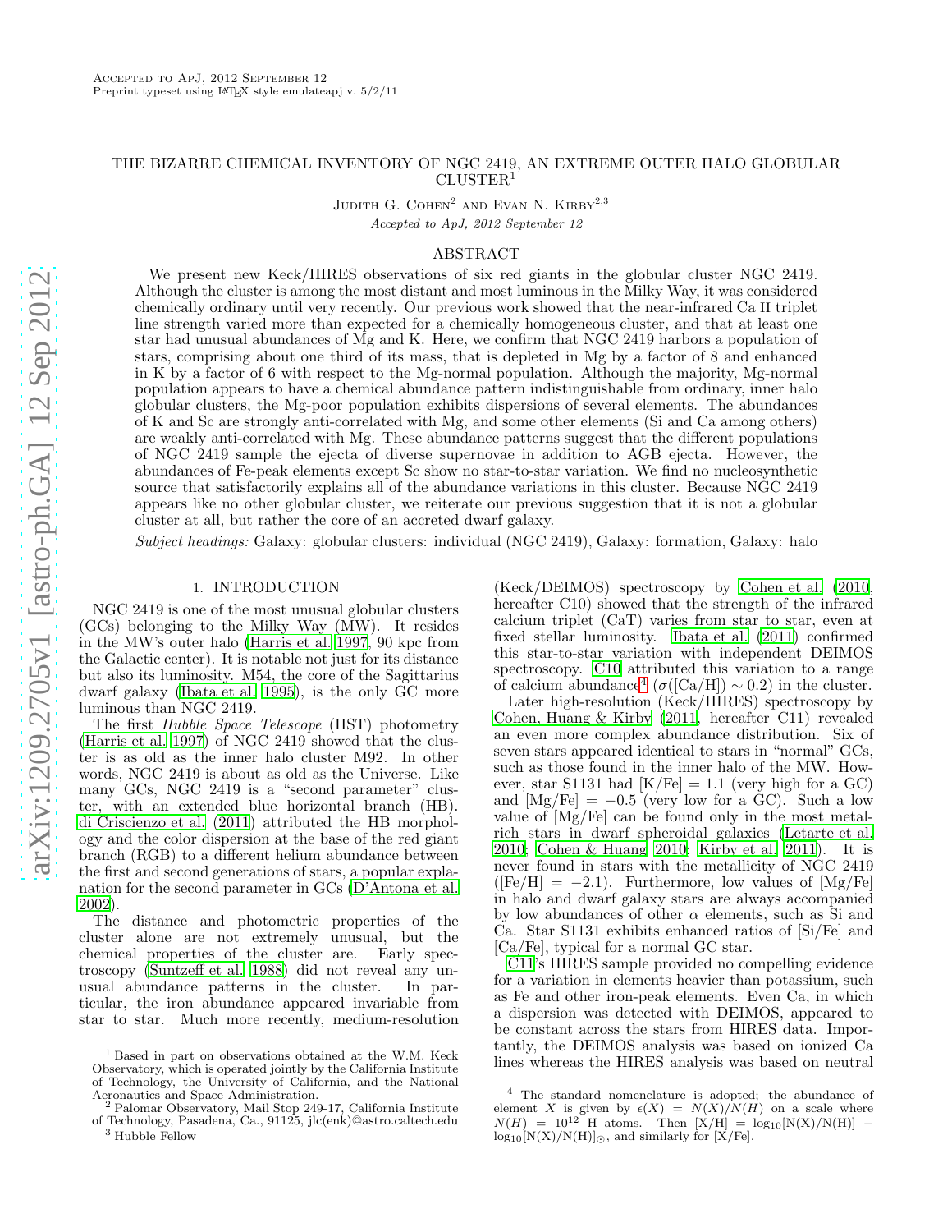Accepted to ApJ, 2012 September 12
Preprint typeset using LaTeX style emulateapj v. 5/2/11

# THE BIZARRE CHEMICAL INVENTORY OF NGC 2419, AN EXTREME OUTER HALO GLOBULAR CLUSTER[1]

Judith G. Cohen[2] and Evan N. Kirby[2,3]

*Accepted to ApJ, 2012 September 12*

## ABSTRACT

We present new Keck/HIRES observations of six red giants in the globular cluster NGC 2419. Although the cluster is among the most distant and most luminous in the Milky Way, it was considered chemically ordinary until very recently. Our previous work showed that the near-infrared Ca II triplet line strength varied more than expected for a chemically homogeneous cluster, and that at least one star had unusual abundances of Mg and K. Here, we confirm that NGC 2419 harbors a population of stars, comprising about one third of its mass, that is depleted in Mg by a factor of 8 and enhanced in K by a factor of 6 with respect to the Mg-normal population. Although the majority, Mg-normal population appears to have a chemical abundance pattern indistinguishable from ordinary, inner halo globular clusters, the Mg-poor population exhibits dispersions of several elements. The abundances of K and Sc are strongly anti-correlated with Mg, and some other elements (Si and Ca among others) are weakly anti-correlated with Mg. These abundance patterns suggest that the different populations of NGC 2419 sample the ejecta of diverse supernovae in addition to AGB ejecta. However, the abundances of Fe-peak elements except Sc show no star-to-star variation. We find no nucleosynthetic source that satisfactorily explains all of the abundance variations in this cluster. Because NGC 2419 appears like no other globular cluster, we reiterate our previous suggestion that it is not a globular cluster at all, but rather the core of an accreted dwarf galaxy.

*Subject headings:* Galaxy: globular clusters: individual (NGC 2419), Galaxy: formation, Galaxy: halo

## 1. INTRODUCTION

NGC 2419 is one of the most unusual globular clusters (GCs) belonging to the Milky Way (MW). It resides in the MW's outer halo (Harris et al. 1997, 90 kpc from the Galactic center). It is notable not just for its distance but also its luminosity. M54, the core of the Sagittarius dwarf galaxy (Ibata et al. 1995), is the only GC more luminous than NGC 2419.

The first *Hubble Space Telescope* (HST) photometry (Harris et al. 1997) of NGC 2419 showed that the cluster is as old as the inner halo cluster M92. In other words, NGC 2419 is about as old as the Universe. Like many GCs, NGC 2419 is a "second parameter" cluster, with an extended blue horizontal branch (HB). di Criscienzo et al. (2011) attributed the HB morphology and the color dispersion at the base of the red giant branch (RGB) to a different helium abundance between the first and second generations of stars, a popular explanation for the second parameter in GCs (D'Antona et al. 2002).

The distance and photometric properties of the cluster alone are not extremely unusual, but the chemical properties of the cluster are. Early spectroscopy (Suntzeff et al. 1988) did not reveal any unusual abundance patterns in the cluster. In particular, the iron abundance appeared invariable from star to star. Much more recently, medium-resolution (Keck/DEIMOS) spectroscopy by Cohen et al. (2010, hereafter C10) showed that the strength of the infrared calcium triplet (CaT) varies from star to star, even at fixed stellar luminosity. Ibata et al. (2011) confirmed this star-to-star variation with independent DEIMOS spectroscopy. C10 attributed this variation to a range of calcium abundance[4] ($\sigma$([Ca/H]) $\sim 0.2$) in the cluster.

Later high-resolution (Keck/HIRES) spectroscopy by Cohen, Huang & Kirby (2011, hereafter C11) revealed an even more complex abundance distribution. Six of seven stars appeared identical to stars in "normal" GCs, such as those found in the inner halo of the MW. However, star S1131 had [K/Fe] = 1.1 (very high for a GC) and [Mg/Fe] = $-0.5$ (very low for a GC). Such a low value of [Mg/Fe] can be found only in the most metal-rich stars in dwarf spheroidal galaxies (Letarte et al. 2010; Cohen & Huang 2010; Kirby et al. 2011). It is never found in stars with the metallicity of NGC 2419 ([Fe/H] = $-2.1$). Furthermore, low values of [Mg/Fe] in halo and dwarf galaxy stars are always accompanied by low abundances of other $\alpha$ elements, such as Si and Ca. Star S1131 exhibits enhanced ratios of [Si/Fe] and [Ca/Fe], typical for a normal GC star.

C11's HIRES sample provided no compelling evidence for a variation in elements heavier than potassium, such as Fe and other iron-peak elements. Even Ca, in which a dispersion was detected with DEIMOS, appeared to be constant across the stars from HIRES data. Importantly, the DEIMOS analysis was based on ionized Ca lines whereas the HIRES analysis was based on neutral

---

[1] Based in part on observations obtained at the W.M. Keck Observatory, which is operated jointly by the California Institute of Technology, the University of California, and the National Aeronautics and Space Administration.

[2] Palomar Observatory, Mail Stop 249-17, California Institute of Technology, Pasadena, Ca., 91125, jlc(enk)@astro.caltech.edu

[3] Hubble Fellow

[4] The standard nomenclature is adopted; the abundance of element $X$ is given by $\epsilon(X) = N(X)/N(H)$ on a scale where $N(H) = 10^{12}$ H atoms. Then [X/H] = $\log_{10}$[N(X)/N(H)] $-$ $\log_{10}$[N(X)/N(H)]$_\odot$, and similarly for [X/Fe].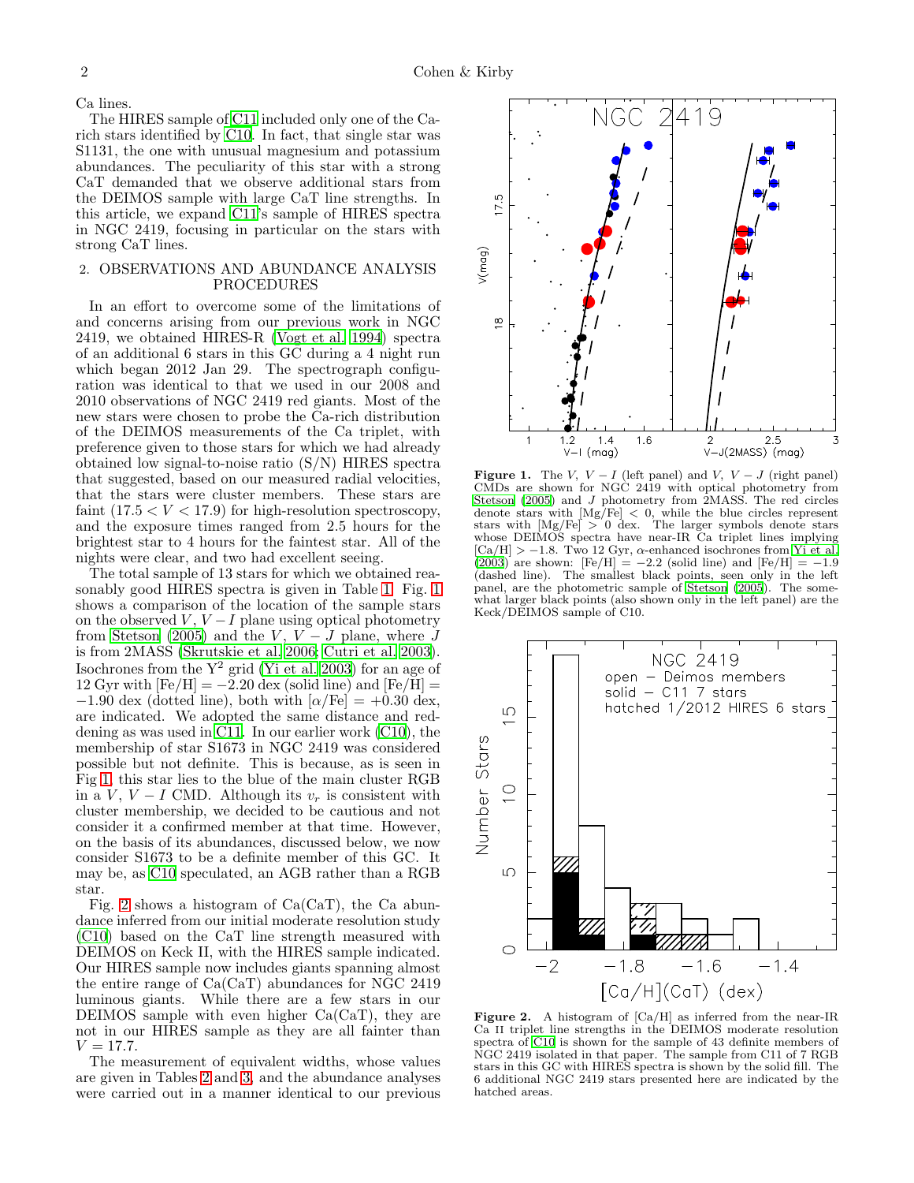Ca lines.

The HIRES sample of C11 included only one of the Ca-rich stars identified by C10. In fact, that single star was S1131, the one with unusual magnesium and potassium abundances. The peculiarity of this star with a strong CaT demanded that we observe additional stars from the DEIMOS sample with large CaT line strengths. In this article, we expand C11's sample of HIRES spectra in NGC 2419, focusing in particular on the stars with strong CaT lines.

## 2. OBSERVATIONS AND ABUNDANCE ANALYSIS PROCEDURES

In an effort to overcome some of the limitations of and concerns arising from our previous work in NGC 2419, we obtained HIRES-R (Vogt et al. 1994) spectra of an additional 6 stars in this GC during a 4 night run which began 2012 Jan 29. The spectrograph configuration was identical to that we used in our 2008 and 2010 observations of NGC 2419 red giants. Most of the new stars were chosen to probe the Ca-rich distribution of the DEIMOS measurements of the Ca triplet, with preference given to those stars for which we had already obtained low signal-to-noise ratio (S/N) HIRES spectra that suggested, based on our measured radial velocities, that the stars were cluster members. These stars are faint ($17.5 < V < 17.9$) for high-resolution spectroscopy, and the exposure times ranged from 2.5 hours for the brightest star to 4 hours for the faintest star. All of the nights were clear, and two had excellent seeing.

The total sample of 13 stars for which we obtained reasonably good HIRES spectra is given in Table 1. Fig. 1 shows a comparison of the location of the sample stars on the observed $V$, $V-I$ plane using optical photometry from Stetson (2005) and the $V$, $V-J$ plane, where $J$ is from 2MASS (Skrutskie et al. 2006; Cutri et al. 2003). Isochrones from the $Y^2$ grid (Yi et al. 2003) for an age of 12 Gyr with [Fe/H] $= -2.20$ dex (solid line) and [Fe/H] $= -1.90$ dex (dotted line), both with [$\alpha$/Fe] $= +0.30$ dex, are indicated. We adopted the same distance and reddening as was used in C11. In our earlier work (C10), the membership of star S1673 in NGC 2419 was considered possible but not definite. This is because, as is seen in Fig 1, this star lies to the blue of the main cluster RGB in a $V$, $V-I$ CMD. Although its $v_r$ is consistent with cluster membership, we decided to be cautious and not consider it a confirmed member at that time. However, on the basis of its abundances, discussed below, we now consider S1673 to be a definite member of this GC. It may be, as C10 speculated, an AGB rather than a RGB star.

Fig. 2 shows a histogram of Ca(CaT), the Ca abundance inferred from our initial moderate resolution study (C10) based on the CaT line strength measured with DEIMOS on Keck II, with the HIRES sample indicated. Our HIRES sample now includes giants spanning almost the entire range of Ca(CaT) abundances for NGC 2419 luminous giants. While there are a few stars in our DEIMOS sample with even higher Ca(CaT), they are not in our HIRES sample as they are all fainter than $V = 17.7$.

The measurement of equivalent widths, whose values are given in Tables 2 and 3, and the abundance analyses were carried out in a manner identical to our previous

**Figure 1.** The $V$, $V-I$ (left panel) and $V$, $V-J$ (right panel) CMDs are shown for NGC 2419 with optical photometry from Stetson (2005) and $J$ photometry from 2MASS. The red circles denote stars with [Mg/Fe] $< 0$, while the blue circles represent stars with [Mg/Fe] $> 0$ dex. The larger symbols denote stars whose DEIMOS spectra have near-IR Ca triplet lines implying [Ca/H] $> -1.8$. Two 12 Gyr, $\alpha$-enhanced isochrones from Yi et al. (2003) are shown: [Fe/H] $= -2.2$ (solid line) and [Fe/H] $= -1.9$ (dashed line). The smallest black points, seen only in the left panel, are the photometric sample of Stetson (2005). The somewhat larger black points (also shown only in the left panel) are the Keck/DEIMOS sample of C10.

**Figure 2.** A histogram of [Ca/H] as inferred from the near-IR Ca II triplet line strengths in the DEIMOS moderate resolution spectra of C10 is shown for the sample of 43 definite members of NGC 2419 isolated in that paper. The sample from C11 of 7 RGB stars in this GC with HIRES spectra is shown by the solid fill. The 6 additional NGC 2419 stars presented here are indicated by the hatched areas.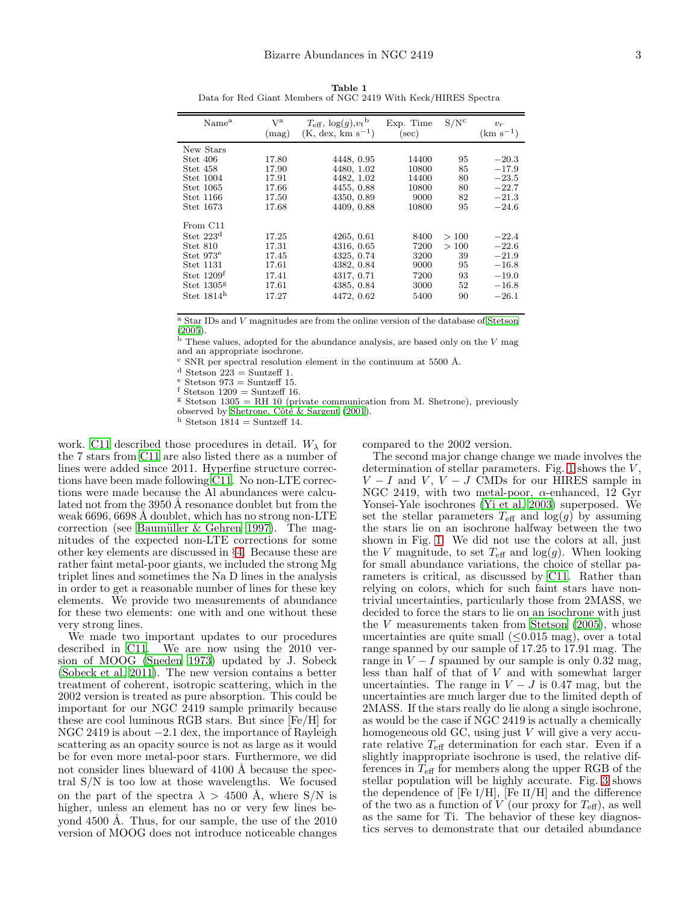**Table 1**
Data for Red Giant Members of NGC 2419 With Keck/HIRES Spectra

| Name[a] | V[a] (mag) | $T_{\rm eff}$, log($g$),$v_t$[b] (K, dex, km s$^{-1}$) | Exp. Time (sec) | S/N[c] | $v_r$ (km s$^{-1}$) |
|---|---|---|---|---|---|
| New Stars | | | | | |
| Stet 406 | 17.80 | 4448, 0.95 | 14400 | 95 | −20.3 |
| Stet 458 | 17.90 | 4480, 1.02 | 10800 | 85 | −17.9 |
| Stet 1004 | 17.91 | 4482, 1.02 | 14400 | 80 | −23.5 |
| Stet 1065 | 17.66 | 4455, 0.88 | 10800 | 80 | −22.7 |
| Stet 1166 | 17.50 | 4350, 0.89 | 9000 | 82 | −21.3 |
| Stet 1673 | 17.68 | 4409, 0.88 | 10800 | 95 | −24.6 |
| From C11 | | | | | |
| Stet 223[d] | 17.25 | 4265, 0.61 | 8400 | > 100 | −22.4 |
| Stet 810 | 17.31 | 4316, 0.65 | 7200 | > 100 | −22.6 |
| Stet 973[e] | 17.45 | 4325, 0.74 | 3200 | 39 | −21.9 |
| Stet 1131 | 17.61 | 4382, 0.84 | 9000 | 95 | −16.8 |
| Stet 1209[f] | 17.41 | 4317, 0.71 | 7200 | 93 | −19.0 |
| Stet 1305[g] | 17.61 | 4385, 0.84 | 3000 | 52 | −16.8 |
| Stet 1814[h] | 17.27 | 4472, 0.62 | 5400 | 90 | −26.1 |

[a] Star IDs and $V$ magnitudes are from the online version of the database of Stetson (2005).
[b] These values, adopted for the abundance analysis, are based only on the $V$ mag and an appropriate isochrone.
[c] SNR per spectral resolution element in the continuum at 5500 Å.
[d] Stetson 223 = Suntzeff 1.
[e] Stetson 973 = Suntzeff 15.
[f] Stetson 1209 = Suntzeff 16.
[g] Stetson 1305 = RH 10 (private communication from M. Shetrone), previously observed by Shetrone, Côté & Sargent (2001).
[h] Stetson 1814 = Suntzeff 14.

work. C11 described those procedures in detail. $W_\lambda$ for the 7 stars from C11 are also listed there as a number of lines were added since 2011. Hyperfine structure corrections have been made following C11. No non-LTE corrections were made because the Al abundances were calculated not from the 3950 Å resonance doublet but from the weak 6696, 6698 Å doublet, which has no strong non-LTE correction (see Baumüller & Gehren 1997). The magnitudes of the expected non-LTE corrections for some other key elements are discussed in §4. Because these are rather faint metal-poor giants, we included the strong Mg triplet lines and sometimes the Na D lines in the analysis in order to get a reasonable number of lines for these key elements. We provide two measurements of abundance for these two elements: one with and one without these very strong lines.

We made two important updates to our procedures described in C11. We are now using the 2010 version of MOOG (Sneden 1973) updated by J. Sobeck (Sobeck et al. 2011). The new version contains a better treatment of coherent, isotropic scattering, which in the 2002 version is treated as pure absorption. This could be important for our NGC 2419 sample primarily because these are cool luminous RGB stars. But since [Fe/H] for NGC 2419 is about −2.1 dex, the importance of Rayleigh scattering as an opacity source is not as large as it would be for even more metal-poor stars. Furthermore, we did not consider lines blueward of 4100 Å because the spectral S/N is too low at those wavelengths. We focused on the part of the spectra $\lambda > 4500$ Å, where S/N is higher, unless an element has no or very few lines beyond 4500 Å. Thus, for our sample, the use of the 2010 version of MOOG does not introduce noticeable changes compared to the 2002 version.

The second major change change we made involves the determination of stellar parameters. Fig. 1 shows the $V$, $V-I$ and $V$, $V-J$ CMDs for our HIRES sample in NGC 2419, with two metal-poor, $\alpha$-enhanced, 12 Gyr Yonsei-Yale isochrones (Yi et al. 2003) superposed. We set the stellar parameters $T_{\rm eff}$ and log($g$) by assuming the stars lie on an isochrone halfway between the two shown in Fig. 1. We did not use the colors at all, just the $V$ magnitude, to set $T_{\rm eff}$ and log($g$). When looking for small abundance variations, the choice of stellar parameters is critical, as discussed by C11. Rather than relying on colors, which for such faint stars have non-trivial uncertainties, particularly those from 2MASS, we decided to force the stars to lie on an isochrone with just the $V$ measurements taken from Stetson (2005), whose uncertainties are quite small ($\leq$0.015 mag), over a total range spanned by our sample of 17.25 to 17.91 mag. The range in $V-I$ spanned by our sample is only 0.32 mag, less than half of that of $V$ and with somewhat larger uncertainties. The range in $V-J$ is 0.47 mag, but the uncertainties are much larger due to the limited depth of 2MASS. If the stars really do lie along a single isochrone, as would be the case if NGC 2419 is actually a chemically homogeneous old GC, using just $V$ will give a very accurate relative $T_{\rm eff}$ determination for each star. Even if a slightly inappropriate isochrone is used, the relative differences in $T_{\rm eff}$ for members along the upper RGB of the stellar population will be highly accurate. Fig. 3 shows the dependence of [Fe I/H], [Fe II/H] and the difference of the two as a function of $V$ (our proxy for $T_{\rm eff}$), as well as the same for Ti. The behavior of these key diagnostics serves to demonstrate that our detailed abundance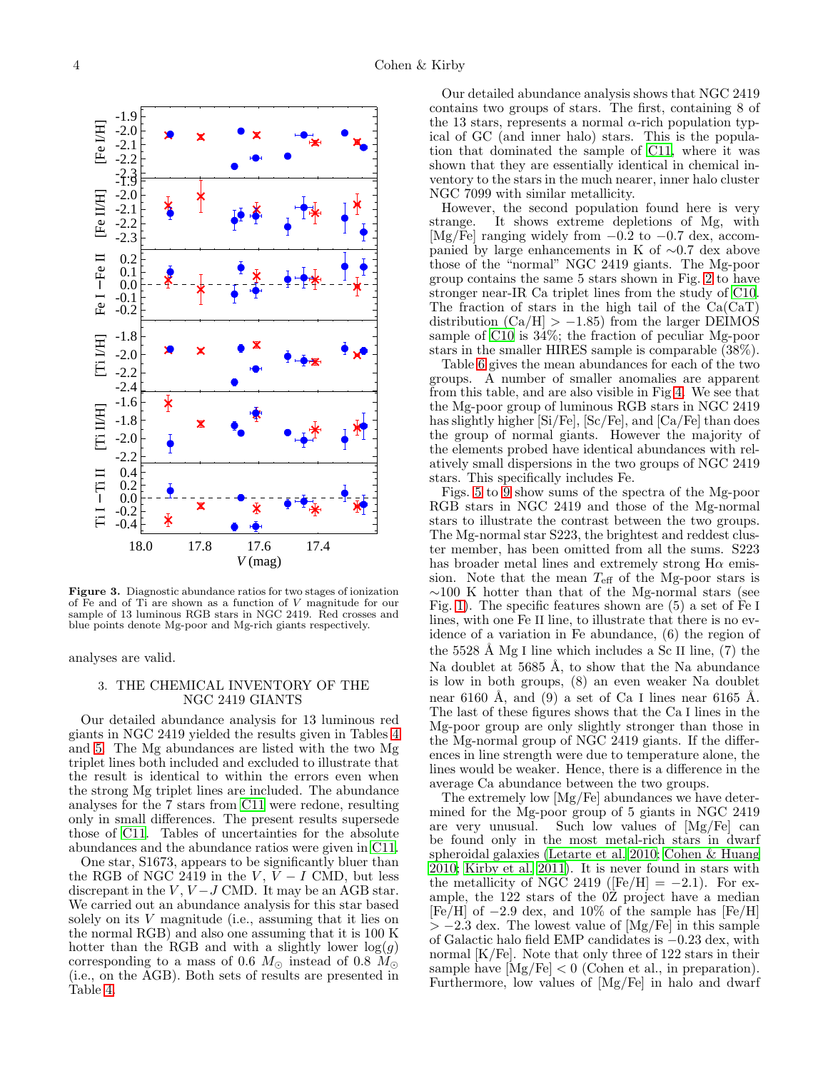**Figure 3.** Diagnostic abundance ratios for two stages of ionization of Fe and of Ti are shown as a function of $V$ magnitude for our sample of 13 luminous RGB stars in NGC 2419. Red crosses and blue points denote Mg-poor and Mg-rich giants respectively.

analyses are valid.

## 3. THE CHEMICAL INVENTORY OF THE NGC 2419 GIANTS

Our detailed abundance analysis for 13 luminous red giants in NGC 2419 yielded the results given in Tables 4 and 5. The Mg abundances are listed with the two Mg triplet lines both included and excluded to illustrate that the result is identical to within the errors even when the strong Mg triplet lines are included. The abundance analyses for the 7 stars from C11 were redone, resulting only in small differences. The present results supersede those of C11. Tables of uncertainties for the absolute abundances and the abundance ratios were given in C11.

One star, S1673, appears to be significantly bluer than the RGB of NGC 2419 in the $V$, $V-I$ CMD, but less discrepant in the $V$, $V-J$ CMD. It may be an AGB star. We carried out an abundance analysis for this star based solely on its $V$ magnitude (i.e., assuming that it lies on the normal RGB) and also one assuming that it is 100 K hotter than the RGB and with a slightly lower $\log(g)$ corresponding to a mass of 0.6 $M_\odot$ instead of 0.8 $M_\odot$ (i.e., on the AGB). Both sets of results are presented in Table 4.

Our detailed abundance analysis shows that NGC 2419 contains two groups of stars. The first, containing 8 of the 13 stars, represents a normal $\alpha$-rich population typical of GC (and inner halo) stars. This is the population that dominated the sample of C11, where it was shown that they are essentially identical in chemical inventory to the stars in the much nearer, inner halo cluster NGC 7099 with similar metallicity.

However, the second population found here is very strange. It shows extreme depletions of Mg, with [Mg/Fe] ranging widely from $-0.2$ to $-0.7$ dex, accompanied by large enhancements in K of $\sim$0.7 dex above those of the "normal" NGC 2419 giants. The Mg-poor group contains the same 5 stars shown in Fig. 2 to have stronger near-IR Ca triplet lines from the study of C10. The fraction of stars in the high tail of the Ca(CaT) distribution (Ca/H] $> -1.85$) from the larger DEIMOS sample of C10 is 34%; the fraction of peculiar Mg-poor stars in the smaller HIRES sample is comparable (38%).

Table 6 gives the mean abundances for each of the two groups. A number of smaller anomalies are apparent from this table, and are also visible in Fig 4. We see that the Mg-poor group of luminous RGB stars in NGC 2419 has slightly higher [Si/Fe], [Sc/Fe], and [Ca/Fe] than does the group of normal giants. However the majority of the elements probed have identical abundances with relatively small dispersions in the two groups of NGC 2419 stars. This specifically includes Fe.

Figs. 5 to 9 show sums of the spectra of the Mg-poor RGB stars in NGC 2419 and those of the Mg-normal stars to illustrate the contrast between the two groups. The Mg-normal star S223, the brightest and reddest cluster member, has been omitted from all the sums. S223 has broader metal lines and extremely strong H$\alpha$ emission. Note that the mean $T_{\rm eff}$ of the Mg-poor stars is $\sim$100 K hotter than that of the Mg-normal stars (see Fig. 1). The specific features shown are (5) a set of Fe I lines, with one Fe II line, to illustrate that there is no evidence of a variation in Fe abundance, (6) the region of the 5528 Å Mg I line which includes a Sc II line, (7) the Na doublet at 5685 Å, to show that the Na abundance is low in both groups, (8) an even weaker Na doublet near 6160 Å, and (9) a set of Ca I lines near 6165 Å. The last of these figures shows that the Ca I lines in the Mg-poor group are only slightly stronger than those in the Mg-normal group of NGC 2419 giants. If the differences in line strength were due to temperature alone, the lines would be weaker. Hence, there is a difference in the average Ca abundance between the two groups.

The extremely low [Mg/Fe] abundances we have determined for the Mg-poor group of 5 giants in NGC 2419 are very unusual. Such low values of [Mg/Fe] can be found only in the most metal-rich stars in dwarf spheroidal galaxies (Letarte et al. 2010; Cohen & Huang 2010; Kirby et al. 2011). It is never found in stars with the metallicity of NGC 2419 ([Fe/H] $= -2.1$). For example, the 122 stars of the 0Z project have a median [Fe/H] of $-2.9$ dex, and 10% of the sample has [Fe/H] $> -2.3$ dex. The lowest value of [Mg/Fe] in this sample of Galactic halo field EMP candidates is $-0.23$ dex, with normal [K/Fe]. Note that only three of 122 stars in their sample have [Mg/Fe] $< 0$ (Cohen et al., in preparation). Furthermore, low values of [Mg/Fe] in halo and dwarf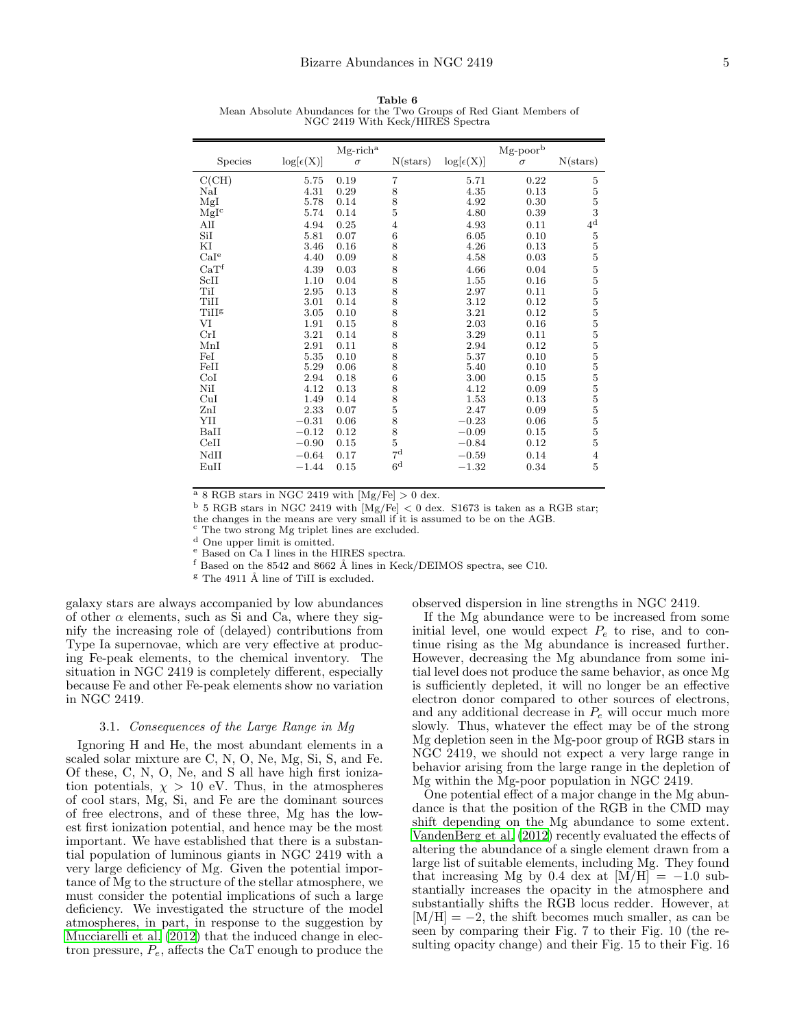**Table 6**
Mean Absolute Abundances for the Two Groups of Red Giant Members of NGC 2419 With Keck/HIRES Spectra

| Species | Mg-rich[a] | | | Mg-poor[b] | | |
|---|---|---|---|---|---|---|
| | log[ε(X)] | σ | N(stars) | log[ε(X)] | σ | N(stars) |
| C(CH) | 5.75 | 0.19 | 7 | 5.71 | 0.22 | 5 |
| NaI | 4.31 | 0.29 | 8 | 4.35 | 0.13 | 5 |
| MgI | 5.78 | 0.14 | 8 | 4.92 | 0.30 | 5 |
| MgI[c] | 5.74 | 0.14 | 5 | 4.80 | 0.39 | 3 |
| AlI | 4.94 | 0.25 | 4 | 4.93 | 0.11 | 4[d] |
| SiI | 5.81 | 0.07 | 6 | 6.05 | 0.10 | 5 |
| KI | 3.46 | 0.16 | 8 | 4.26 | 0.13 | 5 |
| CaI[e] | 4.40 | 0.09 | 8 | 4.58 | 0.03 | 5 |
| CaT[f] | 4.39 | 0.03 | 8 | 4.66 | 0.04 | 5 |
| ScII | 1.10 | 0.04 | 8 | 1.55 | 0.16 | 5 |
| TiI | 2.95 | 0.13 | 8 | 2.97 | 0.11 | 5 |
| TiII | 3.01 | 0.14 | 8 | 3.12 | 0.12 | 5 |
| TiII[g] | 3.05 | 0.10 | 8 | 3.21 | 0.12 | 5 |
| VI | 1.91 | 0.15 | 8 | 2.03 | 0.16 | 5 |
| CrI | 3.21 | 0.14 | 8 | 3.29 | 0.11 | 5 |
| MnI | 2.91 | 0.11 | 8 | 2.94 | 0.12 | 5 |
| FeI | 5.35 | 0.10 | 8 | 5.37 | 0.10 | 5 |
| FeII | 5.29 | 0.06 | 8 | 5.40 | 0.10 | 5 |
| CoI | 2.94 | 0.18 | 6 | 3.00 | 0.15 | 5 |
| NiI | 4.12 | 0.13 | 8 | 4.12 | 0.09 | 5 |
| CuI | 1.49 | 0.14 | 8 | 1.53 | 0.13 | 5 |
| ZnI | 2.33 | 0.07 | 5 | 2.47 | 0.09 | 5 |
| YII | −0.31 | 0.06 | 8 | −0.23 | 0.06 | 5 |
| BaII | −0.12 | 0.12 | 8 | −0.09 | 0.15 | 5 |
| CeII | −0.90 | 0.15 | 5 | −0.84 | 0.12 | 5 |
| NdII | −0.64 | 0.17 | 7[d] | −0.59 | 0.14 | 4 |
| EuII | −1.44 | 0.15 | 6[d] | −1.32 | 0.34 | 5 |

[a] 8 RGB stars in NGC 2419 with [Mg/Fe] > 0 dex.
[b] 5 RGB stars in NGC 2419 with [Mg/Fe] < 0 dex. S1673 is taken as a RGB star; the changes in the means are very small if it is assumed to be on the AGB.
[c] The two strong Mg triplet lines are excluded.
[d] One upper limit is omitted.
[e] Based on Ca I lines in the HIRES spectra.
[f] Based on the 8542 and 8662 Å lines in Keck/DEIMOS spectra, see C10.
[g] The 4911 Å line of TiII is excluded.

galaxy stars are always accompanied by low abundances of other $\alpha$ elements, such as Si and Ca, where they signify the increasing role of (delayed) contributions from Type Ia supernovae, which are very effective at producing Fe-peak elements, to the chemical inventory. The situation in NGC 2419 is completely different, especially because Fe and other Fe-peak elements show no variation in NGC 2419.

### 3.1. *Consequences of the Large Range in Mg*

Ignoring H and He, the most abundant elements in a scaled solar mixture are C, N, O, Ne, Mg, Si, S, and Fe. Of these, C, N, O, Ne, and S all have high first ionization potentials, $\chi > 10$ eV. Thus, in the atmospheres of cool stars, Mg, Si, and Fe are the dominant sources of free electrons, and of these three, Mg has the lowest first ionization potential, and hence may be the most important. We have established that there is a substantial population of luminous giants in NGC 2419 with a very large deficiency of Mg. Given the potential importance of Mg to the structure of the stellar atmosphere, we must consider the potential implications of such a large deficiency. We investigated the structure of the model atmospheres, in part, in response to the suggestion by Mucciarelli et al. (2012) that the induced change in electron pressure, $P_e$, affects the CaT enough to produce the observed dispersion in line strengths in NGC 2419.

If the Mg abundance were to be increased from some initial level, one would expect $P_e$ to rise, and to continue rising as the Mg abundance is increased further. However, decreasing the Mg abundance from some initial level does not produce the same behavior, as once Mg is sufficiently depleted, it will no longer be an effective electron donor compared to other sources of electrons, and any additional decrease in $P_e$ will occur much more slowly. Thus, whatever the effect may be of the strong Mg depletion seen in the Mg-poor group of RGB stars in NGC 2419, we should not expect a very large range in behavior arising from the large range in the depletion of Mg within the Mg-poor population in NGC 2419.

One potential effect of a major change in the Mg abundance is that the position of the RGB in the CMD may shift depending on the Mg abundance to some extent. VandenBerg et al. (2012) recently evaluated the effects of altering the abundance of a single element drawn from a large list of suitable elements, including Mg. They found that increasing Mg by 0.4 dex at $[M/H] = -1.0$ substantially increases the opacity in the atmosphere and substantially shifts the RGB locus redder. However, at $[M/H] = -2$, the shift becomes much smaller, as can be seen by comparing their Fig. 7 to their Fig. 10 (the resulting opacity change) and their Fig. 15 to their Fig. 16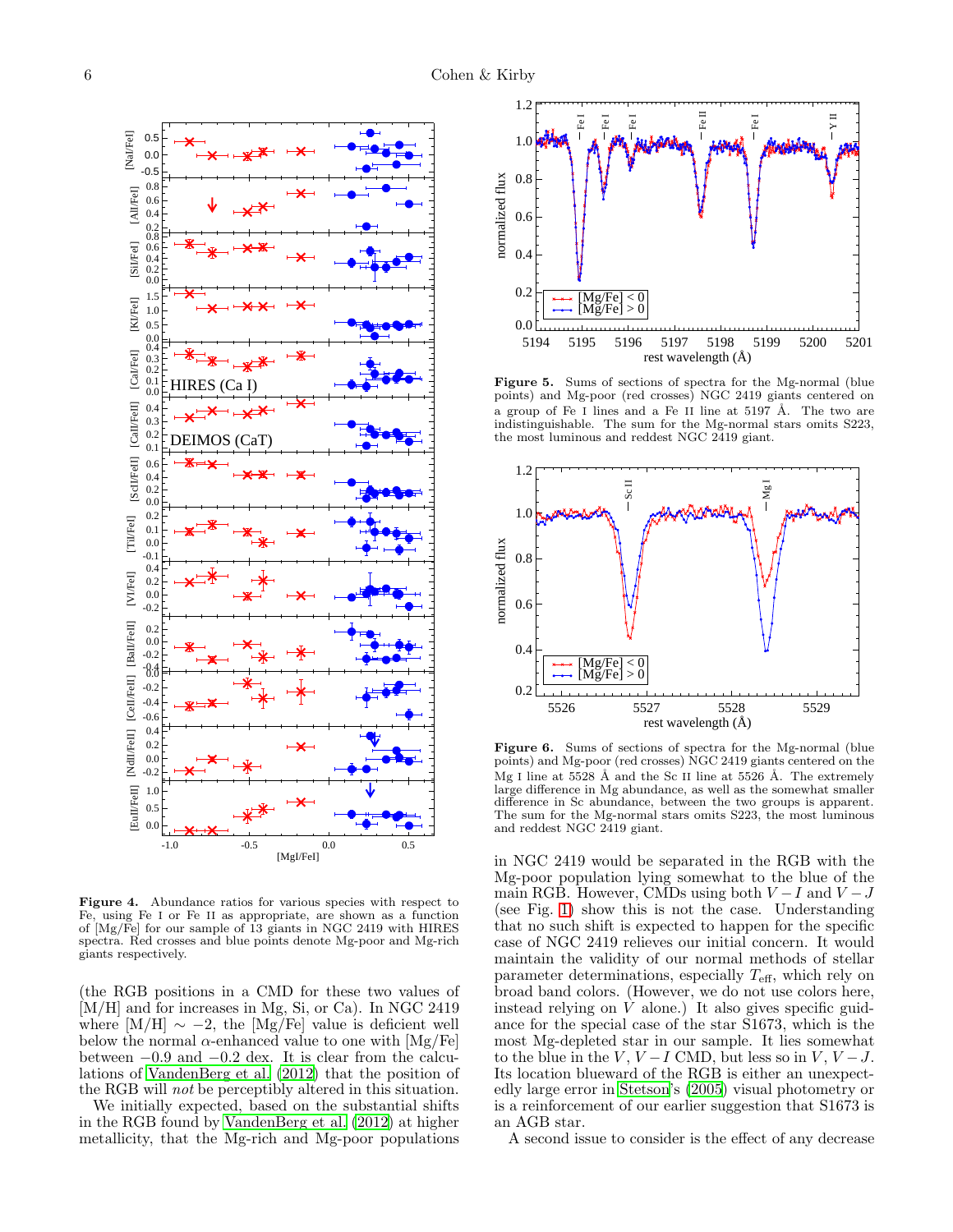Figure 4. Abundance ratios for various species with respect to Fe, using Fe I or Fe II as appropriate, are shown as a function of [Mg/Fe] for our sample of 13 giants in NGC 2419 with HIRES spectra. Red crosses and blue points denote Mg-poor and Mg-rich giants respectively.

Figure 5. Sums of sections of spectra for the Mg-normal (blue points) and Mg-poor (red crosses) NGC 2419 giants centered on a group of Fe I lines and a Fe II line at 5197 Å. The two are indistinguishable. The sum for the Mg-normal stars omits S223, the most luminous and reddest NGC 2419 giant.

Figure 6. Sums of sections of spectra for the Mg-normal (blue points) and Mg-poor (red crosses) NGC 2419 giants centered on the Mg I line at 5528 Å and the Sc II line at 5526 Å. The extremely large difference in Mg abundance, as well as the somewhat smaller difference in Sc abundance, between the two groups is apparent. The sum for the Mg-normal stars omits S223, the most luminous and reddest NGC 2419 giant.

(the RGB positions in a CMD for these two values of [M/H] and for increases in Mg, Si, or Ca). In NGC 2419 where [M/H] $\sim -2$, the [Mg/Fe] value is deficient well below the normal $\alpha$-enhanced value to one with [Mg/Fe] between $-0.9$ and $-0.2$ dex. It is clear from the calculations of VandenBerg et al. (2012) that the position of the RGB will *not* be perceptibly altered in this situation.

We initially expected, based on the substantial shifts in the RGB found by VandenBerg et al. (2012) at higher metallicity, that the Mg-rich and Mg-poor populations in NGC 2419 would be separated in the RGB with the Mg-poor population lying somewhat to the blue of the main RGB. However, CMDs using both $V-I$ and $V-J$ (see Fig. 1) show this is not the case. Understanding that no such shift is expected to happen for the specific case of NGC 2419 relieves our initial concern. It would maintain the validity of our normal methods of stellar parameter determinations, especially $T_{\rm eff}$, which rely on broad band colors. (However, we do not use colors here, instead relying on $V$ alone.) It also gives specific guidance for the special case of the star S1673, which is the most Mg-depleted star in our sample. It lies somewhat to the blue in the $V$, $V-I$ CMD, but less so in $V$, $V-J$. Its location blueward of the RGB is either an unexpectedly large error in Stetson's (2005) visual photometry or is a reinforcement of our earlier suggestion that S1673 is an AGB star.

A second issue to consider is the effect of any decrease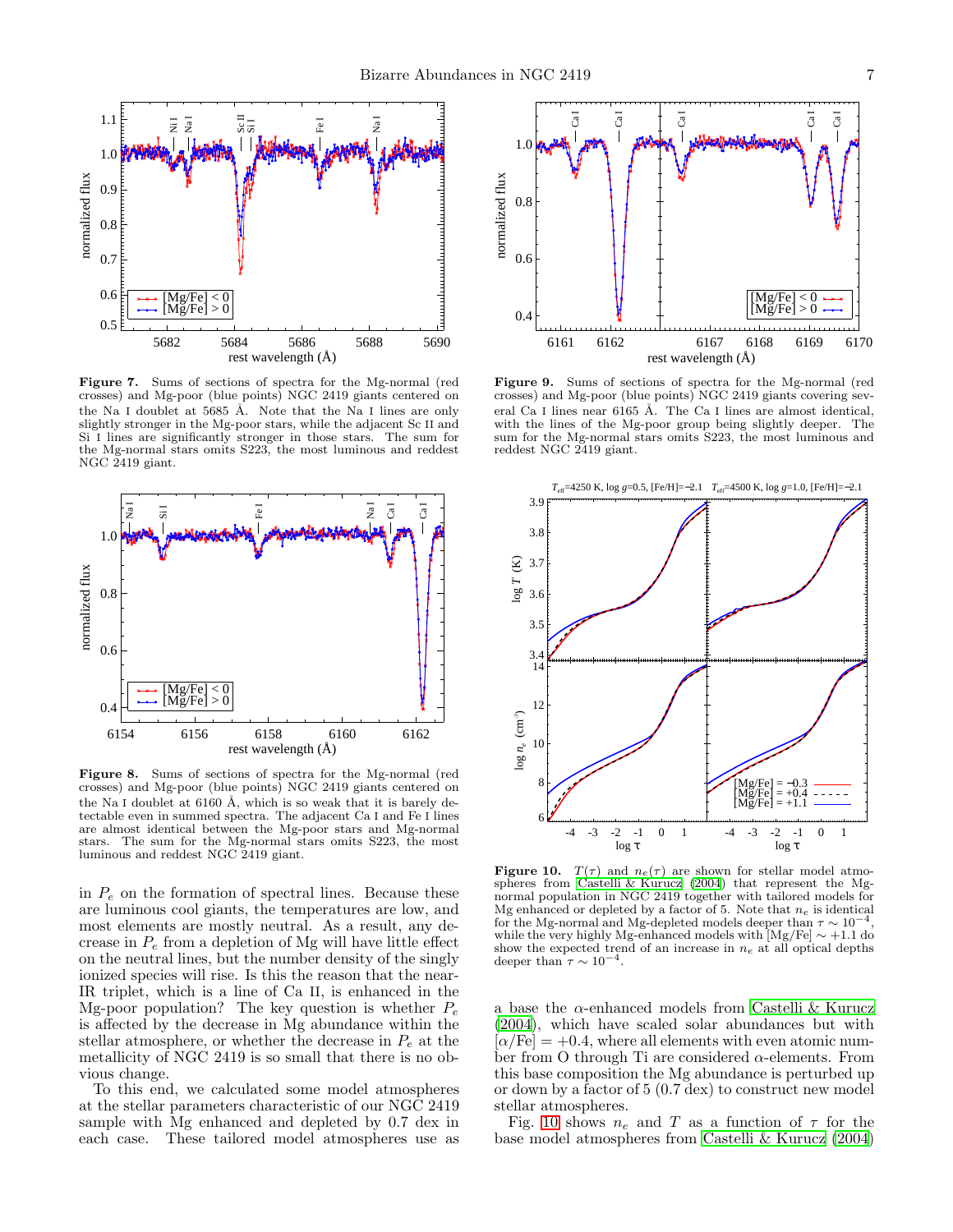**Figure 7.** Sums of sections of spectra for the Mg-normal (red crosses) and Mg-poor (blue points) NGC 2419 giants centered on the Na I doublet at 5685 Å. Note that the Na I lines are only slightly stronger in the Mg-poor stars, while the adjacent Sc II and Si I lines are significantly stronger in those stars. The sum for the Mg-normal stars omits S223, the most luminous and reddest NGC 2419 giant.

**Figure 8.** Sums of sections of spectra for the Mg-normal (red crosses) and Mg-poor (blue points) NGC 2419 giants centered on the Na I doublet at 6160 Å, which is so weak that it is barely detectable even in summed spectra. The adjacent Ca I and Fe I lines are almost identical between the Mg-poor stars and Mg-normal stars. The sum for the Mg-normal stars omits S223, the most luminous and reddest NGC 2419 giant.

**Figure 9.** Sums of sections of spectra for the Mg-normal (red crosses) and Mg-poor (blue points) NGC 2419 giants covering several Ca I lines near 6165 Å. The Ca I lines are almost identical, with the lines of the Mg-poor group being slightly deeper. The sum for the Mg-normal stars omits S223, the most luminous and reddest NGC 2419 giant.

**Figure 10.** $T(\tau)$ and $n_e(\tau)$ are shown for stellar model atmospheres from Castelli & Kurucz (2004) that represent the Mg-normal population in NGC 2419 together with tailored models for Mg enhanced or depleted by a factor of 5. Note that $n_e$ is identical for the Mg-normal and Mg-depleted models deeper than $\tau \sim 10^{-4}$, while the very highly Mg-enhanced models with [Mg/Fe] $\sim +1.1$ do show the expected trend of an increase in $n_e$ at all optical depths deeper than $\tau \sim 10^{-4}$.

in $P_e$ on the formation of spectral lines. Because these are luminous cool giants, the temperatures are low, and most elements are mostly neutral. As a result, any decrease in $P_e$ from a depletion of Mg will have little effect on the neutral lines, but the number density of the singly ionized species will rise. Is this the reason that the near-IR triplet, which is a line of Ca II, is enhanced in the Mg-poor population? The key question is whether $P_e$ is affected by the decrease in Mg abundance within the stellar atmosphere, or whether the decrease in $P_e$ at the metallicity of NGC 2419 is so small that there is no obvious change.

To this end, we calculated some model atmospheres at the stellar parameters characteristic of our NGC 2419 sample with Mg enhanced and depleted by 0.7 dex in each case. These tailored model atmospheres use as a base the $\alpha$-enhanced models from Castelli & Kurucz (2004), which have scaled solar abundances but with $[\alpha/\mathrm{Fe}] = +0.4$, where all elements with even atomic number from O through Ti are considered $\alpha$-elements. From this base composition the Mg abundance is perturbed up or down by a factor of 5 (0.7 dex) to construct new model stellar atmospheres.

Fig. 10 shows $n_e$ and $T$ as a function of $\tau$ for the base model atmospheres from Castelli & Kurucz (2004)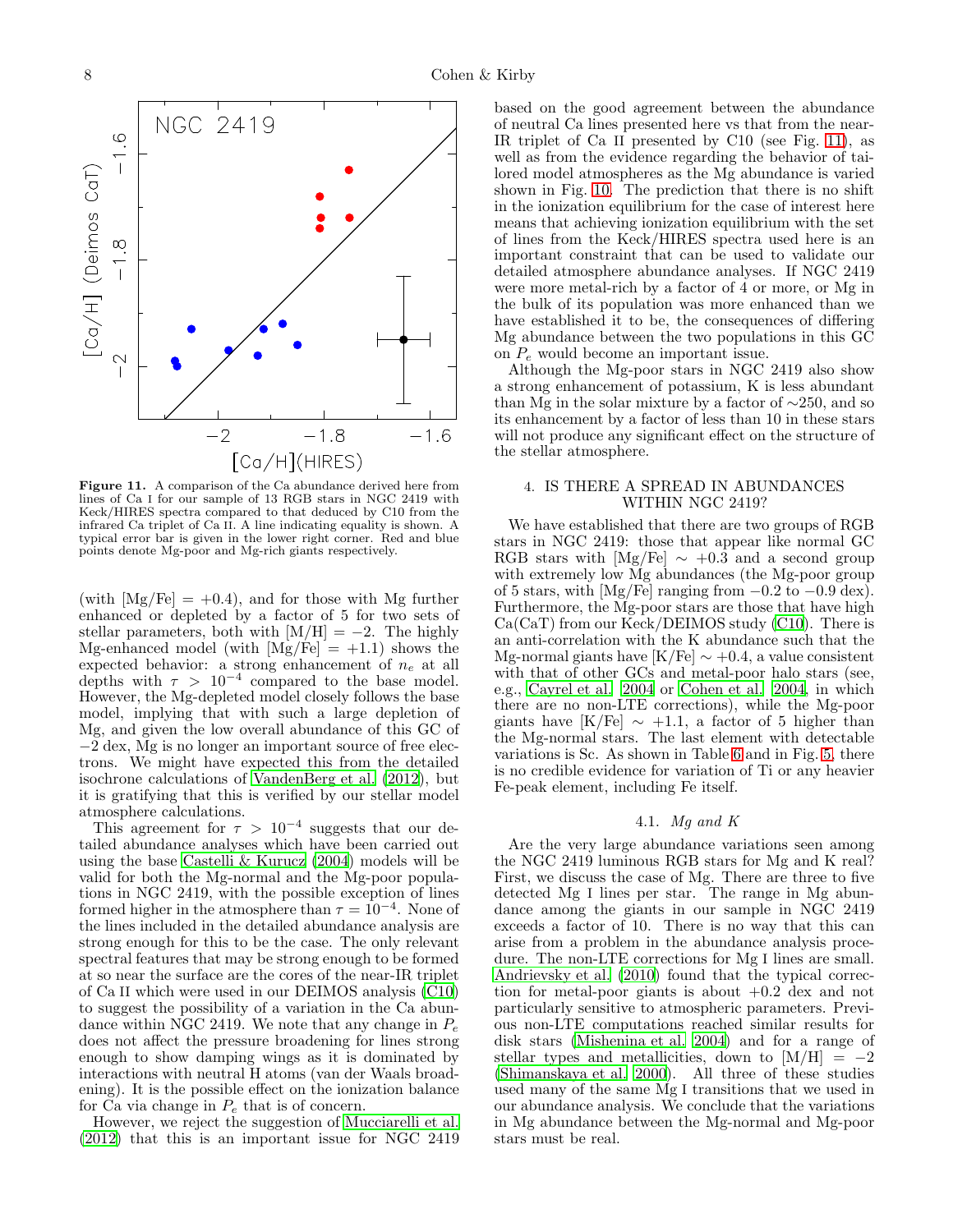**Figure 11.** A comparison of the Ca abundance derived here from lines of Ca I for our sample of 13 RGB stars in NGC 2419 with Keck/HIRES spectra compared to that deduced by C10 from the infrared Ca triplet of Ca II. A line indicating equality is shown. A typical error bar is given in the lower right corner. Red and blue points denote Mg-poor and Mg-rich giants respectively.

(with [Mg/Fe] = +0.4), and for those with Mg further enhanced or depleted by a factor of 5 for two sets of stellar parameters, both with [M/H] = −2. The highly Mg-enhanced model (with [Mg/Fe] = +1.1) shows the expected behavior: a strong enhancement of $n_e$ at all depths with $\tau > 10^{-4}$ compared to the base model. However, the Mg-depleted model closely follows the base model, implying that with such a large depletion of Mg, and given the low overall abundance of this GC of −2 dex, Mg is no longer an important source of free electrons. We might have expected this from the detailed isochrone calculations of VandenBerg et al. (2012), but it is gratifying that this is verified by our stellar model atmosphere calculations.

This agreement for $\tau > 10^{-4}$ suggests that our detailed abundance analyses which have been carried out using the base Castelli & Kurucz (2004) models will be valid for both the Mg-normal and the Mg-poor populations in NGC 2419, with the possible exception of lines formed higher in the atmosphere than $\tau = 10^{-4}$. None of the lines included in the detailed abundance analysis are strong enough for this to be the case. The only relevant spectral features that may be strong enough to be formed at so near the surface are the cores of the near-IR triplet of Ca II which were used in our DEIMOS analysis (C10) to suggest the possibility of a variation in the Ca abundance within NGC 2419. We note that any change in $P_e$ does not affect the pressure broadening for lines strong enough to show damping wings as it is dominated by interactions with neutral H atoms (van der Waals broadening). It is the possible effect on the ionization balance for Ca via change in $P_e$ that is of concern.

However, we reject the suggestion of Mucciarelli et al. (2012) that this is an important issue for NGC 2419 based on the good agreement between the abundance of neutral Ca lines presented here vs that from the near-IR triplet of Ca II presented by C10 (see Fig. 11), as well as from the evidence regarding the behavior of tailored model atmospheres as the Mg abundance is varied shown in Fig. 10. The prediction that there is no shift in the ionization equilibrium for the case of interest here means that achieving ionization equilibrium with the set of lines from the Keck/HIRES spectra used here is an important constraint that can be used to validate our detailed atmosphere abundance analyses. If NGC 2419 were more metal-rich by a factor of 4 or more, or Mg in the bulk of its population was more enhanced than we have established it to be, the consequences of differing Mg abundance between the two populations in this GC on $P_e$ would become an important issue.

Although the Mg-poor stars in NGC 2419 also show a strong enhancement of potassium, K is less abundant than Mg in the solar mixture by a factor of ∼250, and so its enhancement by a factor of less than 10 in these stars will not produce any significant effect on the structure of the stellar atmosphere.

## 4. IS THERE A SPREAD IN ABUNDANCES WITHIN NGC 2419?

We have established that there are two groups of RGB stars in NGC 2419: those that appear like normal GC RGB stars with [Mg/Fe] ∼ +0.3 and a second group with extremely low Mg abundances (the Mg-poor group of 5 stars, with [Mg/Fe] ranging from −0.2 to −0.9 dex). Furthermore, the Mg-poor stars are those that have high Ca(CaT) from our Keck/DEIMOS study (C10). There is an anti-correlation with the K abundance such that the Mg-normal giants have [K/Fe] ∼ +0.4, a value consistent with that of other GCs and metal-poor halo stars (see, e.g., Cayrel et al. 2004 or Cohen et al. 2004, in which there are no non-LTE corrections), while the Mg-poor giants have [K/Fe] ∼ +1.1, a factor of 5 higher than the Mg-normal stars. The last element with detectable variations is Sc. As shown in Table 6 and in Fig. 5, there is no credible evidence for variation of Ti or any heavier Fe-peak element, including Fe itself.

### 4.1. *Mg and K*

Are the very large abundance variations seen among the NGC 2419 luminous RGB stars for Mg and K real? First, we discuss the case of Mg. There are three to five detected Mg I lines per star. The range in Mg abundance among the giants in our sample in NGC 2419 exceeds a factor of 10. There is no way that this can arise from a problem in the abundance analysis procedure. The non-LTE corrections for Mg I lines are small. Andrievsky et al. (2010) found that the typical correction for metal-poor giants is about +0.2 dex and not particularly sensitive to atmospheric parameters. Previous non-LTE computations reached similar results for disk stars (Mishenina et al. 2004) and for a range of stellar types and metallicities, down to [M/H] = −2 (Shimanskaya et al. 2000). All three of these studies used many of the same Mg I transitions that we used in our abundance analysis. We conclude that the variations in Mg abundance between the Mg-normal and Mg-poor stars must be real.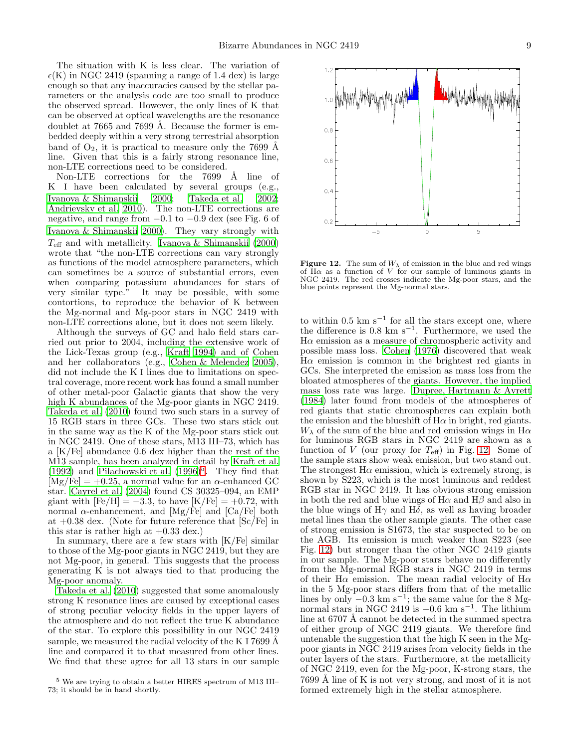The situation with K is less clear. The variation of $\epsilon$(K) in NGC 2419 (spanning a range of 1.4 dex) is large enough so that any inaccuracies caused by the stellar parameters or the analysis code are too small to produce the observed spread. However, the only lines of K that can be observed at optical wavelengths are the resonance doublet at 7665 and 7699 Å. Because the former is embedded deeply within a very strong terrestrial absorption band of $O_2$, it is practical to measure only the 7699 Å line. Given that this is a fairly strong resonance line, non-LTE corrections need to be considered.

Non-LTE corrections for the 7699 Å line of K I have been calculated by several groups (e.g., Ivanova & Shimanskii 2000; Takeda et al. 2002; Andrievsky et al. 2010). The non-LTE corrections are negative, and range from −0.1 to −0.9 dex (see Fig. 6 of Ivanova & Shimanskii 2000). They vary strongly with $T_{\rm eff}$ and with metallicity. Ivanova & Shimanskii (2000) wrote that "the non-LTE corrections can vary strongly as functions of the model atmosphere parameters, which can sometimes be a source of substantial errors, even when comparing potassium abundances for stars of very similar type." It may be possible, with some contortions, to reproduce the behavior of K between the Mg-normal and Mg-poor stars in NGC 2419 with non-LTE corrections alone, but it does not seem likely.

Although the surveys of GC and halo field stars carried out prior to 2004, including the extensive work of the Lick-Texas group (e.g., Kraft 1994) and of Cohen and her collaborators (e.g., Cohen & Melendez 2005), did not include the K I lines due to limitations on spectral coverage, more recent work has found a small number of other metal-poor Galactic giants that show the very high K abundances of the Mg-poor giants in NGC 2419. Takeda et al. (2010) found two such stars in a survey of 15 RGB stars in three GCs. These two stars stick out in the same way as the K of the Mg-poor stars stick out in NGC 2419. One of these stars, M13 III–73, which has a [K/Fe] abundance 0.6 dex higher than the rest of the M13 sample, has been analyzed in detail by Kraft et al. (1992) and Pilachowski et al. (1996)[5]. They find that [Mg/Fe] = +0.25, a normal value for an α-enhanced GC star. Cayrel et al. (2004) found CS 30325–094, an EMP giant with [Fe/H] = −3.3, to have [K/Fe] = +0.72, with normal α-enhancement, and [Mg/Fe] and [Ca/Fe] both at +0.38 dex. (Note for future reference that [Sc/Fe] in this star is rather high at +0.33 dex.)

In summary, there are a few stars with [K/Fe] similar to those of the Mg-poor giants in NGC 2419, but they are not Mg-poor, in general. This suggests that the process generating K is not always tied to that producing the Mg-poor anomaly.

Takeda et al. (2010) suggested that some anomalously strong K resonance lines are caused by exceptional cases of strong peculiar velocity fields in the upper layers of the atmosphere and do not reflect the true K abundance of the star. To explore this possibility in our NGC 2419 sample, we measured the radial velocity of the K I 7699 Å line and compared it to that measured from other lines. We find that these agree for all 13 stars in our sample to within 0.5 km s$^{-1}$ for all the stars except one, where the difference is 0.8 km s$^{-1}$. Furthermore, we used the Hα emission as a measure of chromospheric activity and possible mass loss. Cohen (1976) discovered that weak Hα emission is common in the brightest red giants in GCs. She interpreted the emission as mass loss from the bloated atmospheres of the giants. However, the implied mass loss rate was large. Dupree, Hartmann & Avrett (1984) later found from models of the atmospheres of red giants that static chromospheres can explain both the emission and the blueshift of Hα in bright, red giants. $W_\lambda$ of the sum of the blue and red emission wings in Hα for luminous RGB stars in NGC 2419 are shown as a function of $V$ (our proxy for $T_{\rm eff}$) in Fig. 12. Some of the sample stars show weak emission, but two stand out. The strongest Hα emission, which is extremely strong, is shown by S223, which is the most luminous and reddest RGB star in NGC 2419. It has obvious strong emission in both the red and blue wings of Hα and Hβ and also in the blue wings of Hγ and Hδ, as well as having broader metal lines than the other sample giants. The other case of strong emission is S1673, the star suspected to be on the AGB. Its emission is much weaker than S223 (see Fig. 12) but stronger than the other NGC 2419 giants in our sample. The Mg-poor stars behave no differently from the Mg-normal RGB stars in NGC 2419 in terms of their Hα emission. The mean radial velocity of Hα in the 5 Mg-poor stars differs from that of the metallic lines by only −0.3 km s$^{-1}$; the same value for the 8 Mg-normal stars in NGC 2419 is −0.6 km s$^{-1}$. The lithium line at 6707 Å cannot be detected in the summed spectra of either group of NGC 2419 giants. We therefore find untenable the suggestion that the high K seen in the Mg-poor giants in NGC 2419 arises from velocity fields in the outer layers of the stars. Furthermore, at the metallicity of NGC 2419, even for the Mg-poor, K-strong stars, the 7699 Å line of K is not very strong, and most of it is not formed extremely high in the stellar atmosphere.

**Figure 12.** The sum of $W_\lambda$ of emission in the blue and red wings of Hα as a function of $V$ for our sample of luminous giants in NGC 2419. The red crosses indicate the Mg-poor stars, and the blue points represent the Mg-normal stars.

[5] We are trying to obtain a better HIRES spectrum of M13 III–73; it should be in hand shortly.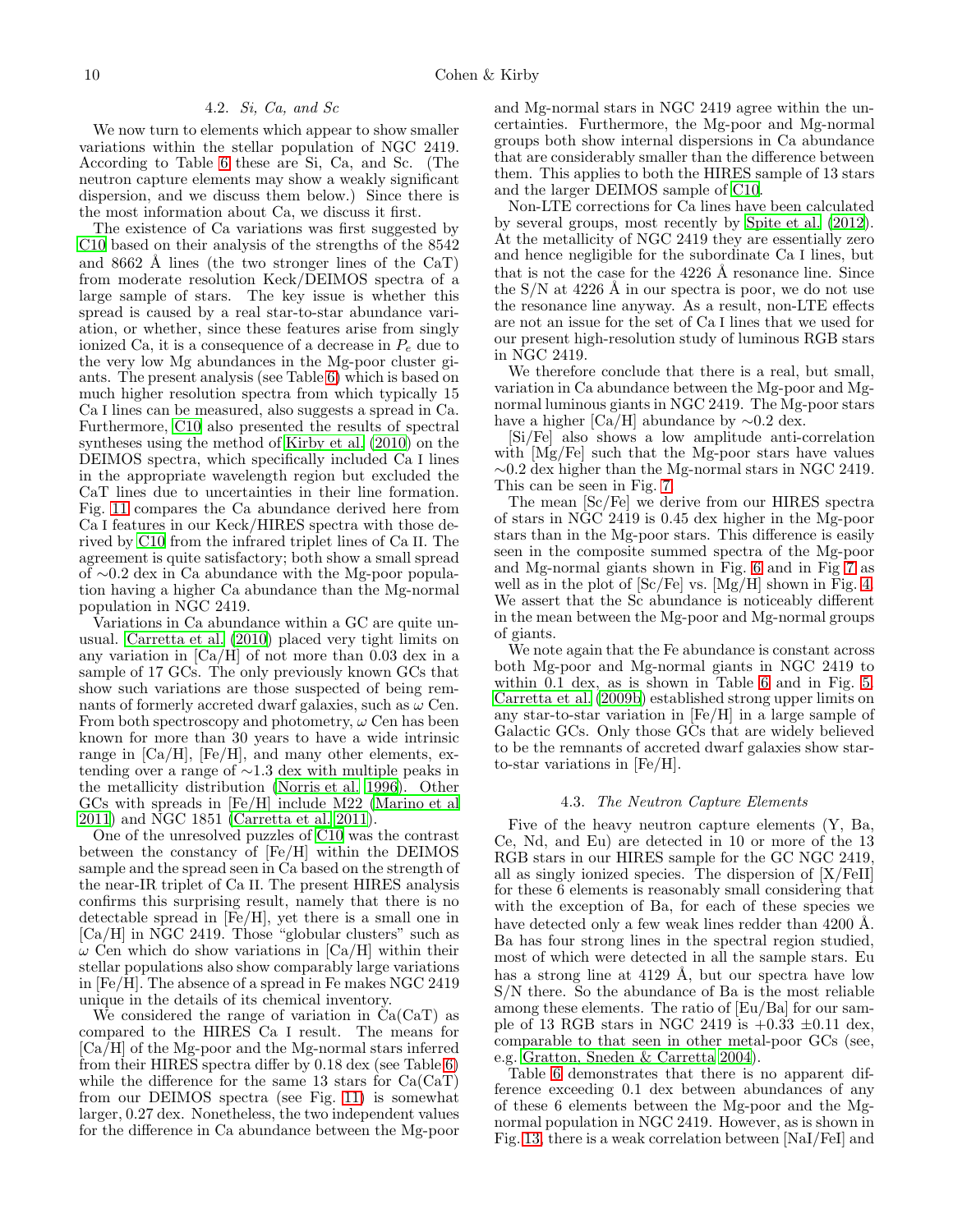### 4.2. *Si, Ca, and Sc*

We now turn to elements which appear to show smaller variations within the stellar population of NGC 2419. According to Table 6 these are Si, Ca, and Sc. (The neutron capture elements may show a weakly significant dispersion, and we discuss them below.) Since there is the most information about Ca, we discuss it first.

The existence of Ca variations was first suggested by C10 based on their analysis of the strengths of the 8542 and 8662 Å lines (the two stronger lines of the CaT) from moderate resolution Keck/DEIMOS spectra of a large sample of stars. The key issue is whether this spread is caused by a real star-to-star abundance variation, or whether, since these features arise from singly ionized Ca, it is a consequence of a decrease in $P_e$ due to the very low Mg abundances in the Mg-poor cluster giants. The present analysis (see Table 6) which is based on much higher resolution spectra from which typically 15 Ca I lines can be measured, also suggests a spread in Ca. Furthermore, C10 also presented the results of spectral syntheses using the method of Kirby et al. (2010) on the DEIMOS spectra, which specifically included Ca I lines in the appropriate wavelength region but excluded the CaT lines due to uncertainties in their line formation. Fig. 11 compares the Ca abundance derived here from Ca I features in our Keck/HIRES spectra with those derived by C10 from the infrared triplet lines of Ca II. The agreement is quite satisfactory; both show a small spread of ∼0.2 dex in Ca abundance with the Mg-poor population having a higher Ca abundance than the Mg-normal population in NGC 2419.

Variations in Ca abundance within a GC are quite unusual. Carretta et al. (2010) placed very tight limits on any variation in [Ca/H] of not more than 0.03 dex in a sample of 17 GCs. The only previously known GCs that show such variations are those suspected of being remnants of formerly accreted dwarf galaxies, such as $\omega$ Cen. From both spectroscopy and photometry, $\omega$ Cen has been known for more than 30 years to have a wide intrinsic range in [Ca/H], [Fe/H], and many other elements, extending over a range of ∼1.3 dex with multiple peaks in the metallicity distribution (Norris et al. 1996). Other GCs with spreads in [Fe/H] include M22 (Marino et al 2011) and NGC 1851 (Carretta et al. 2011).

One of the unresolved puzzles of C10 was the contrast between the constancy of [Fe/H] within the DEIMOS sample and the spread seen in Ca based on the strength of the near-IR triplet of Ca II. The present HIRES analysis confirms this surprising result, namely that there is no detectable spread in [Fe/H], yet there is a small one in [Ca/H] in NGC 2419. Those "globular clusters" such as $\omega$ Cen which do show variations in [Ca/H] within their stellar populations also show comparably large variations in [Fe/H]. The absence of a spread in Fe makes NGC 2419 unique in the details of its chemical inventory.

We considered the range of variation in Ca(CaT) as compared to the HIRES Ca I result. The means for [Ca/H] of the Mg-poor and the Mg-normal stars inferred from their HIRES spectra differ by 0.18 dex (see Table 6) while the difference for the same 13 stars for Ca(CaT) from our DEIMOS spectra (see Fig. 11) is somewhat larger, 0.27 dex. Nonetheless, the two independent values for the difference in Ca abundance between the Mg-poor and Mg-normal stars in NGC 2419 agree within the uncertainties. Furthermore, the Mg-poor and Mg-normal groups both show internal dispersions in Ca abundance that are considerably smaller than the difference between them. This applies to both the HIRES sample of 13 stars and the larger DEIMOS sample of C10.

Non-LTE corrections for Ca lines have been calculated by several groups, most recently by Spite et al. (2012). At the metallicity of NGC 2419 they are essentially zero and hence negligible for the subordinate Ca I lines, but that is not the case for the 4226 Å resonance line. Since the S/N at 4226 Å in our spectra is poor, we do not use the resonance line anyway. As a result, non-LTE effects are not an issue for the set of Ca I lines that we used for our present high-resolution study of luminous RGB stars in NGC 2419.

We therefore conclude that there is a real, but small, variation in Ca abundance between the Mg-poor and Mg-normal luminous giants in NGC 2419. The Mg-poor stars have a higher [Ca/H] abundance by ∼0.2 dex.

[Si/Fe] also shows a low amplitude anti-correlation with [Mg/Fe] such that the Mg-poor stars have values ∼0.2 dex higher than the Mg-normal stars in NGC 2419. This can be seen in Fig. 7.

The mean [Sc/Fe] we derive from our HIRES spectra of stars in NGC 2419 is 0.45 dex higher in the Mg-poor stars than in the Mg-poor stars. This difference is easily seen in the composite summed spectra of the Mg-poor and Mg-normal giants shown in Fig. 6 and in Fig 7 as well as in the plot of [Sc/Fe] vs. [Mg/H] shown in Fig. 4. We assert that the Sc abundance is noticeably different in the mean between the Mg-poor and Mg-normal groups of giants.

We note again that the Fe abundance is constant across both Mg-poor and Mg-normal giants in NGC 2419 to within 0.1 dex, as is shown in Table 6 and in Fig. 5. Carretta et al. (2009b) established strong upper limits on any star-to-star variation in [Fe/H] in a large sample of Galactic GCs. Only those GCs that are widely believed to be the remnants of accreted dwarf galaxies show star-to-star variations in [Fe/H].

### 4.3. *The Neutron Capture Elements*

Five of the heavy neutron capture elements (Y, Ba, Ce, Nd, and Eu) are detected in 10 or more of the 13 RGB stars in our HIRES sample for the GC NGC 2419, all as singly ionized species. The dispersion of [X/FeII] for these 6 elements is reasonably small considering that with the exception of Ba, for each of these species we have detected only a few weak lines redder than 4200 Å. Ba has four strong lines in the spectral region studied, most of which were detected in all the sample stars. Eu has a strong line at 4129 Å, but our spectra have low S/N there. So the abundance of Ba is the most reliable among these elements. The ratio of [Eu/Ba] for our sample of 13 RGB stars in NGC 2419 is +0.33 ±0.11 dex, comparable to that seen in other metal-poor GCs (see, e.g. Gratton, Sneden & Carretta 2004).

Table 6 demonstrates that there is no apparent difference exceeding 0.1 dex between abundances of any of these 6 elements between the Mg-poor and the Mg-normal population in NGC 2419. However, as is shown in Fig. 13, there is a weak correlation between [NaI/FeI] and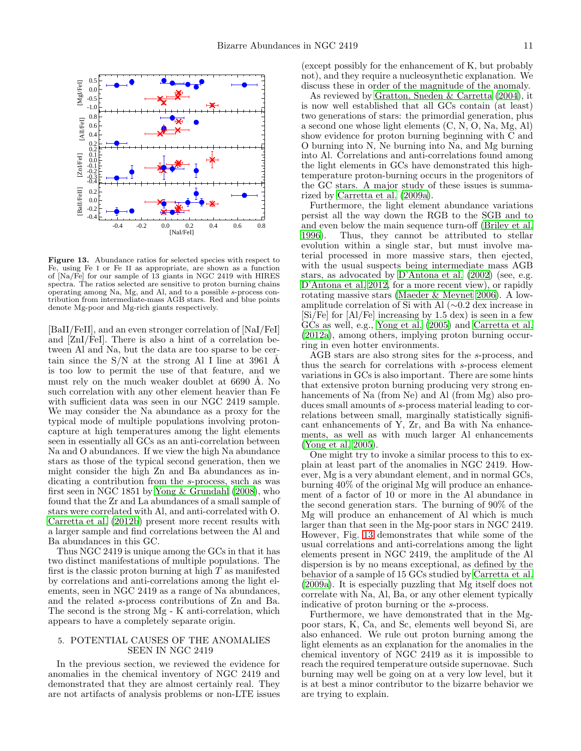Figure 13. Abundance ratios for selected species with respect to Fe, using Fe I or Fe II as appropriate, are shown as a function of [Na/Fe] for our sample of 13 giants in NGC 2419 with HIRES spectra. The ratios selected are sensitive to proton burning chains operating among Na, Mg, and Al, and to a possible *s*-process contribution from intermediate-mass AGB stars. Red and blue points denote Mg-poor and Mg-rich giants respectively.

[BaII/FeII], and an even stronger correlation of [NaI/FeI] and [ZnI/FeI]. There is also a hint of a correlation between Al and Na, but the data are too sparse to be certain since the S/N at the strong Al I line at 3961 Å is too low to permit the use of that feature, and we must rely on the much weaker doublet at 6690 Å. No such correlation with any other element heavier than Fe with sufficient data was seen in our NGC 2419 sample. We may consider the Na abundance as a proxy for the typical mode of multiple populations involving proton-capture at high temperatures among the light elements seen in essentially all GCs as an anti-correlation between Na and O abundances. If we view the high Na abundance stars as those of the typical second generation, then we might consider the high Zn and Ba abundances as indicating a contribution from the *s*-process, such as was first seen in NGC 1851 by Yong & Grundahl (2008), who found that the Zr and La abundances of a small sample of stars were correlated with Al, and anti-correlated with O. Carretta et al. (2012b) present more recent results with a larger sample and find correlations between the Al and Ba abundances in this GC.

Thus NGC 2419 is unique among the GCs in that it has two distinct manifestations of multiple populations. The first is the classic proton burning at high $T$ as manifested by correlations and anti-correlations among the light elements, seen in NGC 2419 as a range of Na abundances, and the related *s*-process contributions of Zn and Ba. The second is the strong Mg - K anti-correlation, which appears to have a completely separate origin.

## 5. POTENTIAL CAUSES OF THE ANOMALIES SEEN IN NGC 2419

In the previous section, we reviewed the evidence for anomalies in the chemical inventory of NGC 2419 and demonstrated that they are almost certainly real. They are not artifacts of analysis problems or non-LTE issues (except possibly for the enhancement of K, but probably not), and they require a nucleosynthetic explanation. We discuss these in order of the magnitude of the anomaly.

As reviewed by Gratton, Sneden & Carretta (2004), it is now well established that all GCs contain (at least) two generations of stars: the primordial generation, plus a second one whose light elements (C, N, O, Na, Mg, Al) show evidence for proton burning beginning with C and O burning into N, Ne burning into Na, and Mg burning into Al. Correlations and anti-correlations found among the light elements in GCs have demonstrated this high-temperature proton-burning occurs in the progenitors of the GC stars. A major study of these issues is summarized by Carretta et al. (2009a).

Furthermore, the light element abundance variations persist all the way down the RGB to the SGB and to and even below the main sequence turn-off (Briley et al. 1996). Thus, they cannot be attributed to stellar evolution within a single star, but must involve material processed in more massive stars, then ejected, with the usual suspects being intermediate mass AGB stars, as advocated by D'Antona et al. (2002) (see, e.g. D'Antona et al. 2012, for a more recent view), or rapidly rotating massive stars (Maeder & Meynet 2006). A low-amplitude correlation of Si with Al ($\sim$0.2 dex increase in [Si/Fe] for [Al/Fe] increasing by 1.5 dex) is seen in a few GCs as well, e.g., Yong et al. (2005) and Carretta et al. (2012a), among others, implying proton burning occurring in even hotter environments.

AGB stars are also strong sites for the *s*-process, and thus the search for correlations with *s*-process element variations in GCs is also important. There are some hints that extensive proton burning producing very strong enhancements of Na (from Ne) and Al (from Mg) also produces small amounts of *s*-process material leading to correlations between small, marginally statistically significant enhancements of Y, Zr, and Ba with Na enhancements, as well as with much larger Al enhancements (Yong et al. 2005).

One might try to invoke a similar process to this to explain at least part of the anomalies in NGC 2419. However, Mg is a very abundant element, and in normal GCs, burning 40% of the original Mg will produce an enhancement of a factor of 10 or more in the Al abundance in the second generation stars. The burning of 90% of the Mg will produce an enhancement of Al which is much larger than that seen in the Mg-poor stars in NGC 2419. However, Fig. 13 demonstrates that while some of the usual correlations and anti-correlations among the light elements present in NGC 2419, the amplitude of the Al dispersion is by no means exceptional, as defined by the behavior of a sample of 15 GCs studied by Carretta et al. (2009a). It is especially puzzling that Mg itself does not correlate with Na, Al, Ba, or any other element typically indicative of proton burning or the *s*-process.

Furthermore, we have demonstrated that in the Mg-poor stars, K, Ca, and Sc, elements well beyond Si, are also enhanced. We rule out proton burning among the light elements as an explanation for the anomalies in the chemical inventory of NGC 2419 as it is impossible to reach the required temperature outside supernovae. Such burning may well be going on at a very low level, but it is at best a minor contributor to the bizarre behavior we are trying to explain.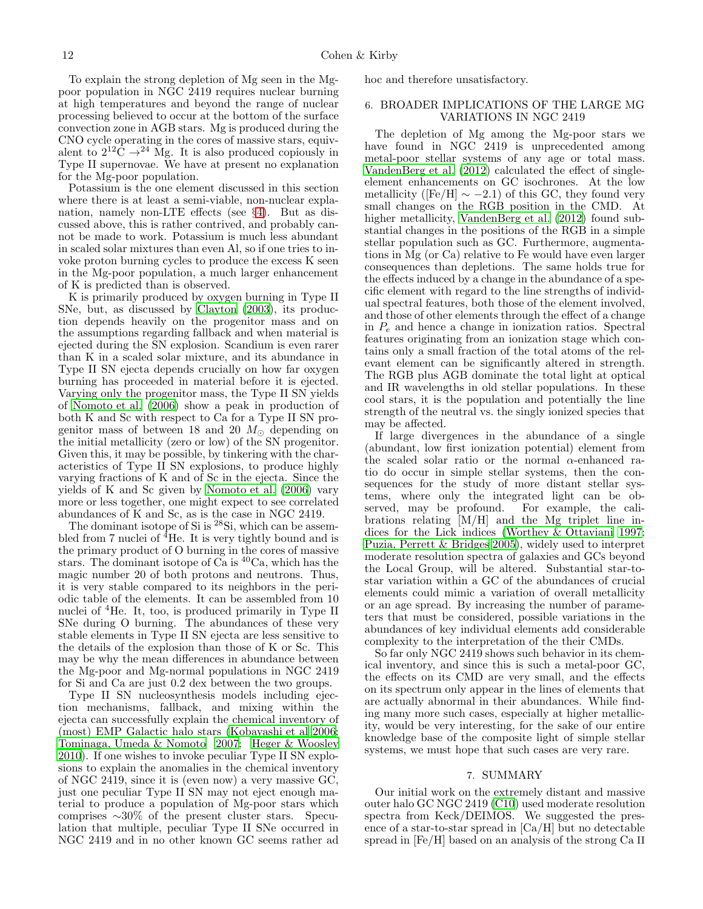To explain the strong depletion of Mg seen in the Mg-poor population in NGC 2419 requires nuclear burning at high temperatures and beyond the range of nuclear processing believed to occur at the bottom of the surface convection zone in AGB stars. Mg is produced during the CNO cycle operating in the cores of massive stars, equivalent to $2^{12}$C $\rightarrow^{24}$ Mg. It is also produced copiously in Type II supernovae. We have at present no explanation for the Mg-poor population.

Potassium is the one element discussed in this section where there is at least a semi-viable, non-nuclear explanation, namely non-LTE effects (see §4). But as discussed above, this is rather contrived, and probably cannot be made to work. Potassium is much less abundant in scaled solar mixtures than even Al, so if one tries to invoke proton burning cycles to produce the excess K seen in the Mg-poor population, a much larger enhancement of K is predicted than is observed.

K is primarily produced by oxygen burning in Type II SNe, but, as discussed by Clayton (2003), its production depends heavily on the progenitor mass and on the assumptions regarding fallback and when material is ejected during the SN explosion. Scandium is even rarer than K in a scaled solar mixture, and its abundance in Type II SN ejecta depends crucially on how far oxygen burning has proceeded in material before it is ejected. Varying only the progenitor mass, the Type II SN yields of Nomoto et al. (2006) show a peak in production of both K and Sc with respect to Ca for a Type II SN progenitor mass of between 18 and 20 $M_{\odot}$ depending on the initial metallicity (zero or low) of the SN progenitor. Given this, it may be possible, by tinkering with the characteristics of Type II SN explosions, to produce highly varying fractions of K and of Sc in the ejecta. Since the yields of K and Sc given by Nomoto et al. (2006) vary more or less together, one might expect to see correlated abundances of K and Sc, as is the case in NGC 2419.

The dominant isotope of Si is $^{28}$Si, which can be assembled from 7 nuclei of $^{4}$He. It is very tightly bound and is the primary product of O burning in the cores of massive stars. The dominant isotope of Ca is $^{40}$Ca, which has the magic number 20 of both protons and neutrons. Thus, it is very stable compared to its neighbors in the periodic table of the elements. It can be assembled from 10 nuclei of $^{4}$He. It, too, is produced primarily in Type II SNe during O burning. The abundances of these very stable elements in Type II SN ejecta are less sensitive to the details of the explosion than those of K or Sc. This may be why the mean differences in abundance between the Mg-poor and Mg-normal populations in NGC 2419 for Si and Ca are just 0.2 dex between the two groups.

Type II SN nucleosynthesis models including ejection mechanisms, fallback, and mixing within the ejecta can successfully explain the chemical inventory of (most) EMP Galactic halo stars (Kobayashi et al 2006; Tominaga, Umeda & Nomoto 2007; Heger & Woosley 2010). If one wishes to invoke peculiar Type II SN explosions to explain the anomalies in the chemical inventory of NGC 2419, since it is (even now) a very massive GC, just one peculiar Type II SN may not eject enough material to produce a population of Mg-poor stars which comprises ∼30% of the present cluster stars. Speculation that multiple, peculiar Type II SNe occurred in NGC 2419 and in no other known GC seems rather ad hoc and therefore unsatisfactory.

## 6. BROADER IMPLICATIONS OF THE LARGE MG VARIATIONS IN NGC 2419

The depletion of Mg among the Mg-poor stars we have found in NGC 2419 is unprecedented among metal-poor stellar systems of any age or total mass. VandenBerg et al. (2012) calculated the effect of single-element enhancements on GC isochrones. At the low metallicity ([Fe/H] $\sim -2.1$) of this GC, they found very small changes on the RGB position in the CMD. At higher metallicity, VandenBerg et al. (2012) found substantial changes in the positions of the RGB in a simple stellar population such as GC. Furthermore, augmentations in Mg (or Ca) relative to Fe would have even larger consequences than depletions. The same holds true for the effects induced by a change in the abundance of a specific element with regard to the line strengths of individual spectral features, both those of the element involved, and those of other elements through the effect of a change in $P_e$ and hence a change in ionization ratios. Spectral features originating from an ionization stage which contains only a small fraction of the total atoms of the relevant element can be significantly altered in strength. The RGB plus AGB dominate the total light at optical and IR wavelengths in old stellar populations. In these cool stars, it is the population and potentially the line strength of the neutral vs. the singly ionized species that may be affected.

If large divergences in the abundance of a single (abundant, low first ionization potential) element from the scaled solar ratio or the normal $\alpha$-enhanced ratio do occur in simple stellar systems, then the consequences for the study of more distant stellar systems, where only the integrated light can be observed, may be profound. For example, the calibrations relating [M/H] and the Mg triplet line indices for the Lick indices (Worthey & Ottaviani 1997; Puzia, Perrett & Bridges 2005), widely used to interpret moderate resolution spectra of galaxies and GCs beyond the Local Group, will be altered. Substantial star-to-star variation within a GC of the abundances of crucial elements could mimic a variation of overall metallicity or an age spread. By increasing the number of parameters that must be considered, possible variations in the abundances of key individual elements add considerable complexity to the interpretation of the their CMDs.

So far only NGC 2419 shows such behavior in its chemical inventory, and since this is such a metal-poor GC, the effects on its CMD are very small, and the effects on its spectrum only appear in the lines of elements that are actually abnormal in their abundances. While finding many more such cases, especially at higher metallicity, would be very interesting, for the sake of our entire knowledge base of the composite light of simple stellar systems, we must hope that such cases are very rare.

## 7. SUMMARY

Our initial work on the extremely distant and massive outer halo GC NGC 2419 (C10) used moderate resolution spectra from Keck/DEIMOS. We suggested the presence of a star-to-star spread in [Ca/H] but no detectable spread in [Fe/H] based on an analysis of the strong Ca II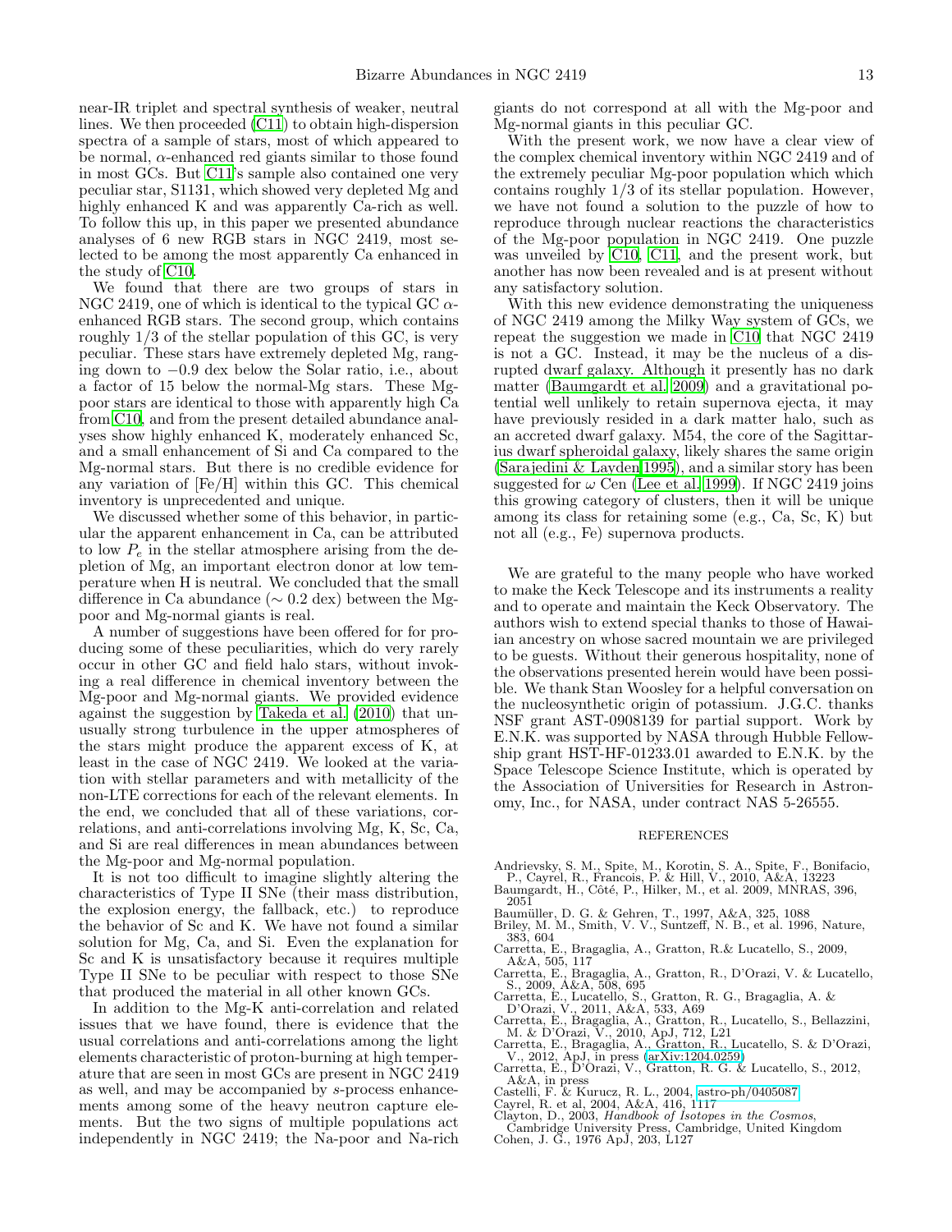near-IR triplet and spectral synthesis of weaker, neutral lines. We then proceeded (C11) to obtain high-dispersion spectra of a sample of stars, most of which appeared to be normal, $\alpha$-enhanced red giants similar to those found in most GCs. But C11's sample also contained one very peculiar star, S1131, which showed very depleted Mg and highly enhanced K and was apparently Ca-rich as well. To follow this up, in this paper we presented abundance analyses of 6 new RGB stars in NGC 2419, most selected to be among the most apparently Ca enhanced in the study of C10.

We found that there are two groups of stars in NGC 2419, one of which is identical to the typical GC $\alpha$-enhanced RGB stars. The second group, which contains roughly 1/3 of the stellar population of this GC, is very peculiar. These stars have extremely depleted Mg, ranging down to $-0.9$ dex below the Solar ratio, i.e., about a factor of 15 below the normal-Mg stars. These Mg-poor stars are identical to those with apparently high Ca from C10, and from the present detailed abundance analyses show highly enhanced K, moderately enhanced Sc, and a small enhancement of Si and Ca compared to the Mg-normal stars. But there is no credible evidence for any variation of [Fe/H] within this GC. This chemical inventory is unprecedented and unique.

We discussed whether some of this behavior, in particular the apparent enhancement in Ca, can be attributed to low $P_e$ in the stellar atmosphere arising from the depletion of Mg, an important electron donor at low temperature when H is neutral. We concluded that the small difference in Ca abundance ($\sim 0.2$ dex) between the Mg-poor and Mg-normal giants is real.

A number of suggestions have been offered for for producing some of these peculiarities, which do very rarely occur in other GC and field halo stars, without invoking a real difference in chemical inventory between the Mg-poor and Mg-normal giants. We provided evidence against the suggestion by Takeda et al. (2010) that unusually strong turbulence in the upper atmospheres of the stars might produce the apparent excess of K, at least in the case of NGC 2419. We looked at the variation with stellar parameters and with metallicity of the non-LTE corrections for each of the relevant elements. In the end, we concluded that all of these variations, correlations, and anti-correlations involving Mg, K, Sc, Ca, and Si are real differences in mean abundances between the Mg-poor and Mg-normal population.

It is not too difficult to imagine slightly altering the characteristics of Type II SNe (their mass distribution, the explosion energy, the fallback, etc.) to reproduce the behavior of Sc and K. We have not found a similar solution for Mg, Ca, and Si. Even the explanation for Sc and K is unsatisfactory because it requires multiple Type II SNe to be peculiar with respect to those SNe that produced the material in all other known GCs.

In addition to the Mg-K anti-correlation and related issues that we have found, there is evidence that the usual correlations and anti-correlations among the light elements characteristic of proton-burning at high temperature that are seen in most GCs are present in NGC 2419 as well, and may be accompanied by $s$-process enhancements among some of the heavy neutron capture elements. But the two signs of multiple populations act independently in NGC 2419; the Na-poor and Na-rich giants do not correspond at all with the Mg-poor and Mg-normal giants in this peculiar GC.

With the present work, we now have a clear view of the complex chemical inventory within NGC 2419 and of the extremely peculiar Mg-poor population which which contains roughly 1/3 of its stellar population. However, we have not found a solution to the puzzle of how to reproduce through nuclear reactions the characteristics of the Mg-poor population in NGC 2419. One puzzle was unveiled by C10, C11, and the present work, but another has now been revealed and is at present without any satisfactory solution.

With this new evidence demonstrating the uniqueness of NGC 2419 among the Milky Way system of GCs, we repeat the suggestion we made in C10 that NGC 2419 is not a GC. Instead, it may be the nucleus of a disrupted dwarf galaxy. Although it presently has no dark matter (Baumgardt et al. 2009) and a gravitational potential well unlikely to retain supernova ejecta, it may have previously resided in a dark matter halo, such as an accreted dwarf galaxy. M54, the core of the Sagittarius dwarf spheroidal galaxy, likely shares the same origin (Sarajedini & Layden 1995), and a similar story has been suggested for $\omega$ Cen (Lee et al. 1999). If NGC 2419 joins this growing category of clusters, then it will be unique among its class for retaining some (e.g., Ca, Sc, K) but not all (e.g., Fe) supernova products.

We are grateful to the many people who have worked to make the Keck Telescope and its instruments a reality and to operate and maintain the Keck Observatory. The authors wish to extend special thanks to those of Hawaiian ancestry on whose sacred mountain we are privileged to be guests. Without their generous hospitality, none of the observations presented herein would have been possible. We thank Stan Woosley for a helpful conversation on the nucleosynthetic origin of potassium. J.G.C. thanks NSF grant AST-0908139 for partial support. Work by E.N.K. was supported by NASA through Hubble Fellowship grant HST-HF-01233.01 awarded to E.N.K. by the Space Telescope Science Institute, which is operated by the Association of Universities for Research in Astronomy, Inc., for NASA, under contract NAS 5-26555.

## REFERENCES

Andrievsky, S. M., Spite, M., Korotin, S. A., Spite, F., Bonifacio, P., Cayrel, R., Francois, P. & Hill, V., 2010, A&A, 13223

Baumgardt, H., Côté, P., Hilker, M., et al. 2009, MNRAS, 396, 2051

Baumüller, D. G. & Gehren, T., 1997, A&A, 325, 1088

Briley, M. M., Smith, V. V., Suntzeff, N. B., et al. 1996, Nature, 383, 604

Carretta, E., Bragaglia, A., Gratton, R.& Lucatello, S., 2009, A&A, 505, 117

Carretta, E., Bragaglia, A., Gratton, R., D'Orazi, V. & Lucatello, S., 2009, A&A, 508, 695

Carretta, E., Lucatello, S., Gratton, R. G., Bragaglia, A. & D'Orazi, V., 2011, A&A, 533, A69

Carretta, E., Bragaglia, A., Gratton, R., Lucatello, S., Bellazzini, M. & D'Orazi, V., 2010, ApJ, 712, L21

Carretta, E., Bragaglia, A., Gratton, R., Lucatello, S. & D'Orazi, V., 2012, ApJ, in press (arXiv:1204.0259)

Carretta, E., D'Orazi, V., Gratton, R. G. & Lucatello, S., 2012, A&A, in press

Castelli, F. & Kurucz, R. L., 2004, astro-ph/0405087

Cayrel, R. et al, 2004, A&A, 416, 1117

Clayton, D., 2003, *Handbook of Isotopes in the Cosmos*, Cambridge University Press, Cambridge, United Kingdom

Cohen, J. G., 1976 ApJ, 203, L127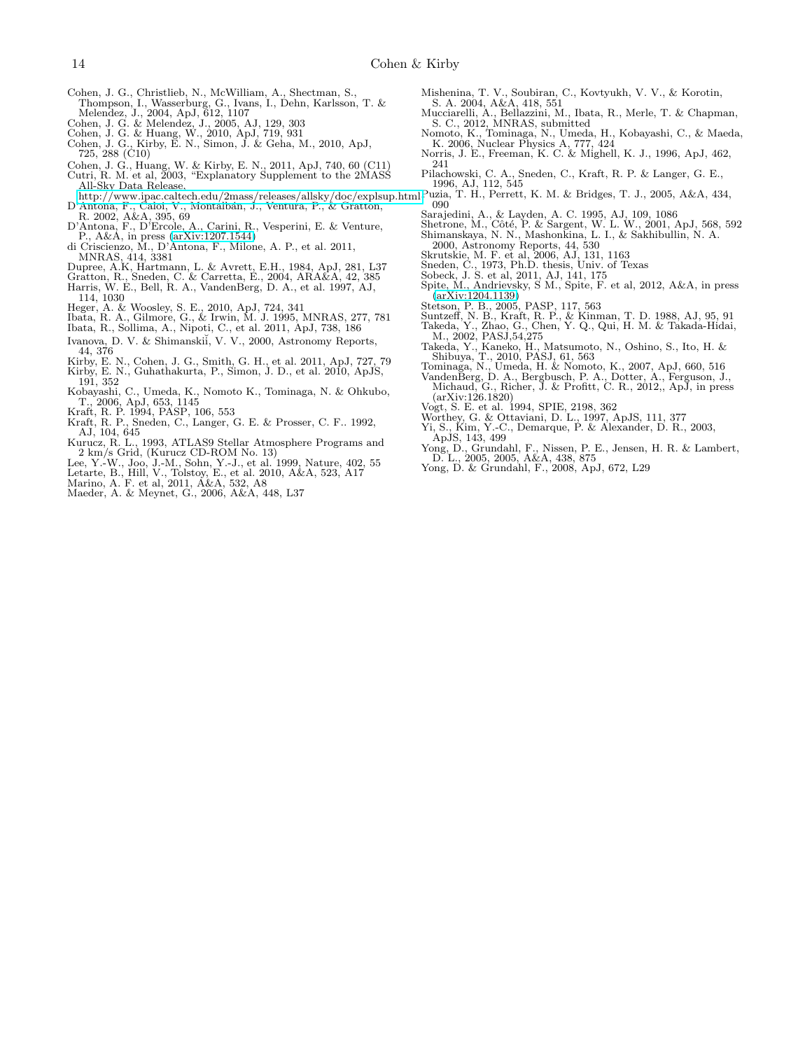Cohen, J. G., Christlieb, N., McWilliam, A., Shectman, S., Thompson, I., Wasserburg, G., Ivans, I., Dehn, Karlsson, T. & Melendez, J., 2004, ApJ, 612, 1107

Cohen, J. G. & Melendez, J., 2005, AJ, 129, 303

Cohen, J. G. & Huang, W., 2010, ApJ, 719, 931

Cohen, J. G., Kirby, E. N., Simon, J. & Geha, M., 2010, ApJ, 725, 288 (C10)

Cohen, J. G., Huang, W. & Kirby, E. N., 2011, ApJ, 740, 60 (C11)

Cutri, R. M. et al, 2003, "Explanatory Supplement to the 2MASS All-Sky Data Release, http://www.ipac.caltech.edu/2mass/releases/allsky/doc/explsup.html"

D'Antona, F., Caloi, V., Montalbán, J., Ventura, P., & Gratton, R. 2002, A&A, 395, 69

D'Antona, F., D'Ercole, A., Carini, R., Vesperini, E. & Venture, P., A&A, in press (arXiv:1207.1544)

di Criscienzo, M., D'Antona, F., Milone, A. P., et al. 2011, MNRAS, 414, 3381

Dupree, A.K, Hartmann, L. & Avrett, E.H., 1984, ApJ, 281, L37

Gratton, R., Sneden, C. & Carretta, E., 2004, ARA&A, 42, 385

Harris, W. E., Bell, R. A., VandenBerg, D. A., et al. 1997, AJ, 114, 1030

Heger, A. & Woosley, S. E., 2010, ApJ, 724, 341

Ibata, R. A., Gilmore, G., & Irwin, M. J. 1995, MNRAS, 277, 781

Ibata, R., Sollima, A., Nipoti, C., et al. 2011, ApJ, 738, 186

Ivanova, D. V. & Shimanskiĭ, V. V., 2000, Astronomy Reports, 44, 376

Kirby, E. N., Cohen, J. G., Smith, G. H., et al. 2011, ApJ, 727, 79

Kirby, E. N., Guhathakurta, P., Simon, J. D., et al. 2010, ApJS, 191, 352

Kobayashi, C., Umeda, K., Nomoto K., Tominaga, N. & Ohkubo, T., 2006, ApJ, 653, 1145

Kraft, R. P. 1994, PASP, 106, 553

Kraft, R. P., Sneden, C., Langer, G. E. & Prosser, C. F.. 1992, AJ, 104, 645

Kurucz, R. L., 1993, ATLAS9 Stellar Atmosphere Programs and 2 km/s Grid, (Kurucz CD-ROM No. 13)

Lee, Y.-W., Joo, J.-M., Sohn, Y.-J., et al. 1999, Nature, 402, 55

Letarte, B., Hill, V., Tolstoy, E., et al. 2010, A&A, 523, A17

Marino, A. F. et al, 2011, A&A, 532, A8

Maeder, A. & Meynet, G., 2006, A&A, 448, L37

Mishenina, T. V., Soubiran, C., Kovtyukh, V. V., & Korotin, S. A. 2004, A&A, 418, 551

Mucciarelli, A., Bellazzini, M., Ibata, R., Merle, T. & Chapman, S. C., 2012, MNRAS, submitted

Nomoto, K., Tominaga, N., Umeda, H., Kobayashi, C., & Maeda, K. 2006, Nuclear Physics A, 777, 424

Norris, J. E., Freeman, K. C. & Mighell, K. J., 1996, ApJ, 462, 241

Pilachowski, C. A., Sneden, C., Kraft, R. P. & Langer, G. E., 1996, AJ, 112, 545

Puzia, T. H., Perrett, K. M. & Bridges, T. J., 2005, A&A, 434, 090

Sarajedini, A., & Layden, A. C. 1995, AJ, 109, 1086

Shetrone, M., Côté, P. & Sargent, W. L. W., 2001, ApJ, 568, 592

Shimanskaya, N. N., Mashonkina, L. I., & Sakhibullin, N. A. 2000, Astronomy Reports, 44, 530

Skrutskie, M. F. et al, 2006, AJ, 131, 1163

Sneden, C., 1973, Ph.D. thesis, Univ. of Texas

Sobeck, J. S. et al, 2011, AJ, 141, 175

Spite, M., Andrievsky, S M., Spite, F. et al, 2012, A&A, in press (arXiv:1204.1139)

Stetson, P. B., 2005, PASP, 117, 563

Suntzeff, N. B., Kraft, R. P., & Kinman, T. D. 1988, AJ, 95, 91

Takeda, Y., Zhao, G., Chen, Y. Q., Qui, H. M. & Takada-Hidai, M., 2002, PASJ,54,275

Takeda, Y., Kaneko, H., Matsumoto, N., Oshino, S., Ito, H. & Shibuya, T., 2010, PASJ, 61, 563

Tominaga, N., Umeda, H. & Nomoto, K., 2007, ApJ, 660, 516

VandenBerg, D. A., Bergbusch, P. A., Dotter, A., Ferguson, J., Michaud, G., Richer, J. & Profitt, C. R., 2012,, ApJ, in press (arXiv:126.1820)

Vogt, S. E. et al. 1994, SPIE, 2198, 362

Worthey, G. & Ottaviani, D. L., 1997, ApJS, 111, 377

Yi, S., Kim, Y.-C., Demarque, P. & Alexander, D. R., 2003, ApJS, 143, 499

Yong, D., Grundahl, F., Nissen, P. E., Jensen, H. R. & Lambert, D. L., 2005, 2005, A&A, 438, 875

Yong, D. & Grundahl, F., 2008, ApJ, 672, L29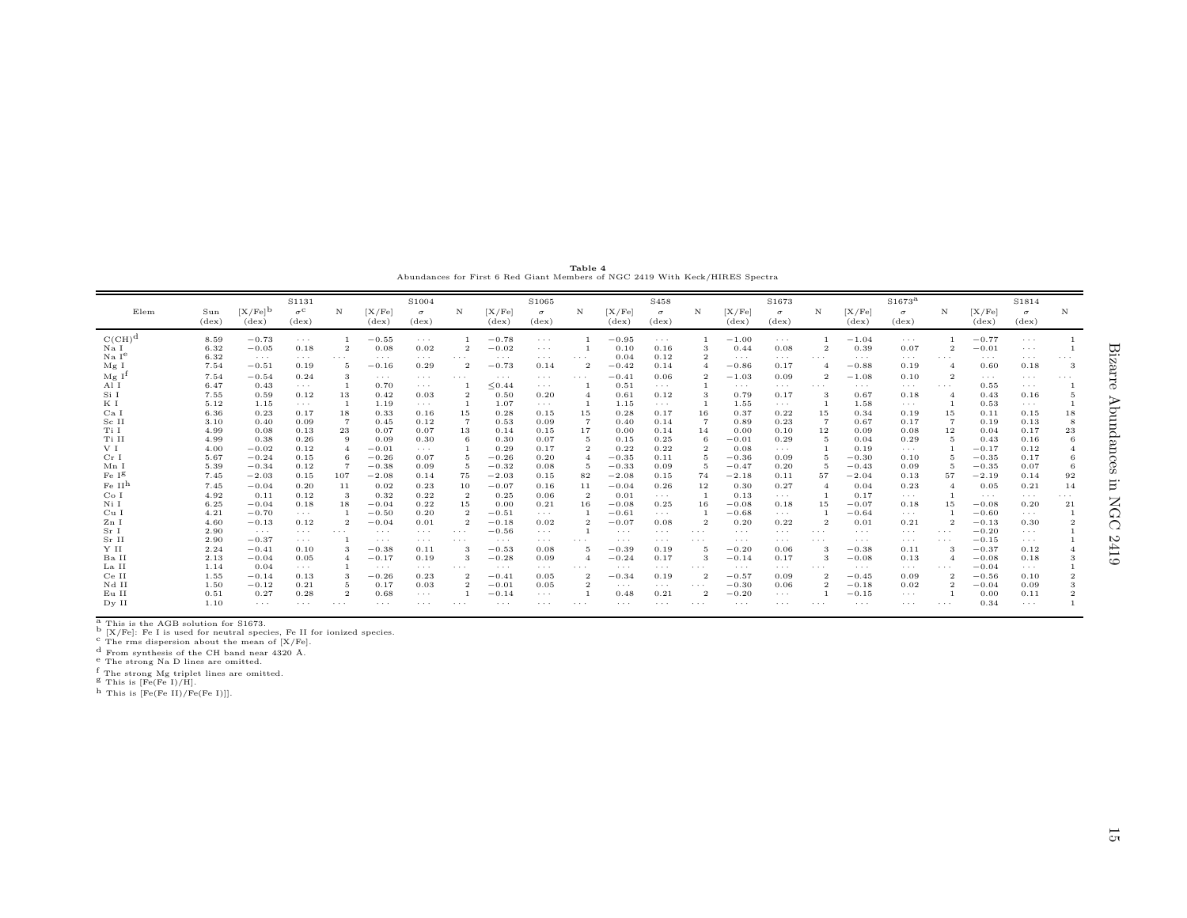**Table 4**
Abundances for First 6 Red Giant Members of NGC 2419 With Keck/HIRES Spectra

| Elem | Sun | S1131 | | | S1004 | | | S1065 | | | S458 | | | S1673 | | | S1673[a] | | | S1814 | | |
|---|---|---|---|---|---|---|---|---|---|---|---|---|---|---|---|---|---|---|---|---|---|---|
| | (dex) | [X/Fe][b] (dex) | $\sigma$[c] (dex) | N | [X/Fe] (dex) | $\sigma$ (dex) | N | [X/Fe] (dex) | $\sigma$ (dex) | N | [X/Fe] (dex) | $\sigma$ (dex) | N | [X/Fe] (dex) | $\sigma$ (dex) | N | [X/Fe] (dex) | $\sigma$ (dex) | N | [X/Fe] (dex) | $\sigma$ (dex) | N |
| C(CH)[d] | 8.59 | −0.73 | ··· | 1 | −0.55 | ··· | 1 | −0.78 | ··· | 1 | −0.95 | ··· | 1 | −1.00 | ··· | 1 | −1.04 | ··· | 1 | −0.77 | ··· | 1 |
| Na I | 6.32 | −0.05 | 0.18 | 2 | 0.08 | 0.02 | 2 | −0.02 | ··· | 1 | 0.10 | 0.16 | 3 | 0.44 | 0.08 | 2 | 0.39 | 0.07 | 2 | −0.01 | ··· | 1 |
| Na I[e] | 6.32 | ··· | ··· | ··· | ··· | ··· | ··· | ··· | ··· | ··· | 0.04 | 0.12 | 2 | ··· | ··· | ··· | ··· | ··· | ··· | ··· | ··· | ··· |
| Mg I | 7.54 | −0.51 | 0.19 | 5 | −0.16 | 0.29 | 2 | −0.73 | 0.14 | 2 | −0.42 | 0.14 | 4 | −0.86 | 0.17 | 4 | −0.88 | 0.19 | 4 | 0.60 | 0.18 | 3 |
| Mg I[f] | 7.54 | −0.54 | 0.24 | 3 | ··· | ··· | ··· | ··· | ··· | ··· | −0.41 | 0.06 | 2 | −1.03 | 0.09 | 2 | −1.08 | 0.10 | 2 | ··· | ··· | ··· |
| Al I | 6.47 | 0.43 | ··· | 1 | 0.70 | ··· | 1 | ≤0.44 | ··· | 1 | 0.51 | ··· | 1 | ··· | ··· | ··· | ··· | ··· | ··· | 0.55 | ··· | 1 |
| Si I | 7.55 | 0.59 | 0.12 | 13 | 0.42 | 0.03 | 2 | 0.50 | 0.20 | 4 | 0.61 | 0.12 | 3 | 0.79 | 0.17 | 3 | 0.67 | 0.18 | 4 | 0.43 | 0.16 | 5 |
| K I | 5.12 | 1.15 | ··· | 1 | 1.19 | ··· | 1 | 1.07 | ··· | 1 | 1.15 | ··· | 1 | 1.55 | ··· | 1 | 1.58 | ··· | 1 | 0.53 | ··· | 1 |
| Ca I | 6.36 | 0.23 | 0.17 | 18 | 0.33 | 0.16 | 15 | 0.28 | 0.15 | 15 | 0.28 | 0.17 | 16 | 0.37 | 0.22 | 15 | 0.34 | 0.19 | 15 | 0.11 | 0.15 | 18 |
| Sc II | 3.10 | 0.40 | 0.09 | 7 | 0.45 | 0.12 | 7 | 0.53 | 0.09 | 7 | 0.40 | 0.14 | 7 | 0.89 | 0.23 | 7 | 0.67 | 0.17 | 7 | 0.19 | 0.13 | 8 |
| Ti I | 4.99 | 0.08 | 0.13 | 23 | 0.07 | 0.07 | 13 | 0.14 | 0.15 | 17 | 0.00 | 0.14 | 14 | 0.00 | 0.10 | 12 | 0.09 | 0.08 | 12 | 0.04 | 0.17 | 23 |
| Ti II | 4.99 | 0.38 | 0.26 | 9 | 0.09 | 0.30 | 6 | 0.30 | 0.07 | 5 | 0.15 | 0.25 | 6 | −0.01 | 0.29 | 5 | 0.04 | 0.29 | 5 | 0.43 | 0.16 | 6 |
| V I | 4.00 | −0.02 | 0.12 | 4 | −0.01 | ··· | 1 | 0.29 | 0.17 | 2 | 0.22 | 0.22 | 2 | 0.08 | ··· | 1 | 0.19 | ··· | 1 | −0.17 | 0.12 | 4 |
| Cr I | 5.67 | −0.24 | 0.15 | 6 | −0.26 | 0.07 | 5 | −0.26 | 0.20 | 4 | −0.35 | 0.11 | 5 | −0.36 | 0.09 | 5 | −0.30 | 0.10 | 5 | −0.35 | 0.17 | 6 |
| Mn I | 5.39 | −0.34 | 0.12 | 7 | −0.38 | 0.09 | 5 | −0.32 | 0.08 | 5 | −0.33 | 0.09 | 5 | −0.47 | 0.20 | 5 | −0.43 | 0.09 | 5 | −0.35 | 0.07 | 6 |
| Fe I[g] | 7.45 | −2.03 | 0.15 | 107 | −2.08 | 0.14 | 75 | −2.03 | 0.15 | 82 | −2.08 | 0.15 | 74 | −2.18 | 0.11 | 57 | −2.04 | 0.13 | 57 | −2.19 | 0.14 | 92 |
| Fe II[h] | 7.45 | −0.04 | 0.20 | 11 | 0.02 | 0.23 | 10 | −0.07 | 0.16 | 11 | −0.04 | 0.26 | 12 | 0.30 | 0.27 | 4 | 0.04 | 0.23 | 4 | 0.05 | 0.21 | 14 |
| Co I | 4.92 | 0.11 | 0.12 | 3 | 0.32 | 0.22 | 2 | 0.25 | 0.06 | 2 | 0.01 | ··· | 1 | 0.13 | ··· | 1 | 0.17 | ··· | 1 | ··· | ··· | ··· |
| Ni I | 6.25 | −0.04 | 0.18 | 18 | −0.04 | 0.22 | 15 | 0.00 | 0.21 | 16 | −0.08 | 0.25 | 16 | −0.08 | 0.18 | 15 | −0.07 | 0.18 | 15 | −0.08 | 0.20 | 21 |
| Cu I | 4.21 | −0.70 | ··· | 1 | −0.50 | 0.20 | 2 | −0.51 | ··· | 1 | −0.61 | ··· | 1 | −0.68 | ··· | 1 | −0.64 | ··· | 1 | −0.60 | ··· | 1 |
| Zn I | 4.60 | −0.13 | 0.12 | 2 | −0.04 | 0.01 | 2 | −0.18 | 0.02 | 2 | −0.07 | 0.08 | 2 | 0.20 | 0.22 | 2 | 0.01 | 0.21 | 2 | −0.13 | 0.30 | 2 |
| Sr I | 2.90 | ··· | ··· | ··· | ··· | ··· | ··· | −0.56 | ··· | 1 | ··· | ··· | ··· | ··· | ··· | ··· | ··· | ··· | ··· | −0.20 | ··· | 1 |
| Sr II | 2.90 | −0.37 | ··· | 1 | ··· | ··· | ··· | ··· | ··· | ··· | ··· | ··· | ··· | ··· | ··· | ··· | ··· | ··· | ··· | −0.15 | ··· | 1 |
| Y II | 2.24 | −0.41 | 0.10 | 3 | −0.38 | 0.11 | 3 | −0.53 | 0.08 | 5 | −0.39 | 0.19 | 5 | −0.20 | 0.06 | 3 | −0.38 | 0.11 | 3 | −0.37 | 0.12 | 4 |
| Ba II | 2.13 | −0.04 | 0.05 | 4 | −0.17 | 0.19 | 3 | −0.28 | 0.09 | 4 | −0.24 | 0.17 | 3 | −0.08 | 0.17 | 3 | −0.08 | 0.13 | 4 | −0.08 | 0.18 | 3 |
| La II | 1.14 | 0.04 | ··· | 1 | ··· | ··· | ··· | ··· | ··· | ··· | ··· | ··· | ··· | ··· | ··· | ··· | ··· | ··· | ··· | −0.04 | ··· | 1 |
| Ce II | 1.55 | −0.14 | 0.13 | 3 | −0.26 | 0.23 | 2 | −0.41 | 0.05 | 2 | −0.34 | 0.19 | 2 | −0.57 | 0.09 | 2 | −0.45 | 0.09 | 2 | −0.56 | 0.10 | 2 |
| Nd II | 1.50 | −0.12 | 0.21 | 5 | 0.17 | 0.03 | 2 | −0.01 | 0.05 | 2 | ··· | ··· | ··· | −0.30 | 0.06 | 2 | −0.18 | 0.02 | 2 | −0.04 | 0.09 | 3 |
| Eu II | 0.51 | 0.27 | 0.28 | 2 | 0.68 | ··· | 1 | −0.14 | ··· | 1 | 0.48 | 0.21 | 2 | −0.20 | ··· | 1 | −0.15 | ··· | 1 | 0.00 | 0.11 | 2 |
| Dy II | 1.10 | ··· | ··· | ··· | ··· | ··· | ··· | ··· | ··· | ··· | ··· | ··· | ··· | ··· | ··· | ··· | ··· | ··· | ··· | 0.34 | ··· | 1 |

[a] This is the AGB solution for S1673.
[b] [X/Fe]: Fe I is used for neutral species, Fe II for ionized species.
[c] The rms dispersion about the mean of [X/Fe].
[d] From synthesis of the CH band near 4320 Å.
[e] The strong Na D lines are omitted.
[f] The strong Mg triplet lines are omitted.
[g] This is [Fe(Fe I)/H].
[h] This is [Fe(Fe II)/Fe(Fe I)]].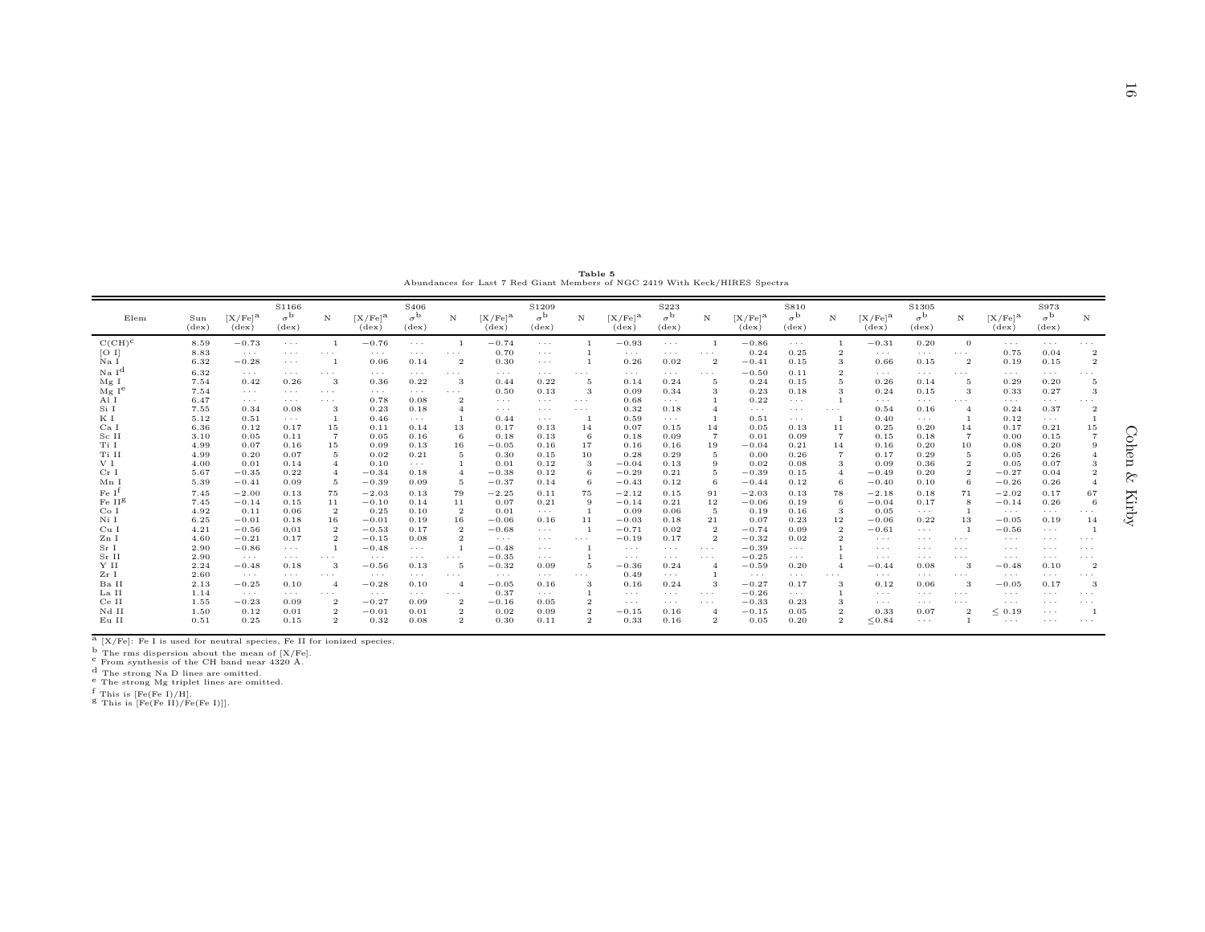**Table 5**
Abundances for Last 7 Red Giant Members of NGC 2419 With Keck/HIRES Spectra

| Elem | Sun (dex) | S1166 [X/Fe][a] (dex) | S1166 $\sigma$[b] (dex) | S1166 N | S406 [X/Fe][a] (dex) | S406 $\sigma$[b] (dex) | S406 N | S1209 [X/Fe][a] (dex) | S1209 $\sigma$[b] (dex) | S1209 N | S223 [X/Fe][a] (dex) | S223 $\sigma$[b] (dex) | S223 N | S810 [X/Fe][a] (dex) | S810 $\sigma$[b] (dex) | S810 N | S1305 [X/Fe][a] (dex) | S1305 $\sigma$[b] (dex) | S1305 N | S973 [X/Fe][a] (dex) | S973 $\sigma$[b] (dex) | S973 N |
|---|---|---|---|---|---|---|---|---|---|---|---|---|---|---|---|---|---|---|---|---|---|---|
| C(CH)[c] | 8.59 | −0.73 | ··· | 1 | −0.76 | ··· | 1 | −0.74 | ··· | 1 | −0.93 | ··· | 1 | −0.86 | ··· | 1 | −0.31 | 0.20 | 0 | ··· | ··· | ··· |
| [O I] | 8.83 | ··· | ··· | ··· | ··· | ··· | ··· | 0.70 | ··· | 1 | ··· | ··· | ··· | 0.24 | 0.25 | 2 | ··· | ··· | ··· | 0.75 | 0.04 | 2 |
| Na I | 6.32 | −0.28 | ··· | 1 | 0.06 | 0.14 | 2 | 0.30 | ··· | 1 | 0.26 | 0.02 | 2 | −0.41 | 0.15 | 3 | 0.66 | 0.15 | 2 | 0.19 | 0.15 | 2 |
| Na I[d] | 6.32 | ··· | ··· | ··· | ··· | ··· | ··· | ··· | ··· | ··· | ··· | ··· | ··· | −0.50 | 0.11 | 2 | ··· | ··· | ··· | ··· | ··· | ··· |
| Mg I | 7.54 | 0.42 | 0.26 | 3 | 0.36 | 0.22 | 3 | 0.44 | 0.22 | 5 | 0.14 | 0.24 | 5 | 0.24 | 0.15 | 5 | 0.26 | 0.14 | 5 | 0.29 | 0.20 | 5 |
| Mg I[e] | 7.54 | ··· | ··· | ··· | ··· | ··· | ··· | 0.50 | 0.13 | 3 | 0.09 | 0.34 | 3 | 0.23 | 0.18 | 3 | 0.24 | 0.15 | 3 | 0.33 | 0.27 | 3 |
| Al I | 6.47 | ··· | ··· | ··· | 0.78 | 0.08 | 2 | ··· | ··· | ··· | 0.68 | ··· | 1 | 0.22 | ··· | 1 | ··· | ··· | ··· | ··· | ··· | ··· |
| Si I | 7.55 | 0.34 | 0.08 | 3 | 0.23 | 0.18 | 4 | ··· | ··· | ··· | 0.32 | 0.18 | 4 | ··· | ··· | ··· | 0.54 | 0.16 | 4 | 0.24 | 0.37 | 2 |
| K I | 5.12 | 0.51 | ··· | 1 | 0.46 | ··· | 1 | 0.44 | ··· | 1 | 0.59 | ··· | 1 | 0.51 | ··· | 1 | 0.40 | ··· | 1 | 0.12 | ··· | 1 |
| Ca I | 6.36 | 0.12 | 0.17 | 15 | 0.11 | 0.14 | 13 | 0.17 | 0.13 | 14 | 0.07 | 0.15 | 14 | 0.05 | 0.13 | 11 | 0.25 | 0.20 | 14 | 0.17 | 0.21 | 15 |
| Sc II | 3.10 | 0.05 | 0.11 | 7 | 0.05 | 0.16 | 6 | 0.18 | 0.13 | 6 | 0.18 | 0.09 | 7 | 0.01 | 0.09 | 7 | 0.15 | 0.18 | 7 | 0.00 | 0.15 | 7 |
| Ti I | 4.99 | 0.07 | 0.16 | 15 | 0.09 | 0.13 | 16 | −0.05 | 0.16 | 17 | 0.16 | 0.16 | 19 | −0.04 | 0.21 | 14 | 0.16 | 0.20 | 10 | 0.08 | 0.20 | 9 |
| Ti II | 4.99 | 0.20 | 0.07 | 5 | 0.02 | 0.21 | 5 | 0.30 | 0.15 | 10 | 0.28 | 0.29 | 5 | 0.00 | 0.26 | 7 | 0.17 | 0.29 | 5 | 0.05 | 0.26 | 4 |
| V I | 4.00 | 0.01 | 0.14 | 4 | 0.10 | ··· | 1 | 0.01 | 0.12 | 3 | −0.04 | 0.13 | 9 | 0.02 | 0.08 | 3 | 0.09 | 0.36 | 2 | 0.05 | 0.07 | 3 |
| Cr I | 5.67 | −0.35 | 0.22 | 4 | −0.34 | 0.18 | 4 | −0.38 | 0.12 | 6 | −0.29 | 0.21 | 5 | −0.39 | 0.15 | 4 | −0.49 | 0.20 | 2 | −0.27 | 0.04 | 2 |
| Mn I | 5.39 | −0.41 | 0.09 | 5 | −0.39 | 0.09 | 5 | −0.37 | 0.14 | 6 | −0.43 | 0.12 | 6 | −0.44 | 0.12 | 6 | −0.40 | 0.10 | 6 | −0.26 | 0.26 | 4 |
| Fe I[f] | 7.45 | −2.00 | 0.13 | 75 | −2.03 | 0.13 | 79 | −2.25 | 0.11 | 75 | −2.12 | 0.15 | 91 | −2.03 | 0.13 | 78 | −2.18 | 0.18 | 71 | −2.02 | 0.17 | 67 |
| Fe II[g] | 7.45 | −0.14 | 0.15 | 11 | −0.10 | 0.14 | 11 | 0.07 | 0.21 | 9 | −0.14 | 0.21 | 12 | −0.06 | 0.19 | 6 | −0.04 | 0.17 | 8 | −0.14 | 0.26 | 6 |
| Co I | 4.92 | 0.11 | 0.06 | 2 | 0.25 | 0.10 | 2 | 0.01 | ··· | 1 | 0.09 | 0.06 | 5 | 0.19 | 0.16 | 3 | 0.05 | ··· | 1 | ··· | ··· | ··· |
| Ni I | 6.25 | −0.01 | 0.18 | 16 | −0.01 | 0.19 | 16 | −0.06 | 0.16 | 11 | −0.03 | 0.18 | 21 | 0.07 | 0.23 | 12 | −0.06 | 0.22 | 13 | −0.05 | 0.19 | 14 |
| Cu I | 4.21 | −0.56 | 0.01 | 2 | −0.53 | 0.17 | 2 | −0.68 | ··· | 1 | −0.71 | 0.02 | 2 | −0.74 | 0.09 | 2 | −0.61 | ··· | 1 | −0.56 | ··· | 1 |
| Zn I | 4.60 | −0.21 | 0.17 | 2 | −0.15 | 0.08 | 2 | ··· | ··· | ··· | −0.19 | 0.17 | 2 | −0.32 | 0.02 | 2 | ··· | ··· | ··· | ··· | ··· | ··· |
| Sr I | 2.90 | −0.86 | ··· | 1 | −0.48 | ··· | 1 | −0.48 | ··· | 1 | ··· | ··· | ··· | −0.39 | ··· | 1 | ··· | ··· | ··· | ··· | ··· | ··· |
| Sr II | 2.90 | ··· | ··· | ··· | ··· | ··· | ··· | −0.35 | ··· | 1 | ··· | ··· | ··· | −0.25 | ··· | 1 | ··· | ··· | ··· | ··· | ··· | ··· |
| Y II | 2.24 | −0.48 | 0.18 | 3 | −0.56 | 0.13 | 5 | −0.32 | 0.09 | 5 | −0.36 | 0.24 | 4 | −0.59 | 0.20 | 4 | −0.44 | 0.08 | 3 | −0.48 | 0.10 | 2 |
| Zr I | 2.60 | ··· | ··· | ··· | ··· | ··· | ··· | ··· | ··· | ··· | 0.49 | ··· | 1 | ··· | ··· | ··· | ··· | ··· | ··· | ··· | ··· | ··· |
| Ba II | 2.13 | −0.25 | 0.10 | 4 | −0.28 | 0.10 | 4 | −0.05 | 0.16 | 3 | 0.16 | 0.24 | 3 | −0.27 | 0.17 | 3 | 0.12 | 0.06 | 3 | −0.05 | 0.17 | 3 |
| La II | 1.14 | ··· | ··· | ··· | ··· | ··· | ··· | 0.37 | ··· | 1 | ··· | ··· | ··· | −0.26 | ··· | 1 | ··· | ··· | ··· | ··· | ··· | ··· |
| Ce II | 1.55 | −0.23 | 0.09 | 2 | −0.27 | 0.09 | 2 | −0.16 | 0.05 | 2 | ··· | ··· | ··· | −0.33 | 0.23 | 3 | ··· | ··· | ··· | ··· | ··· | ··· |
| Nd II | 1.50 | 0.12 | 0.01 | 2 | −0.01 | 0.01 | 2 | 0.02 | 0.09 | 2 | −0.15 | 0.16 | 4 | −0.15 | 0.05 | 2 | 0.33 | 0.07 | 2 | ≤ 0.19 | ··· | 1 |
| Eu II | 0.51 | 0.25 | 0.15 | 2 | 0.32 | 0.08 | 2 | 0.30 | 0.11 | 2 | 0.33 | 0.16 | 2 | 0.05 | 0.20 | 2 | ≤0.84 | ··· | 1 | ··· | ··· | ··· |

[a] [X/Fe]: Fe I is used for neutral species, Fe II for ionized species.
[b] The rms dispersion about the mean of [X/Fe].
[c] From synthesis of the CH band near 4320 Å.
[d] The strong Na D lines are omitted.
[e] The strong Mg triplet lines are omitted.
[f] This is [Fe(Fe I)/H].
[g] This is [Fe(Fe II)/Fe(Fe I)]].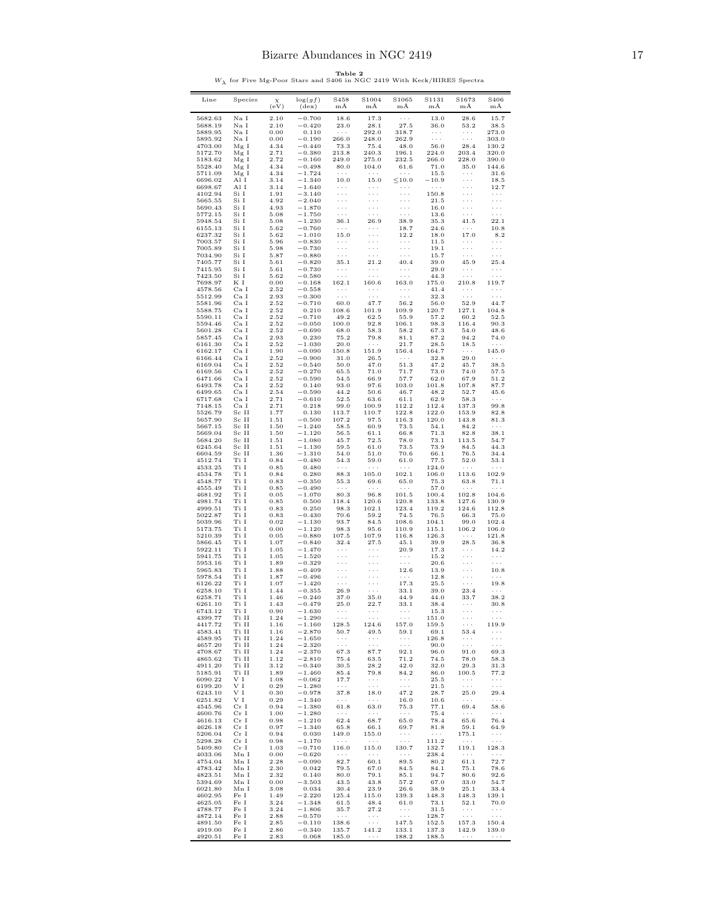**Table 2**
$W_\lambda$ for Five Mg-Poor Stars and S406 in NGC 2419 With Keck/HIRES Spectra

| Line | Species | $\chi$ (eV) | log(gf) (dex) | S458 mÅ | S1004 mÅ | S1065 mÅ | S1131 mÅ | S1673 mÅ | S406 mÅ |
|---|---|---|---|---|---|---|---|---|---|
| 5682.63 | Na I | 2.10 | −0.700 | 18.6 | 17.3 | ··· | 13.0 | 28.6 | 15.7 |
| 5688.19 | Na I | 2.10 | −0.420 | 23.0 | 28.1 | 27.5 | 36.0 | 53.2 | 38.5 |
| 5889.95 | Na I | 0.00 | 0.110 | ··· | 292.0 | 318.7 | ··· | ··· | 273.0 |
| 5895.92 | Na I | 0.00 | −0.190 | 266.0 | 248.0 | 262.9 | ··· | ··· | 303.0 |
| 4703.00 | Mg I | 4.34 | −0.440 | 73.3 | 75.4 | 48.0 | 56.0 | 28.4 | 130.2 |
| 5172.70 | Mg I | 2.71 | −0.380 | 213.8 | 240.3 | 196.1 | 224.0 | 203.4 | 320.0 |
| 5183.62 | Mg I | 2.72 | −0.160 | 249.0 | 275.0 | 232.5 | 266.0 | 228.0 | 390.0 |
| 5528.40 | Mg I | 4.34 | −0.498 | 80.0 | 104.0 | 61.6 | 71.0 | 35.0 | 144.6 |
| 5711.09 | Mg I | 4.34 | −1.724 | ··· | ··· | ··· | 15.5 | ··· | 31.6 |
| 6696.02 | Al I | 3.14 | −1.340 | 10.0 | 15.0 | ≤10.0 | −10.9 | ··· | 18.5 |
| 6698.67 | Al I | 3.14 | −1.640 | ··· | ··· | ··· | ··· | ··· | 12.7 |
| 4102.94 | Si I | 1.91 | −3.140 | ··· | ··· | ··· | 150.8 | ··· | ··· |
| 5665.55 | Si I | 4.92 | −2.040 | ··· | ··· | ··· | 21.5 | ··· | ··· |
| 5690.43 | Si I | 4.93 | −1.870 | ··· | ··· | ··· | 16.0 | ··· | ··· |
| 5772.15 | Si I | 5.08 | −1.750 | ··· | ··· | ··· | 13.6 | ··· | ··· |
| 5948.54 | Si I | 5.08 | −1.230 | 36.1 | 26.9 | 38.9 | 35.3 | 41.5 | 22.1 |
| 6155.13 | Si I | 5.62 | −0.760 | ··· | ··· | 18.7 | 24.6 | ··· | 10.8 |
| 6237.32 | Si I | 5.62 | −1.010 | 15.0 | ··· | 12.2 | 18.0 | 17.0 | 8.2 |
| 7003.57 | Si I | 5.96 | −0.830 | ··· | ··· | ··· | 11.5 | ··· | ··· |
| 7005.89 | Si I | 5.98 | −0.730 | ··· | ··· | ··· | 19.1 | ··· | ··· |
| 7034.90 | Si I | 5.87 | −0.880 | ··· | ··· | ··· | 15.7 | ··· | ··· |
| 7405.77 | Si I | 5.61 | −0.820 | 35.1 | 21.2 | 40.4 | 39.0 | 45.9 | 25.4 |
| 7415.95 | Si I | 5.61 | −0.730 | ··· | ··· | ··· | 29.0 | ··· | ··· |
| 7423.50 | Si I | 5.62 | −0.580 | ··· | ··· | ··· | 44.3 | ··· | ··· |
| 7698.97 | K I | 0.00 | −0.168 | 162.1 | 160.6 | 163.0 | 175.0 | 210.8 | 119.7 |
| 4578.56 | Ca I | 2.52 | −0.558 | ··· | ··· | ··· | 41.4 | ··· | ··· |
| 5512.99 | Ca I | 2.93 | −0.300 | ··· | ··· | ··· | 32.3 | ··· | ··· |
| 5581.96 | Ca I | 2.52 | −0.710 | 60.0 | 47.7 | 56.2 | 56.0 | 52.9 | 44.7 |
| 5588.75 | Ca I | 2.52 | 0.210 | 108.6 | 101.9 | 109.9 | 120.7 | 127.1 | 104.8 |
| 5590.11 | Ca I | 2.52 | −0.710 | 49.2 | 62.5 | 55.9 | 57.2 | 60.2 | 52.5 |
| 5594.46 | Ca I | 2.52 | −0.050 | 100.0 | 92.8 | 106.1 | 98.3 | 116.4 | 90.3 |
| 5601.28 | Ca I | 2.52 | −0.690 | 68.0 | 58.3 | 58.2 | 67.3 | 54.0 | 48.6 |
| 5857.45 | Ca I | 2.93 | 0.230 | 75.2 | 79.8 | 81.1 | 87.2 | 94.2 | 74.0 |
| 6161.30 | Ca I | 2.52 | −1.030 | 20.0 | ··· | 21.7 | 28.5 | 18.5 | ··· |
| 6162.17 | Ca I | 1.90 | −0.090 | 150.8 | 151.9 | 156.4 | 164.7 | ··· | 145.0 |
| 6166.44 | Ca I | 2.52 | −0.900 | 31.0 | 26.5 | ··· | 32.8 | 29.0 | ··· |
| 6169.04 | Ca I | 2.52 | −0.540 | 50.0 | 47.0 | 51.3 | 47.2 | 45.7 | 38.5 |
| 6169.56 | Ca I | 2.52 | −0.270 | 65.5 | 71.0 | 71.7 | 73.0 | 74.0 | 57.5 |
| 6471.66 | Ca I | 2.52 | −0.590 | 54.5 | 66.9 | 57.7 | 62.0 | 67.9 | 51.2 |
| 6493.78 | Ca I | 2.52 | 0.140 | 93.0 | 97.6 | 103.0 | 101.8 | 107.8 | 87.7 |
| 6499.65 | Ca I | 2.54 | −0.590 | 44.2 | 50.6 | 46.7 | 48.2 | 52.7 | 45.6 |
| 6717.68 | Ca I | 2.71 | −0.610 | 52.5 | 63.6 | 61.1 | 62.9 | 58.3 | ··· |
| 7148.15 | Ca I | 2.71 | 0.218 | 99.0 | 100.9 | 112.2 | 112.4 | 137.3 | 99.8 |
| 5526.79 | Sc II | 1.77 | 0.130 | 113.7 | 110.7 | 122.8 | 122.0 | 153.9 | 82.8 |
| 5657.90 | Sc II | 1.51 | −0.500 | 107.2 | 97.5 | 116.3 | 120.0 | 143.8 | 81.3 |
| 5667.15 | Sc II | 1.50 | −1.240 | 58.5 | 60.9 | 73.5 | 54.1 | 84.2 | ··· |
| 5669.04 | Sc II | 1.50 | −1.120 | 56.5 | 61.1 | 66.8 | 71.3 | 82.8 | 38.1 |
| 5684.20 | Sc II | 1.51 | −1.080 | 45.7 | 72.5 | 78.0 | 73.1 | 113.5 | 54.7 |
| 6245.64 | Sc II | 1.51 | −1.130 | 59.5 | 61.0 | 73.5 | 73.9 | 84.5 | 44.3 |
| 6604.59 | Sc II | 1.36 | −1.310 | 54.0 | 51.0 | 70.6 | 66.1 | 76.5 | 34.4 |
| 4512.74 | Ti I | 0.84 | −0.480 | 54.3 | 59.0 | 61.0 | 77.5 | 52.0 | 53.1 |
| 4533.25 | Ti I | 0.85 | 0.480 | ··· | ··· | ··· | 124.0 | ··· | ··· |
| 4534.78 | Ti I | 0.84 | 0.280 | 88.3 | 105.0 | 102.1 | 106.0 | 113.6 | 102.9 |
| 4548.77 | Ti I | 0.83 | −0.350 | 55.3 | 69.6 | 65.0 | 75.3 | 63.8 | 71.1 |
| 4555.49 | Ti I | 0.85 | −0.490 | ··· | ··· | ··· | 57.0 | ··· | ··· |
| 4681.92 | Ti I | 0.05 | −1.070 | 80.3 | 96.8 | 101.5 | 100.4 | 102.8 | 104.6 |
| 4981.74 | Ti I | 0.85 | 0.500 | 118.4 | 120.6 | 120.8 | 133.8 | 127.6 | 130.9 |
| 4999.51 | Ti I | 0.83 | 0.250 | 98.3 | 102.1 | 123.4 | 119.2 | 124.6 | 112.8 |
| 5022.87 | Ti I | 0.83 | −0.430 | 70.6 | 59.2 | 74.5 | 76.5 | 66.3 | 75.0 |
| 5039.96 | Ti I | 0.02 | −1.130 | 93.7 | 84.5 | 108.6 | 104.1 | 99.0 | 102.4 |
| 5173.75 | Ti I | 0.00 | −1.120 | 98.3 | 95.6 | 110.9 | 115.1 | 106.2 | 106.0 |
| 5210.39 | Ti I | 0.05 | −0.880 | 107.5 | 107.9 | 116.8 | 126.3 | ··· | 121.8 |
| 5866.45 | Ti I | 1.07 | −0.840 | 32.4 | 27.5 | 45.1 | 39.9 | 28.5 | 36.8 |
| 5922.11 | Ti I | 1.05 | −1.470 | ··· | ··· | 20.9 | 17.3 | ··· | 14.2 |
| 5941.75 | Ti I | 1.05 | −1.520 | ··· | ··· | ··· | 15.2 | ··· | ··· |
| 5953.16 | Ti I | 1.89 | −0.329 | ··· | ··· | ··· | 20.6 | ··· | ··· |
| 5965.83 | Ti I | 1.88 | −0.409 | ··· | ··· | 12.6 | 13.9 | ··· | 10.8 |
| 5978.54 | Ti I | 1.87 | −0.496 | ··· | ··· | ··· | 12.8 | ··· | ··· |
| 6126.22 | Ti I | 1.07 | −1.420 | ··· | ··· | 17.3 | 25.5 | ··· | 19.8 |
| 6258.10 | Ti I | 1.44 | −0.355 | 26.9 | ··· | 33.1 | 39.0 | 23.4 | ··· |
| 6258.71 | Ti I | 1.46 | −0.240 | 37.0 | 35.0 | 44.9 | 44.0 | 33.7 | 38.2 |
| 6261.10 | Ti I | 1.43 | −0.479 | 25.0 | 22.7 | 33.1 | 38.4 | ··· | 30.8 |
| 6743.12 | Ti I | 0.90 | −1.630 | ··· | ··· | ··· | 15.3 | ··· | ··· |
| 4399.77 | Ti II | 1.24 | −1.290 | ··· | ··· | ··· | 151.0 | ··· | ··· |
| 4417.72 | Ti II | 1.16 | −1.160 | 128.5 | 124.6 | 157.0 | 159.5 | ··· | 119.9 |
| 4583.41 | Ti II | 1.16 | −2.870 | 50.7 | 49.5 | 59.1 | 69.1 | 53.4 | ··· |
| 4589.95 | Ti II | 1.24 | −1.650 | ··· | ··· | ··· | 126.8 | ··· | ··· |
| 4657.20 | Ti II | 1.24 | −2.320 | ··· | ··· | ··· | 90.0 | ··· | ··· |
| 4708.67 | Ti II | 1.24 | −2.370 | 67.3 | 87.7 | 92.1 | 96.0 | 91.0 | 69.3 |
| 4865.62 | Ti II | 1.12 | −2.810 | 75.4 | 63.5 | 71.2 | 74.5 | 78.0 | 58.3 |
| 4911.20 | Ti II | 3.12 | −0.340 | 30.5 | 28.2 | 42.0 | 32.0 | 29.3 | 31.3 |
| 5185.91 | Ti II | 1.89 | −1.460 | 85.4 | 79.8 | 84.2 | 86.0 | 100.5 | 77.2 |
| 6090.22 | V I | 1.08 | −0.062 | 17.7 | ··· | ··· | 25.5 | ··· | ··· |
| 6199.20 | V I | 0.29 | −1.280 | ··· | ··· | ··· | 21.5 | ··· | ··· |
| 6243.10 | V I | 0.30 | −0.978 | 37.8 | 18.0 | 47.2 | 28.7 | 25.0 | 29.4 |
| 6251.82 | V I | 0.29 | −1.340 | ··· | ··· | 16.0 | 10.6 | ··· | ··· |
| 4545.96 | Cr I | 0.94 | −1.380 | 61.8 | 63.0 | 75.3 | 77.1 | 69.4 | 58.6 |
| 4600.76 | Cr I | 1.00 | −1.280 | ··· | ··· | ··· | 75.4 | ··· | ··· |
| 4616.13 | Cr I | 0.98 | −1.210 | 62.4 | 68.7 | 65.0 | 78.4 | 65.6 | 76.4 |
| 4626.18 | Cr I | 0.97 | −1.340 | 65.8 | 66.1 | 69.7 | 81.8 | 59.1 | 64.9 |
| 5206.04 | Cr I | 0.94 | 0.030 | 149.0 | 155.0 | ··· | ··· | 175.1 | ··· |
| 5298.28 | Cr I | 0.98 | −1.170 | ··· | ··· | ··· | 111.2 | ··· | ··· |
| 5409.80 | Cr I | 1.03 | −0.710 | 116.0 | 115.0 | 130.7 | 132.7 | 119.1 | 128.3 |
| 4033.06 | Mn I | 0.00 | −0.620 | ··· | ··· | ··· | 238.4 | ··· | ··· |
| 4754.04 | Mn I | 2.28 | −0.090 | 82.7 | 60.1 | 89.5 | 80.2 | 61.1 | 72.7 |
| 4783.42 | Mn I | 2.30 | 0.042 | 79.5 | 67.0 | 84.5 | 84.1 | 75.1 | 78.6 |
| 4823.51 | Mn I | 2.32 | 0.140 | 80.0 | 79.1 | 85.1 | 94.7 | 80.6 | 92.6 |
| 5394.69 | Mn I | 0.00 | −3.503 | 43.5 | 43.8 | 57.2 | 67.0 | 33.0 | 54.7 |
| 6021.80 | Mn I | 3.08 | 0.034 | 30.4 | 23.9 | 26.6 | 38.9 | 25.1 | 33.4 |
| 4602.95 | Fe I | 1.49 | −2.220 | 125.4 | 115.0 | 139.3 | 148.3 | 148.3 | 139.1 |
| 4625.05 | Fe I | 3.24 | −1.348 | 61.5 | 48.4 | 61.0 | 73.1 | 52.1 | 70.0 |
| 4788.77 | Fe I | 3.24 | −1.806 | 35.7 | 27.2 | ··· | 31.5 | ··· | ··· |
| 4872.14 | Fe I | 2.88 | −0.570 | ··· | ··· | ··· | 128.7 | ··· | ··· |
| 4891.50 | Fe I | 2.85 | −0.110 | 138.6 | ··· | 147.5 | 152.5 | 157.3 | 150.4 |
| 4919.00 | Fe I | 2.86 | −0.340 | 135.7 | 141.2 | 133.1 | 137.3 | 142.9 | 139.0 |
| 4920.51 | Fe I | 2.83 | 0.068 | 185.0 | ··· | 188.2 | 188.5 | ··· | ··· |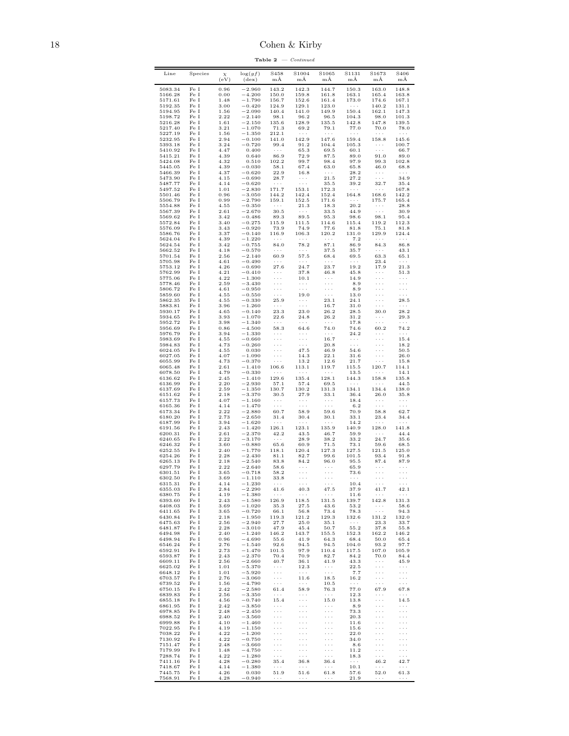**Table 2** — *Continued*

| Line | Species | $\chi$ (eV) | $\log(gf)$ (dex) | S458 mÅ | S1004 mÅ | S1065 mÅ | S1131 mÅ | S1673 mÅ | S406 mÅ |
|---|---|---|---|---|---|---|---|---|---|
| 5083.34 | Fe I | 0.96 | −2.960 | 143.2 | 142.3 | 144.7 | 150.3 | 163.0 | 148.8 |
| 5166.28 | Fe I | 0.00 | −4.200 | 150.0 | 159.8 | 161.8 | 163.1 | 165.4 | 163.8 |
| 5171.61 | Fe I | 1.48 | −1.790 | 156.7 | 152.6 | 161.4 | 173.0 | 174.6 | 167.1 |
| 5192.35 | Fe I | 3.00 | −0.420 | 124.9 | 129.1 | 123.0 | ··· | 140.2 | 131.1 |
| 5194.95 | Fe I | 1.56 | −2.090 | 140.4 | 141.0 | 149.9 | 150.4 | 162.1 | 147.3 |
| 5198.72 | Fe I | 2.22 | −2.140 | 98.1 | 96.2 | 96.5 | 104.3 | 98.0 | 101.3 |
| 5216.28 | Fe I | 1.61 | −2.150 | 135.6 | 128.9 | 135.5 | 142.8 | 147.8 | 139.5 |
| 5217.40 | Fe I | 3.21 | −1.070 | 71.3 | 69.2 | 79.1 | 77.0 | 70.0 | 78.0 |
| 5227.19 | Fe I | 1.56 | −1.350 | 212.1 | ··· | ··· | ··· | ··· | ··· |
| 5232.95 | Fe I | 2.94 | −0.100 | 141.0 | 142.9 | 147.6 | 159.4 | 158.8 | 145.6 |
| 5393.18 | Fe I | 3.24 | −0.720 | 99.4 | 91.2 | 104.4 | 105.3 | ··· | 100.7 |
| 5410.92 | Fe I | 4.47 | 0.400 | ··· | 65.3 | 69.5 | 60.1 | ··· | 66.7 |
| 5415.21 | Fe I | 4.39 | 0.640 | 86.9 | 72.9 | 87.5 | 89.0 | 91.0 | 89.0 |
| 5424.08 | Fe I | 4.32 | 0.510 | 102.2 | 99.7 | 98.4 | 97.9 | 99.3 | 102.8 |
| 5445.05 | Fe I | 4.39 | −0.030 | 58.1 | 67.4 | 63.0 | 65.8 | 46.0 | 68.8 |
| 5466.39 | Fe I | 4.37 | −0.620 | 22.9 | 16.8 | ··· | 28.2 | ··· | ··· |
| 5473.90 | Fe I | 4.15 | −0.690 | 28.7 | ··· | 21.5 | 27.2 | ··· | 34.9 |
| 5487.77 | Fe I | 4.14 | −0.620 | ··· | ··· | 35.5 | 39.2 | 32.7 | 35.4 |
| 5497.52 | Fe I | 1.01 | −2.830 | 171.7 | 153.1 | 172.3 | ··· | ··· | 167.8 |
| 5501.46 | Fe I | 0.96 | −3.050 | 144.2 | 142.4 | 152.4 | 164.8 | 168.6 | 142.2 |
| 5506.79 | Fe I | 0.99 | −2.790 | 159.1 | 152.5 | 171.6 | ··· | 175.7 | 165.4 |
| 5554.88 | Fe I | 4.55 | −0.350 | ··· | 21.3 | 18.3 | 20.2 | ··· | 28.8 |
| 5567.39 | Fe I | 2.61 | −2.670 | 30.5 | ··· | 33.5 | 44.9 | ··· | 30.9 |
| 5569.62 | Fe I | 3.42 | −0.486 | 89.3 | 89.5 | 95.3 | 98.6 | 98.1 | 95.4 |
| 5572.84 | Fe I | 3.40 | −0.275 | 115.9 | 111.5 | 114.6 | 115.4 | 119.2 | 112.3 |
| 5576.09 | Fe I | 3.43 | −0.920 | 73.9 | 74.9 | 77.6 | 81.8 | 75.1 | 81.8 |
| 5586.76 | Fe I | 3.37 | −0.140 | 116.9 | 106.3 | 120.2 | 131.0 | 129.9 | 124.4 |
| 5624.04 | Fe I | 4.39 | −1.220 | ··· | ··· | ··· | 7.2 | ··· | ··· |
| 5624.54 | Fe I | 3.42 | −0.755 | 84.0 | 78.2 | 87.1 | 86.9 | 84.3 | 86.8 |
| 5662.52 | Fe I | 4.18 | −0.570 | ··· | ··· | 37.5 | 35.7 | ··· | 43.1 |
| 5701.54 | Fe I | 2.56 | −2.140 | 60.9 | 57.5 | 68.4 | 69.5 | 63.3 | 65.1 |
| 5705.98 | Fe I | 4.61 | −0.490 | ··· | ··· | ··· | ··· | 23.4 | ··· |
| 5753.12 | Fe I | 4.26 | −0.690 | 27.6 | 24.7 | 23.7 | 19.2 | 17.9 | 21.3 |
| 5762.99 | Fe I | 4.21 | −0.410 | ··· | 37.8 | 46.8 | 45.8 | ··· | 51.3 |
| 5775.06 | Fe I | 4.22 | −1.300 | ··· | 10.1 | ··· | 14.9 | ··· | ··· |
| 5778.46 | Fe I | 2.59 | −3.430 | ··· | ··· | ··· | 8.9 | ··· | ··· |
| 5806.72 | Fe I | 4.61 | −0.950 | ··· | ··· | ··· | 8.9 | ··· | ··· |
| 5859.60 | Fe I | 4.55 | −0.550 | ··· | 19.0 | ··· | 13.0 | ··· | ··· |
| 5862.35 | Fe I | 4.55 | −0.330 | 25.9 | ··· | 23.1 | 24.1 | ··· | 28.5 |
| 5883.81 | Fe I | 3.96 | −1.260 | ··· | ··· | 16.7 | 31.0 | ··· | ··· |
| 5930.17 | Fe I | 4.65 | −0.140 | 23.3 | 23.0 | 26.2 | 28.5 | 30.0 | 28.2 |
| 5934.65 | Fe I | 3.93 | −1.070 | 22.6 | 24.8 | 26.2 | 31.2 | ··· | 29.3 |
| 5952.72 | Fe I | 3.98 | −1.340 | ··· | ··· | ··· | 17.8 | ··· | ··· |
| 5956.69 | Fe I | 0.86 | −4.500 | 58.3 | 64.6 | 74.0 | 74.6 | 60.2 | 74.2 |
| 5976.79 | Fe I | 3.94 | −1.330 | ··· | ··· | ··· | 24.2 | ··· | ··· |
| 5983.69 | Fe I | 4.55 | −0.660 | ··· | ··· | 16.7 | ··· | ··· | 15.4 |
| 5984.83 | Fe I | 4.73 | −0.260 | ··· | ··· | 20.8 | ··· | ··· | 18.2 |
| 6024.05 | Fe I | 4.55 | 0.030 | ··· | 47.5 | 46.9 | 54.6 | ··· | 50.5 |
| 6027.05 | Fe I | 4.07 | −1.090 | ··· | 14.3 | 22.1 | 31.6 | ··· | 26.0 |
| 6055.99 | Fe I | 4.73 | −0.370 | ··· | 13.2 | 12.6 | 21.7 | ··· | 15.8 |
| 6065.48 | Fe I | 2.61 | −1.410 | 106.6 | 113.1 | 119.7 | 115.5 | 120.7 | 114.1 |
| 6078.50 | Fe I | 4.79 | −0.330 | ··· | ··· | ··· | 13.5 | ··· | 14.1 |
| 6136.62 | Fe I | 2.45 | −1.410 | 129.6 | 135.4 | 128.1 | 144.3 | 158.8 | 135.8 |
| 6136.99 | Fe I | 2.20 | −2.930 | 57.1 | 57.4 | 69.5 | ··· | ··· | 44.5 |
| 6137.69 | Fe I | 2.59 | −1.350 | 130.7 | 130.2 | 131.3 | 134.1 | 134.4 | 138.0 |
| 6151.62 | Fe I | 2.18 | −3.370 | 30.5 | 27.9 | 33.1 | 36.4 | 26.0 | 35.8 |
| 6157.73 | Fe I | 4.07 | −1.160 | ··· | ··· | ··· | 18.4 | ··· | ··· |
| 6165.36 | Fe I | 4.14 | −1.470 | ··· | ··· | ··· | 6.2 | ··· | ··· |
| 6173.34 | Fe I | 2.22 | −2.880 | 60.7 | 58.9 | 59.6 | 70.9 | 58.8 | 62.7 |
| 6180.20 | Fe I | 2.73 | −2.650 | 31.4 | 30.4 | 30.1 | 33.1 | 23.4 | 34.4 |
| 6187.99 | Fe I | 3.94 | −1.620 | ··· | ··· | ··· | 14.2 | ··· | ··· |
| 6191.56 | Fe I | 2.43 | −1.420 | 126.1 | 123.1 | 135.9 | 140.9 | 128.0 | 141.8 |
| 6200.31 | Fe I | 2.61 | −2.370 | 42.2 | 43.5 | 46.7 | 59.9 | ··· | 44.4 |
| 6240.65 | Fe I | 2.22 | −3.170 | ··· | 28.9 | 38.2 | 33.2 | 24.7 | 35.6 |
| 6246.32 | Fe I | 3.60 | −0.880 | 65.6 | 60.9 | 71.5 | 73.1 | 59.6 | 68.5 |
| 6252.55 | Fe I | 2.40 | −1.770 | 118.1 | 120.4 | 127.3 | 127.5 | 121.5 | 125.0 |
| 6254.26 | Fe I | 2.28 | −2.430 | 81.1 | 82.7 | 99.6 | 101.5 | 93.4 | 91.8 |
| 6265.13 | Fe I | 2.18 | −2.540 | 83.8 | 84.2 | 96.0 | 95.5 | 87.4 | 87.9 |
| 6297.79 | Fe I | 2.22 | −2.640 | 58.6 | ··· | ··· | 65.9 | ··· | ··· |
| 6301.51 | Fe I | 3.65 | −0.718 | 58.2 | ··· | ··· | 73.6 | ··· | ··· |
| 6302.50 | Fe I | 3.69 | −1.110 | 33.8 | ··· | ··· | ··· | ··· | ··· |
| 6315.31 | Fe I | 4.14 | −1.230 | ··· | ··· | ··· | 10.4 | ··· | ··· |
| 6355.03 | Fe I | 2.84 | −2.290 | 41.6 | 40.3 | 47.5 | 37.9 | 41.7 | 42.1 |
| 6380.75 | Fe I | 4.19 | −1.380 | ··· | ··· | ··· | 11.6 | ··· | ··· |
| 6393.60 | Fe I | 2.43 | −1.580 | 126.9 | 118.5 | 131.5 | 139.7 | 142.8 | 131.3 |
| 6408.03 | Fe I | 3.69 | −1.020 | 35.3 | 27.5 | 43.6 | 53.2 | ··· | 58.6 |
| 6411.65 | Fe I | 3.65 | −0.720 | 66.1 | 56.8 | 73.4 | 78.3 | ··· | 94.3 |
| 6430.84 | Fe I | 2.18 | −1.950 | 119.3 | 121.2 | 129.3 | 132.6 | 131.2 | 132.0 |
| 6475.63 | Fe I | 2.56 | −2.940 | 27.7 | 25.0 | 35.1 | ··· | 23.3 | 33.7 |
| 6481.87 | Fe I | 2.28 | −3.010 | 47.9 | 45.4 | 50.7 | 55.2 | 37.8 | 55.8 |
| 6494.98 | Fe I | 2.40 | −1.240 | 146.2 | 143.7 | 155.5 | 152.3 | 162.2 | 146.2 |
| 6498.94 | Fe I | 0.96 | −4.690 | 55.6 | 41.9 | 64.3 | 68.4 | 50.0 | 65.4 |
| 6546.24 | Fe I | 2.76 | −1.540 | 92.6 | 94.5 | 94.5 | 104.0 | 93.2 | 97.7 |
| 6592.91 | Fe I | 2.73 | −1.470 | 101.5 | 97.9 | 110.4 | 117.5 | 107.0 | 105.9 |
| 6593.87 | Fe I | 2.43 | −2.370 | 70.4 | 70.9 | 82.7 | 84.2 | 70.0 | 84.4 |
| 6609.11 | Fe I | 2.56 | −2.660 | 40.7 | 36.1 | 41.9 | 43.3 | ··· | 45.9 |
| 6625.02 | Fe I | 1.01 | −5.370 | ··· | 12.3 | ··· | 22.5 | ··· | ··· |
| 6648.12 | Fe I | 1.01 | −5.920 | ··· | ··· | ··· | 7.7 | ··· | ··· |
| 6703.57 | Fe I | 2.76 | −3.060 | ··· | 11.6 | 18.5 | 16.2 | ··· | ··· |
| 6739.52 | Fe I | 1.56 | −4.790 | ··· | ··· | 10.5 | ··· | ··· | ··· |
| 6750.15 | Fe I | 2.42 | −2.580 | 61.4 | 58.9 | 76.3 | 77.0 | 67.9 | 67.8 |
| 6839.83 | Fe I | 2.56 | −3.350 | ··· | ··· | ··· | 12.3 | ··· | ··· |
| 6855.18 | Fe I | 4.56 | −0.740 | 15.4 | ··· | 15.0 | 13.8 | ··· | 14.5 |
| 6861.95 | Fe I | 2.42 | −3.850 | ··· | ··· | ··· | 8.9 | ··· | ··· |
| 6978.85 | Fe I | 2.48 | −2.450 | ··· | ··· | ··· | 73.3 | ··· | ··· |
| 6988.52 | Fe I | 2.40 | −3.560 | ··· | ··· | ··· | 20.3 | ··· | ··· |
| 6999.88 | Fe I | 4.10 | −1.460 | ··· | ··· | ··· | 11.6 | ··· | ··· |
| 7022.95 | Fe I | 4.19 | −1.150 | ··· | ··· | ··· | 15.6 | ··· | ··· |
| 7038.22 | Fe I | 4.22 | −1.200 | ··· | ··· | ··· | 22.0 | ··· | ··· |
| 7130.92 | Fe I | 4.22 | −0.750 | ··· | ··· | ··· | 34.0 | ··· | ··· |
| 7151.47 | Fe I | 2.48 | −3.660 | ··· | ··· | ··· | 8.6 | ··· | ··· |
| 7179.99 | Fe I | 1.48 | −4.750 | ··· | ··· | ··· | 11.2 | ··· | ··· |
| 7288.74 | Fe I | 4.22 | −1.280 | ··· | ··· | ··· | 18.3 | ··· | ··· |
| 7411.16 | Fe I | 4.28 | −0.280 | 35.4 | 36.8 | 36.4 | ··· | 46.2 | 42.7 |
| 7418.67 | Fe I | 4.14 | −1.380 | ··· | ··· | ··· | 10.1 | ··· | ··· |
| 7445.75 | Fe I | 4.26 | 0.030 | 51.9 | 51.6 | 61.8 | 57.6 | 52.0 | 61.3 |
| 7568.91 | Fe I | 4.28 | −0.940 | ··· | ··· | ··· | 21.9 | ··· | ··· |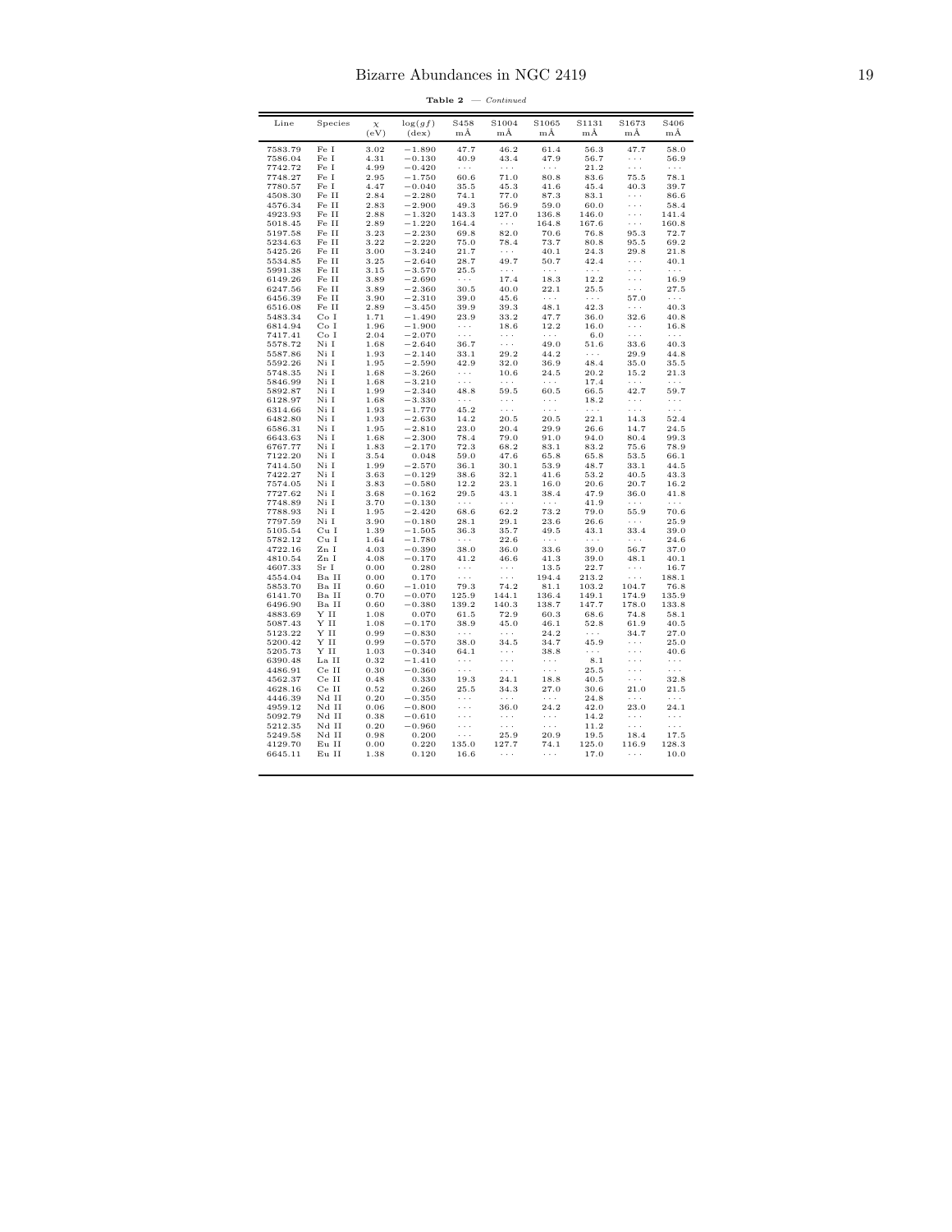**Table 2** — *Continued*

| Line | Species | $\chi$ (eV) | $\log(gf)$ (dex) | S458 mÅ | S1004 mÅ | S1065 mÅ | S1131 mÅ | S1673 mÅ | S406 mÅ |
|---|---|---|---|---|---|---|---|---|---|
| 7583.79 | Fe I | 3.02 | −1.890 | 47.7 | 46.2 | 61.4 | 56.3 | 47.7 | 58.0 |
| 7586.04 | Fe I | 4.31 | −0.130 | 40.9 | 43.4 | 47.9 | 56.7 | ··· | 56.9 |
| 7742.72 | Fe I | 4.99 | −0.420 | ··· | ··· | ··· | 21.2 | ··· | ··· |
| 7748.27 | Fe I | 2.95 | −1.750 | 60.6 | 71.0 | 80.8 | 83.6 | 75.5 | 78.1 |
| 7780.57 | Fe I | 4.47 | −0.040 | 35.5 | 45.3 | 41.6 | 45.4 | 40.3 | 39.7 |
| 4508.30 | Fe II | 2.84 | −2.280 | 74.1 | 77.0 | 87.3 | 83.1 | ··· | 86.6 |
| 4576.34 | Fe II | 2.83 | −2.900 | 49.3 | 56.9 | 59.0 | 60.0 | ··· | 58.4 |
| 4923.93 | Fe II | 2.88 | −1.320 | 143.3 | 127.0 | 136.8 | 146.0 | ··· | 141.4 |
| 5018.45 | Fe II | 2.89 | −1.220 | 164.4 | ··· | 164.8 | 167.6 | ··· | 160.8 |
| 5197.58 | Fe II | 3.23 | −2.230 | 69.8 | 82.0 | 70.6 | 76.8 | 95.3 | 72.7 |
| 5234.63 | Fe II | 3.22 | −2.220 | 75.0 | 78.4 | 73.7 | 80.8 | 95.5 | 69.2 |
| 5425.26 | Fe II | 3.00 | −3.240 | 21.7 | ··· | 40.1 | 24.3 | 29.8 | 21.8 |
| 5534.85 | Fe II | 3.25 | −2.640 | 28.7 | 49.7 | 50.7 | 42.4 | ··· | 40.1 |
| 5991.38 | Fe II | 3.15 | −3.570 | 25.5 | ··· | ··· | ··· | ··· | ··· |
| 6149.26 | Fe II | 3.89 | −2.690 | ··· | 17.4 | 18.3 | 12.2 | ··· | 16.9 |
| 6247.56 | Fe II | 3.89 | −2.360 | 30.5 | 40.0 | 22.1 | 25.5 | ··· | 27.5 |
| 6456.39 | Fe II | 3.90 | −2.310 | 39.0 | 45.6 | ··· | ··· | 57.0 | ··· |
| 6516.08 | Fe II | 2.89 | −3.450 | 39.9 | 39.3 | 48.1 | 42.3 | ··· | 40.3 |
| 5483.34 | Co I | 1.71 | −1.490 | 23.9 | 33.2 | 47.7 | 36.0 | 32.6 | 40.8 |
| 6814.94 | Co I | 1.96 | −1.900 | ··· | 18.6 | 12.2 | 16.0 | ··· | 16.8 |
| 7417.41 | Co I | 2.04 | −2.070 | ··· | ··· | ··· | 6.0 | ··· | ··· |
| 5578.72 | Ni I | 1.68 | −2.640 | 36.7 | ··· | 49.0 | 51.6 | 33.6 | 40.3 |
| 5587.86 | Ni I | 1.93 | −2.140 | 33.1 | 29.2 | 44.2 | ··· | 29.9 | 44.8 |
| 5592.26 | Ni I | 1.95 | −2.590 | 42.9 | 32.0 | 36.9 | 48.4 | 35.0 | 35.5 |
| 5748.35 | Ni I | 1.68 | −3.260 | ··· | 10.6 | 24.5 | 20.2 | 15.2 | 21.3 |
| 5846.99 | Ni I | 1.68 | −3.210 | ··· | ··· | ··· | 17.4 | ··· | ··· |
| 5892.87 | Ni I | 1.99 | −2.340 | 48.8 | 59.5 | 60.5 | 66.5 | 42.7 | 59.7 |
| 6128.97 | Ni I | 1.68 | −3.330 | ··· | ··· | ··· | 18.2 | ··· | ··· |
| 6314.66 | Ni I | 1.93 | −1.770 | 45.2 | ··· | ··· | ··· | ··· | ··· |
| 6482.80 | Ni I | 1.93 | −2.630 | 14.2 | 20.5 | 20.5 | 22.1 | 14.3 | 52.4 |
| 6586.31 | Ni I | 1.95 | −2.810 | 23.0 | 20.4 | 29.9 | 26.6 | 14.7 | 24.5 |
| 6643.63 | Ni I | 1.68 | −2.300 | 78.4 | 79.0 | 91.0 | 94.0 | 80.4 | 99.3 |
| 6767.77 | Ni I | 1.83 | −2.170 | 72.3 | 68.2 | 83.1 | 83.2 | 75.6 | 78.9 |
| 7122.20 | Ni I | 3.54 | 0.048 | 59.0 | 47.6 | 65.8 | 65.8 | 53.5 | 66.1 |
| 7414.50 | Ni I | 1.99 | −2.570 | 36.1 | 30.1 | 53.9 | 48.7 | 33.1 | 44.5 |
| 7422.27 | Ni I | 3.63 | −0.129 | 38.6 | 32.1 | 41.6 | 53.2 | 40.5 | 43.3 |
| 7574.05 | Ni I | 3.83 | −0.580 | 12.2 | 23.1 | 16.0 | 20.6 | 20.7 | 16.2 |
| 7727.62 | Ni I | 3.68 | −0.162 | 29.5 | 43.1 | 38.4 | 47.9 | 36.0 | 41.8 |
| 7748.89 | Ni I | 3.70 | −0.130 | ··· | ··· | ··· | 41.9 | ··· | ··· |
| 7788.93 | Ni I | 1.95 | −2.420 | 68.6 | 62.2 | 73.2 | 79.0 | 55.9 | 70.6 |
| 7797.59 | Ni I | 3.90 | −0.180 | 28.1 | 29.1 | 23.6 | 26.6 | ··· | 25.9 |
| 5105.54 | Cu I | 1.39 | −1.505 | 36.3 | 35.7 | 49.5 | 43.1 | 33.4 | 39.0 |
| 5782.12 | Cu I | 1.64 | −1.780 | ··· | 22.6 | ··· | ··· | ··· | 24.6 |
| 4722.16 | Zn I | 4.03 | −0.390 | 38.0 | 36.0 | 33.6 | 39.0 | 56.7 | 37.0 |
| 4810.54 | Zn I | 4.08 | −0.170 | 41.2 | 46.6 | 41.3 | 39.0 | 48.1 | 40.1 |
| 4607.33 | Sr I | 0.00 | 0.280 | ··· | ··· | 13.5 | 22.7 | ··· | 16.7 |
| 4554.04 | Ba II | 0.00 | 0.170 | ··· | ··· | 194.4 | 213.2 | ··· | 188.1 |
| 5853.70 | Ba II | 0.60 | −1.010 | 79.3 | 74.2 | 81.1 | 103.2 | 104.7 | 76.8 |
| 6141.70 | Ba II | 0.70 | −0.070 | 125.9 | 144.1 | 136.4 | 149.1 | 174.9 | 135.9 |
| 6496.90 | Ba II | 0.60 | −0.380 | 139.2 | 140.3 | 138.7 | 147.7 | 178.0 | 133.8 |
| 4883.69 | Y II | 1.08 | 0.070 | 61.5 | 72.9 | 60.3 | 68.6 | 74.8 | 58.1 |
| 5087.43 | Y II | 1.08 | −0.170 | 38.9 | 45.0 | 46.1 | 52.8 | 61.9 | 40.5 |
| 5123.22 | Y II | 0.99 | −0.830 | ··· | ··· | 24.2 | ··· | 34.7 | 27.0 |
| 5200.42 | Y II | 0.99 | −0.570 | 38.0 | 34.5 | 34.7 | 45.9 | ··· | 25.0 |
| 5205.73 | Y II | 1.03 | −0.340 | 64.1 | ··· | 38.8 | ··· | ··· | 40.6 |
| 6390.48 | La II | 0.32 | −1.410 | ··· | ··· | ··· | 8.1 | ··· | ··· |
| 4486.91 | Ce II | 0.30 | −0.360 | ··· | ··· | ··· | 25.5 | ··· | ··· |
| 4562.37 | Ce II | 0.48 | 0.330 | 19.3 | 24.1 | 18.8 | 40.5 | ··· | 32.8 |
| 4628.16 | Ce II | 0.52 | 0.260 | 25.5 | 34.3 | 27.0 | 30.6 | 21.0 | 21.5 |
| 4446.39 | Nd II | 0.20 | −0.350 | ··· | ··· | ··· | 24.8 | ··· | ··· |
| 4959.12 | Nd II | 0.06 | −0.800 | ··· | 36.0 | 24.2 | 42.0 | 23.0 | 24.1 |
| 5092.79 | Nd II | 0.38 | −0.610 | ··· | ··· | ··· | 14.2 | ··· | ··· |
| 5212.35 | Nd II | 0.20 | −0.960 | ··· | ··· | ··· | 11.2 | ··· | ··· |
| 5249.58 | Nd II | 0.98 | 0.200 | ··· | 25.9 | 20.9 | 19.5 | 18.4 | 17.5 |
| 4129.70 | Eu II | 0.00 | 0.220 | 135.0 | 127.7 | 74.1 | 125.0 | 116.9 | 128.3 |
| 6645.11 | Eu II | 1.38 | 0.120 | 16.6 | ··· | ··· | 17.0 | ··· | 10.0 |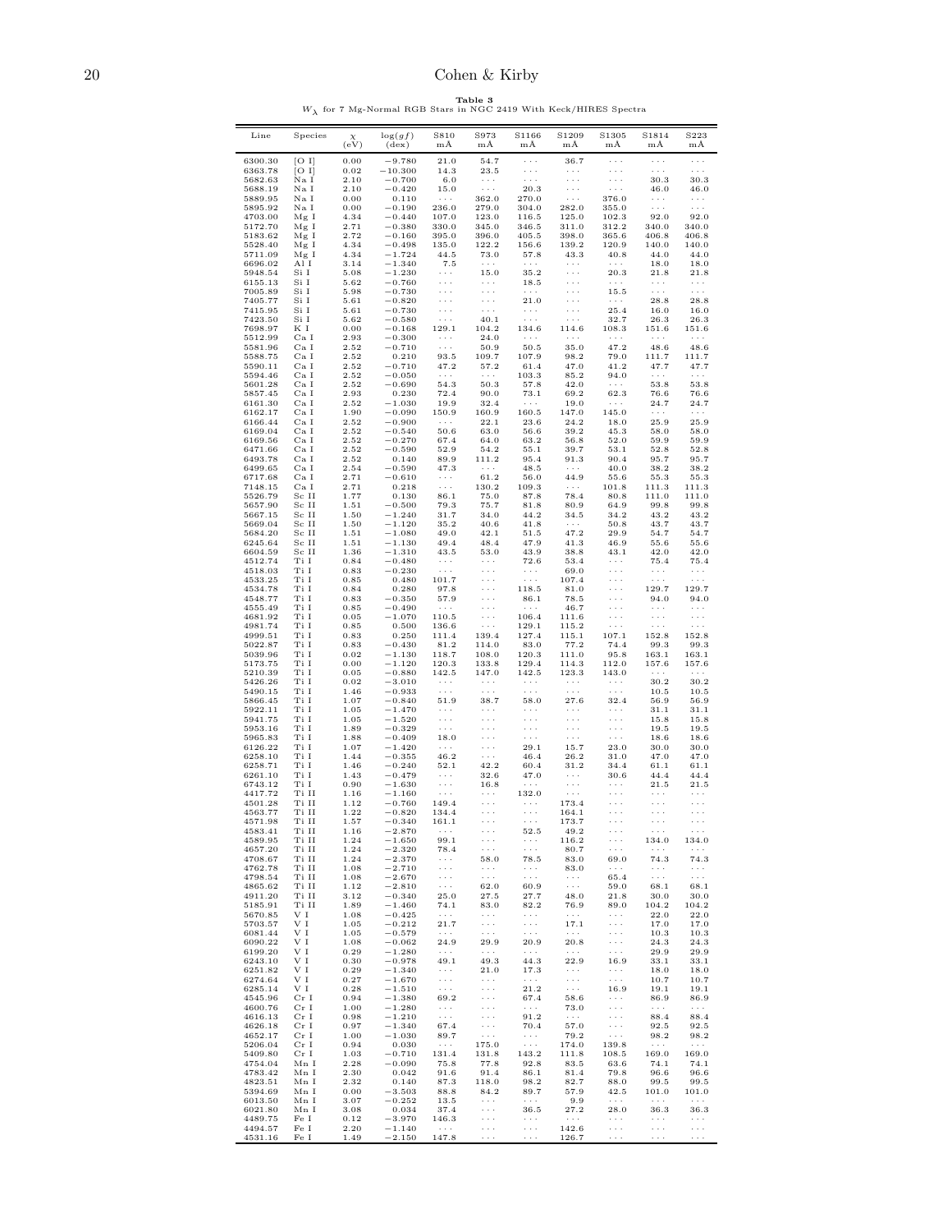**Table 3**
$W_\lambda$ for 7 Mg-Normal RGB Stars in NGC 2419 With Keck/HIRES Spectra

| Line | Species | $\chi$ (eV) | log($gf$) (dex) | S810 mÅ | S973 mÅ | S1166 mÅ | S1209 mÅ | S1305 mÅ | S1814 mÅ | S223 mÅ |
|---|---|---|---|---|---|---|---|---|---|---|
| 6300.30 | [O I] | 0.00 | −9.780 | 21.0 | 54.7 | ··· | 36.7 | ··· | ··· | ··· |
| 6363.78 | [O I] | 0.02 | −10.300 | 14.3 | 23.5 | ··· | ··· | ··· | ··· | ··· |
| 5682.63 | Na I | 2.10 | −0.700 | 6.0 | ··· | ··· | ··· | ··· | 30.3 | 30.3 |
| 5688.19 | Na I | 2.10 | −0.420 | 15.0 | ··· | 20.3 | ··· | ··· | 46.0 | 46.0 |
| 5889.95 | Na I | 0.00 | 0.110 | ··· | 362.0 | 270.0 | ··· | 376.0 | ··· | ··· |
| 5895.92 | Na I | 0.00 | −0.190 | 236.0 | 279.0 | 304.0 | 282.0 | 355.0 | ··· | ··· |
| 4703.00 | Mg I | 4.34 | −0.440 | 107.0 | 123.0 | 116.5 | 125.0 | 102.3 | 92.0 | 92.0 |
| 5172.70 | Mg I | 2.71 | −0.380 | 330.0 | 345.0 | 346.5 | 311.0 | 312.2 | 340.0 | 340.0 |
| 5183.62 | Mg I | 2.72 | −0.160 | 395.0 | 396.0 | 405.5 | 398.0 | 365.6 | 406.8 | 406.8 |
| 5528.40 | Mg I | 4.34 | −0.498 | 135.0 | 122.2 | 156.6 | 139.2 | 120.9 | 140.0 | 140.0 |
| 5711.09 | Mg I | 4.34 | −1.724 | 44.5 | 73.0 | 57.8 | 43.3 | 40.8 | 44.0 | 44.0 |
| 6696.02 | Al I | 3.14 | −1.340 | 7.5 | ··· | ··· | ··· | ··· | 18.0 | 18.0 |
| 5948.54 | Si I | 5.08 | −1.230 | ··· | 15.0 | 35.2 | ··· | 20.3 | 21.8 | 21.8 |
| 6155.13 | Si I | 5.62 | −0.760 | ··· | ··· | 18.5 | ··· | ··· | ··· | ··· |
| 7005.89 | Si I | 5.98 | −0.730 | ··· | ··· | ··· | ··· | 15.5 | ··· | ··· |
| 7405.77 | Si I | 5.61 | −0.820 | ··· | ··· | 21.0 | ··· | ··· | 28.8 | 28.8 |
| 7415.95 | Si I | 5.61 | −0.730 | ··· | ··· | ··· | ··· | 25.4 | 16.0 | 16.0 |
| 7423.50 | Si I | 5.62 | −0.580 | ··· | 40.1 | ··· | ··· | 32.7 | 26.3 | 26.3 |
| 7698.97 | K I | 0.00 | −0.168 | 129.1 | 104.2 | 134.6 | 114.6 | 108.3 | 151.6 | 151.6 |
| 5512.99 | Ca I | 2.93 | −0.300 | ··· | 24.0 | ··· | ··· | ··· | ··· | ··· |
| 5581.96 | Ca I | 2.52 | −0.710 | ··· | 50.9 | 50.5 | 35.0 | 47.2 | 48.6 | 48.6 |
| 5588.75 | Ca I | 2.52 | 0.210 | 93.5 | 109.7 | 107.9 | 98.2 | 79.0 | 111.7 | 111.7 |
| 5590.11 | Ca I | 2.52 | −0.710 | 47.2 | 57.2 | 61.4 | 47.0 | 41.2 | 47.7 | 47.7 |
| 5594.46 | Ca I | 2.52 | −0.050 | ··· | ··· | 103.3 | 85.2 | 94.0 | ··· | ··· |
| 5601.28 | Ca I | 2.52 | −0.690 | 54.3 | 50.3 | 57.8 | 42.0 | ··· | 53.8 | 53.8 |
| 5857.45 | Ca I | 2.93 | 0.230 | 72.4 | 90.0 | 73.1 | 69.2 | 62.3 | 76.6 | 76.6 |
| 6161.30 | Ca I | 2.52 | −1.030 | 19.9 | 32.4 | ··· | 19.0 | ··· | 24.7 | 24.7 |
| 6162.17 | Ca I | 1.90 | −0.090 | 150.9 | 160.9 | 160.5 | 147.0 | 145.0 | ··· | ··· |
| 6166.44 | Ca I | 2.52 | −0.900 | ··· | 22.1 | 23.6 | 24.2 | 18.0 | 25.9 | 25.9 |
| 6169.04 | Ca I | 2.52 | −0.540 | 50.6 | 63.0 | 56.6 | 39.2 | 45.3 | 58.0 | 58.0 |
| 6169.56 | Ca I | 2.52 | −0.270 | 67.4 | 64.0 | 63.2 | 56.8 | 52.0 | 59.9 | 59.9 |
| 6471.66 | Ca I | 2.52 | −0.590 | 52.9 | 54.2 | 55.1 | 39.7 | 53.1 | 52.8 | 52.8 |
| 6493.78 | Ca I | 2.52 | 0.140 | 89.9 | 111.2 | 95.4 | 91.3 | 90.4 | 95.7 | 95.7 |
| 6499.65 | Ca I | 2.54 | −0.590 | 47.3 | ··· | 48.5 | ··· | 40.0 | 38.2 | 38.2 |
| 6717.68 | Ca I | 2.71 | −0.610 | ··· | 61.2 | 56.0 | 44.9 | 55.6 | 55.3 | 55.3 |
| 7148.15 | Ca I | 2.71 | 0.218 | ··· | 130.2 | 109.3 | ··· | 101.8 | 111.3 | 111.3 |
| 5526.79 | Sc II | 1.77 | 0.130 | 86.1 | 75.0 | 87.8 | 78.4 | 80.8 | 111.0 | 111.0 |
| 5657.90 | Sc II | 1.51 | −0.500 | 79.3 | 75.7 | 81.8 | 80.9 | 64.9 | 99.8 | 99.8 |
| 5667.15 | Sc II | 1.50 | −1.240 | 31.7 | 34.0 | 44.2 | 34.5 | 34.2 | 43.2 | 43.2 |
| 5669.04 | Sc II | 1.50 | −1.120 | 35.2 | 40.6 | 41.8 | ··· | 50.8 | 43.7 | 43.7 |
| 5684.20 | Sc II | 1.51 | −1.080 | 49.0 | 42.1 | 51.5 | 47.2 | 29.9 | 54.7 | 54.7 |
| 6245.64 | Sc II | 1.51 | −1.130 | 49.4 | 48.4 | 47.9 | 41.3 | 46.9 | 55.6 | 55.6 |
| 6604.59 | Sc II | 1.36 | −1.310 | 43.5 | 53.0 | 43.9 | 38.8 | 43.1 | 42.0 | 42.0 |
| 4512.74 | Ti I | 0.84 | −0.480 | ··· | ··· | 72.6 | 53.4 | ··· | 75.4 | 75.4 |
| 4518.03 | Ti I | 0.83 | −0.230 | ··· | ··· | ··· | 69.0 | ··· | ··· | ··· |
| 4533.25 | Ti I | 0.85 | 0.480 | 101.7 | ··· | ··· | 107.4 | ··· | ··· | ··· |
| 4534.78 | Ti I | 0.84 | 0.280 | 97.8 | ··· | 118.5 | 81.0 | ··· | 129.7 | 129.7 |
| 4548.77 | Ti I | 0.83 | −0.350 | 57.9 | ··· | 86.1 | 78.5 | ··· | 94.0 | 94.0 |
| 4555.49 | Ti I | 0.85 | −0.490 | ··· | ··· | ··· | 46.7 | ··· | ··· | ··· |
| 4681.92 | Ti I | 0.05 | −1.070 | 110.5 | ··· | 106.4 | 111.6 | ··· | ··· | ··· |
| 4981.74 | Ti I | 0.85 | 0.500 | 136.6 | ··· | 129.1 | 115.2 | ··· | ··· | ··· |
| 4999.51 | Ti I | 0.83 | 0.250 | 111.4 | 139.4 | 127.4 | 115.1 | 107.1 | 152.8 | 152.8 |
| 5022.87 | Ti I | 0.83 | −0.430 | 81.2 | 114.0 | 83.0 | 77.2 | 74.4 | 99.3 | 99.3 |
| 5039.96 | Ti I | 0.02 | −1.130 | 118.7 | 108.0 | 120.3 | 111.0 | 95.8 | 163.1 | 163.1 |
| 5173.75 | Ti I | 0.00 | −1.120 | 120.3 | 133.8 | 129.4 | 114.3 | 112.0 | 157.6 | 157.6 |
| 5210.39 | Ti I | 0.05 | −0.880 | 142.5 | 147.0 | 142.5 | 123.3 | 143.0 | ··· | ··· |
| 5426.26 | Ti I | 0.02 | −3.010 | ··· | ··· | ··· | ··· | ··· | 30.2 | 30.2 |
| 5490.15 | Ti I | 1.46 | −0.933 | ··· | ··· | ··· | ··· | ··· | 10.5 | 10.5 |
| 5866.45 | Ti I | 1.07 | −0.840 | 51.9 | 38.7 | 58.0 | 27.6 | 32.4 | 56.9 | 56.9 |
| 5922.11 | Ti I | 1.05 | −1.470 | ··· | ··· | ··· | ··· | ··· | 31.1 | 31.1 |
| 5941.75 | Ti I | 1.05 | −1.520 | ··· | ··· | ··· | ··· | ··· | 15.8 | 15.8 |
| 5953.16 | Ti I | 1.89 | −0.329 | ··· | ··· | ··· | ··· | ··· | 19.5 | 19.5 |
| 5965.83 | Ti I | 1.88 | −0.409 | 18.0 | ··· | ··· | ··· | ··· | 18.6 | 18.6 |
| 6126.22 | Ti I | 1.07 | −1.420 | ··· | ··· | 29.1 | 15.7 | 23.0 | 30.0 | 30.0 |
| 6258.10 | Ti I | 1.44 | −0.355 | 46.2 | ··· | 46.4 | 26.2 | 31.0 | 47.0 | 47.0 |
| 6258.71 | Ti I | 1.46 | −0.240 | 52.1 | 42.2 | 60.4 | 31.2 | 34.4 | 61.1 | 61.1 |
| 6261.10 | Ti I | 1.43 | −0.479 | ··· | 32.6 | 47.0 | ··· | 30.6 | 44.4 | 44.4 |
| 6743.12 | Ti I | 0.90 | −1.630 | ··· | 16.8 | ··· | ··· | ··· | 21.5 | 21.5 |
| 4417.72 | Ti II | 1.16 | −1.160 | ··· | ··· | 132.0 | ··· | ··· | ··· | ··· |
| 4501.28 | Ti II | 1.12 | −0.760 | 149.4 | ··· | ··· | 173.4 | ··· | ··· | ··· |
| 4563.77 | Ti II | 1.22 | −0.820 | 134.4 | ··· | ··· | 164.1 | ··· | ··· | ··· |
| 4571.98 | Ti II | 1.57 | −0.340 | 161.1 | ··· | ··· | 173.7 | ··· | ··· | ··· |
| 4583.41 | Ti II | 1.16 | −2.870 | ··· | ··· | 52.5 | 49.2 | ··· | ··· | ··· |
| 4589.95 | Ti II | 1.24 | −1.650 | 99.1 | ··· | ··· | 116.2 | ··· | 134.0 | 134.0 |
| 4657.20 | Ti II | 1.24 | −2.320 | 78.4 | ··· | ··· | 80.7 | ··· | ··· | ··· |
| 4708.67 | Ti II | 1.24 | −2.370 | ··· | 58.0 | 78.5 | 83.0 | 69.0 | 74.3 | 74.3 |
| 4762.78 | Ti II | 1.08 | −2.710 | ··· | ··· | ··· | 83.0 | ··· | ··· | ··· |
| 4798.54 | Ti II | 1.08 | −2.670 | ··· | ··· | ··· | ··· | 65.4 | ··· | ··· |
| 4865.62 | Ti II | 1.12 | −2.810 | ··· | 62.0 | 60.9 | ··· | 59.0 | 68.1 | 68.1 |
| 4911.20 | Ti II | 3.12 | −0.340 | 25.0 | 27.5 | 27.7 | 48.0 | 21.8 | 30.0 | 30.0 |
| 5185.91 | Ti II | 1.89 | −1.460 | 74.1 | 83.0 | 82.2 | 76.9 | 89.0 | 104.2 | 104.2 |
| 5670.85 | V I | 1.08 | −0.425 | ··· | ··· | ··· | ··· | ··· | 22.0 | 22.0 |
| 5703.57 | V I | 1.05 | −0.212 | 21.7 | ··· | ··· | 17.1 | ··· | 17.0 | 17.0 |
| 6081.44 | V I | 1.05 | −0.579 | ··· | ··· | ··· | ··· | ··· | 10.3 | 10.3 |
| 6090.22 | V I | 1.08 | −0.062 | 24.9 | 29.9 | 20.9 | 20.8 | ··· | 24.3 | 24.3 |
| 6199.20 | V I | 0.29 | −1.280 | ··· | ··· | ··· | ··· | ··· | 29.9 | 29.9 |
| 6243.10 | V I | 0.30 | −0.978 | 49.1 | 49.3 | 44.3 | 22.9 | 16.9 | 33.1 | 33.1 |
| 6251.82 | V I | 0.29 | −1.340 | ··· | 21.0 | 17.3 | ··· | ··· | 18.0 | 18.0 |
| 6274.64 | V I | 0.27 | −1.670 | ··· | ··· | ··· | ··· | ··· | 10.7 | 10.7 |
| 6285.14 | V I | 0.28 | −1.510 | ··· | ··· | 21.2 | ··· | 16.9 | 19.1 | 19.1 |
| 4545.96 | Cr I | 0.94 | −1.380 | 69.2 | ··· | 67.4 | 58.6 | ··· | 86.9 | 86.9 |
| 4600.76 | Cr I | 1.00 | −1.280 | ··· | ··· | ··· | 73.0 | ··· | ··· | ··· |
| 4616.13 | Cr I | 0.98 | −1.210 | ··· | ··· | 91.2 | ··· | ··· | 88.4 | 88.4 |
| 4626.18 | Cr I | 0.97 | −1.340 | 67.4 | ··· | 70.4 | 57.0 | ··· | 92.5 | 92.5 |
| 4652.17 | Cr I | 1.00 | −1.030 | 89.7 | ··· | ··· | 79.2 | ··· | 98.2 | 98.2 |
| 5206.04 | Cr I | 0.94 | 0.030 | ··· | 175.0 | ··· | 174.0 | 139.8 | ··· | ··· |
| 5409.80 | Cr I | 1.03 | −0.710 | 131.4 | 131.8 | 143.2 | 111.8 | 108.5 | 169.0 | 169.0 |
| 4754.04 | Mn I | 2.28 | −0.090 | 75.8 | 77.8 | 92.8 | 83.5 | 63.6 | 74.1 | 74.1 |
| 4783.42 | Mn I | 2.30 | 0.042 | 91.6 | 91.4 | 86.1 | 81.4 | 79.8 | 96.6 | 96.6 |
| 4823.51 | Mn I | 2.32 | 0.140 | 87.3 | 118.0 | 98.2 | 82.7 | 88.0 | 99.5 | 99.5 |
| 5394.69 | Mn I | 0.00 | −3.503 | 88.8 | 84.2 | 89.7 | 57.9 | 42.5 | 101.0 | 101.0 |
| 6013.50 | Mn I | 3.07 | −0.252 | 13.5 | ··· | ··· | 9.9 | ··· | ··· | ··· |
| 6021.80 | Mn I | 3.08 | 0.034 | 37.4 | ··· | 36.5 | 27.2 | 28.0 | 36.3 | 36.3 |
| 4489.75 | Fe I | 0.12 | −3.970 | 146.3 | ··· | ··· | ··· | ··· | ··· | ··· |
| 4494.57 | Fe I | 2.20 | −1.140 | ··· | ··· | ··· | 142.6 | ··· | ··· | ··· |
| 4531.16 | Fe I | 1.49 | −2.150 | 147.8 | ··· | ··· | 126.7 | ··· | ··· | ··· |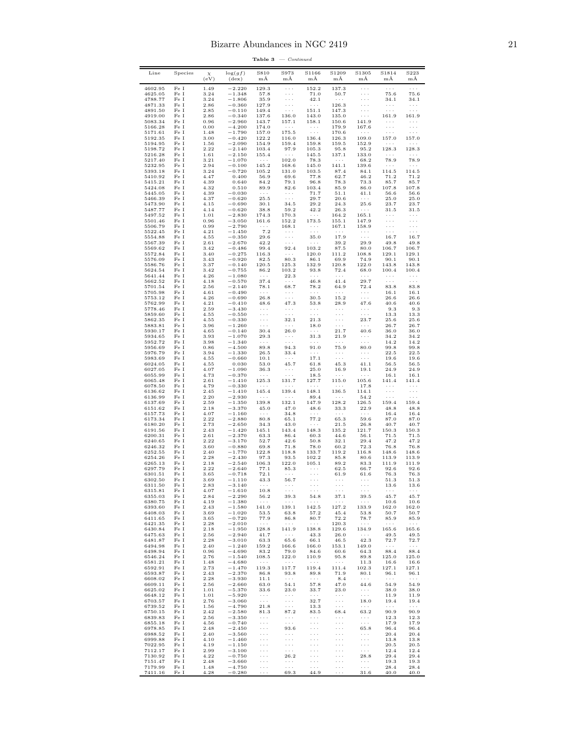**Table 3** — *Continued*

| Line | Species | χ (eV) | log(gf) (dex) | S810 mÅ | S973 mÅ | S1166 mÅ | S1209 mÅ | S1305 mÅ | S1814 mÅ | S223 mÅ |
|---|---|---|---|---|---|---|---|---|---|---|
| 4602.95 | Fe I | 1.49 | −2.220 | 129.3 | ··· | 152.2 | 137.3 | ··· | ··· | ··· |
| 4625.05 | Fe I | 3.24 | −1.348 | 57.8 | ··· | 71.0 | 50.7 | ··· | 75.6 | 75.6 |
| 4788.77 | Fe I | 3.24 | −1.806 | 35.9 | ··· | 42.1 | ··· | ··· | 34.1 | 34.1 |
| 4871.33 | Fe I | 2.86 | −0.360 | 127.9 | ··· | ··· | 126.3 | ··· | ··· | ··· |
| 4891.50 | Fe I | 2.85 | −0.110 | 149.4 | ··· | 151.1 | 147.3 | ··· | ··· | ··· |
| 4919.00 | Fe I | 2.86 | −0.340 | 137.6 | 136.0 | 143.0 | 135.0 | ··· | 161.9 | 161.9 |
| 5083.34 | Fe I | 0.96 | −2.960 | 143.7 | 157.1 | 158.1 | 150.6 | 141.9 | ··· | ··· |
| 5166.28 | Fe I | 0.00 | −4.200 | 174.0 | ··· | ··· | 179.9 | 167.6 | ··· | ··· |
| 5171.61 | Fe I | 1.48 | −1.790 | 157.0 | 175.5 | ··· | 170.6 | ··· | ··· | ··· |
| 5192.35 | Fe I | 3.00 | −0.420 | 122.2 | 116.0 | 136.4 | 126.3 | 109.0 | 157.0 | 157.0 |
| 5194.95 | Fe I | 1.56 | −2.090 | 154.9 | 159.4 | 159.8 | 159.5 | 152.9 | ··· | ··· |
| 5198.72 | Fe I | 2.22 | −2.140 | 103.4 | 97.9 | 105.3 | 95.8 | 95.2 | 128.3 | 128.3 |
| 5216.28 | Fe I | 1.61 | −2.150 | 155.4 | ··· | 145.5 | 137.1 | 133.0 | ··· | ··· |
| 5217.40 | Fe I | 3.21 | −1.070 | ··· | 102.0 | 78.3 | ··· | 68.2 | 78.9 | 78.9 |
| 5232.95 | Fe I | 2.94 | −0.100 | 145.2 | 168.6 | 145.0 | 141.1 | 139.6 | ··· | ··· |
| 5393.18 | Fe I | 3.24 | −0.720 | 105.2 | 131.0 | 103.5 | 87.4 | 84.1 | 114.5 | 114.5 |
| 5410.92 | Fe I | 4.47 | 0.400 | 56.9 | 69.6 | 77.8 | 62.7 | 46.2 | 71.2 | 71.2 |
| 5415.21 | Fe I | 4.39 | 0.640 | 84.2 | 79.1 | 96.8 | 78.3 | 73.3 | 85.7 | 85.7 |
| 5424.08 | Fe I | 4.32 | 0.510 | 89.9 | 82.6 | 103.4 | 85.9 | 86.0 | 107.8 | 107.8 |
| 5445.05 | Fe I | 4.39 | −0.030 | ··· | ··· | 71.7 | 51.1 | 41.1 | 56.6 | 56.6 |
| 5466.39 | Fe I | 4.37 | −0.620 | 25.5 | ··· | 29.7 | 20.6 | ··· | 25.0 | 25.0 |
| 5473.90 | Fe I | 4.15 | −0.690 | 30.1 | 34.5 | 29.2 | 24.3 | 25.6 | 23.7 | 23.7 |
| 5487.77 | Fe I | 4.14 | −0.620 | 38.8 | 59.2 | 42.2 | 26.3 | ··· | 31.5 | 31.5 |
| 5497.52 | Fe I | 1.01 | −2.830 | 174.3 | 170.3 | ··· | 164.2 | 165.1 | ··· | ··· |
| 5501.46 | Fe I | 0.96 | −3.050 | 161.6 | 152.2 | 173.5 | 155.1 | 147.9 | ··· | ··· |
| 5506.79 | Fe I | 0.99 | −2.790 | ··· | 168.1 | ··· | 167.1 | 158.9 | ··· | ··· |
| 5522.45 | Fe I | 4.21 | −1.450 | 7.2 | ··· | ··· | ··· | ··· | ··· | ··· |
| 5554.88 | Fe I | 4.55 | −0.350 | 29.6 | ··· | 35.0 | 17.9 | ··· | 16.7 | 16.7 |
| 5567.39 | Fe I | 2.61 | −2.670 | 42.2 | ··· | ··· | 39.2 | 29.9 | 49.8 | 49.8 |
| 5569.62 | Fe I | 3.42 | −0.486 | 99.4 | 92.4 | 103.2 | 87.5 | 80.0 | 106.7 | 106.7 |
| 5572.84 | Fe I | 3.40 | −0.275 | 116.3 | ··· | 120.0 | 111.2 | 108.8 | 129.1 | 129.1 |
| 5576.09 | Fe I | 3.43 | −0.920 | 82.5 | 80.3 | 86.1 | 69.9 | 74.9 | 90.1 | 90.1 |
| 5586.76 | Fe I | 3.37 | −0.140 | 120.5 | 125.3 | 132.9 | 120.8 | 122.0 | 143.8 | 143.8 |
| 5624.54 | Fe I | 3.42 | −0.755 | 86.2 | 103.2 | 93.8 | 72.4 | 68.0 | 100.4 | 100.4 |
| 5641.44 | Fe I | 4.26 | −1.080 | ··· | 22.3 | ··· | ··· | ··· | ··· | ··· |
| 5662.52 | Fe I | 4.18 | −0.570 | 37.4 | ··· | 46.8 | 41.4 | 29.7 | ··· | ··· |
| 5701.54 | Fe I | 2.56 | −2.140 | 78.1 | 68.7 | 78.2 | 64.9 | 72.4 | 83.8 | 83.8 |
| 5705.98 | Fe I | 4.61 | −0.490 | ··· | ··· | ··· | ··· | ··· | 16.1 | 16.1 |
| 5753.12 | Fe I | 4.26 | −0.690 | 26.8 | ··· | 30.5 | 15.2 | ··· | 26.6 | 26.6 |
| 5762.99 | Fe I | 4.21 | −0.410 | 48.6 | 47.3 | 53.8 | 28.9 | 47.6 | 40.6 | 40.6 |
| 5778.46 | Fe I | 2.59 | −3.430 | ··· | ··· | ··· | ··· | ··· | 9.3 | 9.3 |
| 5859.60 | Fe I | 4.55 | −0.550 | ··· | ··· | ··· | ··· | ··· | 13.3 | 13.3 |
| 5862.35 | Fe I | 4.55 | −0.330 | ··· | 32.1 | 21.3 | ··· | 23.7 | 25.6 | 25.6 |
| 5883.81 | Fe I | 3.96 | −1.260 | ··· | ··· | 18.0 | ··· | ··· | 26.7 | 26.7 |
| 5930.17 | Fe I | 4.65 | −0.140 | 30.4 | 26.0 | ··· | 21.7 | 40.6 | 36.0 | 36.0 |
| 5934.65 | Fe I | 3.93 | −1.070 | 29.3 | ··· | 31.3 | 21.9 | ··· | 34.2 | 34.2 |
| 5952.72 | Fe I | 3.98 | −1.340 | ··· | ··· | ··· | ··· | ··· | 14.2 | 14.2 |
| 5956.69 | Fe I | 0.86 | −4.500 | 89.8 | 94.3 | 91.0 | 75.9 | 80.0 | 99.8 | 99.8 |
| 5976.79 | Fe I | 3.94 | −1.330 | 26.5 | 33.4 | ··· | ··· | ··· | 22.5 | 22.5 |
| 5983.69 | Fe I | 4.55 | −0.660 | 10.1 | ··· | 17.1 | ··· | ··· | 19.6 | 19.6 |
| 6024.05 | Fe I | 4.55 | 0.030 | 53.0 | 45.7 | 61.8 | 45.3 | 41.1 | 56.5 | 56.5 |
| 6027.05 | Fe I | 4.07 | −1.090 | 36.3 | ··· | 25.0 | 16.9 | 19.1 | 24.9 | 24.9 |
| 6055.99 | Fe I | 4.73 | −0.370 | ··· | ··· | 18.5 | ··· | ··· | 16.1 | 16.1 |
| 6065.48 | Fe I | 2.61 | −1.410 | 125.3 | 131.7 | 127.7 | 115.0 | 105.6 | 141.4 | 141.4 |
| 6078.50 | Fe I | 4.79 | −0.330 | ··· | ··· | ··· | ··· | 17.8 | ··· | ··· |
| 6136.62 | Fe I | 2.45 | −1.410 | 145.4 | 139.4 | 148.1 | 136.5 | 114.1 | ··· | ··· |
| 6136.99 | Fe I | 2.20 | −2.930 | ··· | ··· | 89.4 | ··· | 54.2 | ··· | ··· |
| 6137.69 | Fe I | 2.59 | −1.350 | 139.8 | 132.1 | 147.9 | 128.2 | 126.5 | 159.4 | 159.4 |
| 6151.62 | Fe I | 2.18 | −3.370 | 45.0 | 47.0 | 48.6 | 33.3 | 22.9 | 48.8 | 48.8 |
| 6157.73 | Fe I | 4.07 | −1.160 | ··· | 34.8 | ··· | ··· | ··· | 16.4 | 16.4 |
| 6173.34 | Fe I | 2.22 | −2.880 | 80.8 | 65.1 | 77.2 | 65.3 | 59.6 | 87.0 | 87.0 |
| 6180.20 | Fe I | 2.73 | −2.650 | 34.3 | 43.0 | ··· | 21.5 | 26.8 | 40.7 | 40.7 |
| 6191.56 | Fe I | 2.43 | −1.420 | 145.1 | 143.4 | 148.3 | 135.2 | 121.7 | 150.3 | 150.3 |
| 6200.31 | Fe I | 2.61 | −2.370 | 63.3 | 86.4 | 60.3 | 44.6 | 56.1 | 71.5 | 71.5 |
| 6240.65 | Fe I | 2.22 | −3.170 | 52.7 | 42.6 | 50.8 | 32.1 | 29.4 | 47.2 | 47.2 |
| 6246.32 | Fe I | 3.60 | −0.880 | 69.8 | 71.8 | 78.0 | 60.2 | 72.3 | 76.8 | 76.8 |
| 6252.55 | Fe I | 2.40 | −1.770 | 122.8 | 118.8 | 133.7 | 119.2 | 116.8 | 148.6 | 148.6 |
| 6254.26 | Fe I | 2.28 | −2.430 | 97.3 | 93.5 | 102.2 | 85.8 | 80.6 | 113.9 | 113.9 |
| 6265.13 | Fe I | 2.18 | −2.540 | 106.3 | 122.0 | 105.1 | 89.2 | 83.3 | 111.9 | 111.9 |
| 6297.79 | Fe I | 2.22 | −2.640 | 77.1 | 85.3 | ··· | 62.5 | 66.7 | 92.6 | 92.6 |
| 6301.51 | Fe I | 3.65 | −0.718 | 72.1 | ··· | ··· | 61.9 | 61.6 | 76.3 | 76.3 |
| 6302.50 | Fe I | 3.69 | −1.110 | 43.3 | 56.7 | ··· | ··· | ··· | 51.3 | 51.3 |
| 6311.50 | Fe I | 2.83 | −3.140 | ··· | ··· | ··· | ··· | ··· | 13.6 | 13.6 |
| 6315.81 | Fe I | 4.07 | −1.610 | 10.8 | ··· | ··· | ··· | ··· | ··· | ··· |
| 6355.03 | Fe I | 2.84 | −2.290 | 56.2 | 39.3 | 54.8 | 37.1 | 39.5 | 45.7 | 45.7 |
| 6380.75 | Fe I | 4.19 | −1.380 | ··· | ··· | ··· | ··· | ··· | 10.6 | 10.6 |
| 6393.60 | Fe I | 2.43 | −1.580 | 141.0 | 139.1 | 142.5 | 127.2 | 133.9 | 162.0 | 162.0 |
| 6408.03 | Fe I | 3.69 | −1.020 | 53.5 | 63.8 | 57.2 | 45.4 | 53.8 | 50.7 | 50.7 |
| 6411.65 | Fe I | 3.65 | −0.720 | 77.9 | 86.8 | 80.7 | 72.2 | 78.7 | 85.9 | 85.9 |
| 6421.35 | Fe I | 2.28 | −2.010 | ··· | ··· | ··· | 120.3 | ··· | ··· | ··· |
| 6430.84 | Fe I | 2.18 | −1.950 | 128.8 | 141.9 | 138.8 | 129.6 | 134.9 | 165.6 | 165.6 |
| 6475.63 | Fe I | 2.56 | −2.940 | 41.7 | ··· | 43.3 | 26.0 | ··· | 49.5 | 49.5 |
| 6481.87 | Fe I | 2.28 | −3.010 | 63.3 | 65.6 | 66.1 | 46.5 | 42.3 | 72.7 | 72.7 |
| 6494.98 | Fe I | 2.40 | −1.240 | 159.2 | 166.6 | 166.0 | 153.1 | 149.0 | ··· | ··· |
| 6498.94 | Fe I | 0.96 | −4.690 | 83.2 | 79.0 | 84.6 | 60.6 | 64.3 | 88.4 | 88.4 |
| 6546.24 | Fe I | 2.76 | −1.540 | 108.5 | 122.0 | 110.9 | 95.8 | 89.8 | 125.0 | 125.0 |
| 6581.21 | Fe I | 1.48 | −4.680 | ··· | ··· | ··· | ··· | 11.3 | 16.6 | 16.6 |
| 6592.91 | Fe I | 2.73 | −1.470 | 119.3 | 117.7 | 119.4 | 111.4 | 102.3 | 127.1 | 127.1 |
| 6593.87 | Fe I | 2.43 | −2.370 | 86.8 | 93.8 | 89.8 | 71.9 | 80.1 | 96.1 | 96.1 |
| 6608.02 | Fe I | 2.28 | −3.930 | 11.1 | ··· | ··· | 8.4 | ··· | ··· | ··· |
| 6609.11 | Fe I | 2.56 | −2.660 | 63.0 | 54.1 | 57.8 | 47.0 | 44.6 | 54.9 | 54.9 |
| 6625.02 | Fe I | 1.01 | −5.370 | 33.6 | 23.0 | 33.7 | 23.0 | ··· | 38.0 | 38.0 |
| 6648.12 | Fe I | 1.01 | −5.920 | ··· | ··· | ··· | ··· | ··· | 11.9 | 11.9 |
| 6703.57 | Fe I | 2.76 | −3.060 | ··· | ··· | 32.7 | ··· | 18.0 | 19.4 | 19.4 |
| 6739.52 | Fe I | 1.56 | −4.790 | 21.8 | ··· | 13.3 | ··· | ··· | ··· | ··· |
| 6750.15 | Fe I | 2.42 | −2.580 | 81.3 | 87.2 | 83.5 | 68.4 | 63.2 | 90.9 | 90.9 |
| 6839.83 | Fe I | 2.56 | −3.350 | ··· | ··· | ··· | ··· | ··· | 12.3 | 12.3 |
| 6855.18 | Fe I | 4.56 | −0.740 | ··· | ··· | ··· | ··· | ··· | 17.9 | 17.9 |
| 6978.85 | Fe I | 2.48 | −2.450 | ··· | 93.6 | ··· | ··· | 65.8 | 96.4 | 96.4 |
| 6988.52 | Fe I | 2.40 | −3.560 | ··· | ··· | ··· | ··· | ··· | 20.4 | 20.4 |
| 6999.88 | Fe I | 4.10 | −1.460 | ··· | ··· | ··· | ··· | ··· | 13.8 | 13.8 |
| 7022.95 | Fe I | 4.19 | −1.150 | ··· | ··· | ··· | ··· | ··· | 20.5 | 20.5 |
| 7112.17 | Fe I | 2.99 | −3.100 | ··· | ··· | ··· | ··· | ··· | 12.4 | 12.4 |
| 7130.92 | Fe I | 4.22 | −0.750 | ··· | 26.2 | ··· | ··· | 28.8 | 29.4 | 29.4 |
| 7151.47 | Fe I | 2.48 | −3.660 | ··· | ··· | ··· | ··· | ··· | 19.3 | 19.3 |
| 7179.99 | Fe I | 1.48 | −4.750 | ··· | ··· | ··· | ··· | ··· | 28.4 | 28.4 |
| 7411.16 | Fe I | 4.28 | −0.280 | ··· | 69.3 | 44.9 | ··· | 31.6 | 40.0 | 40.0 |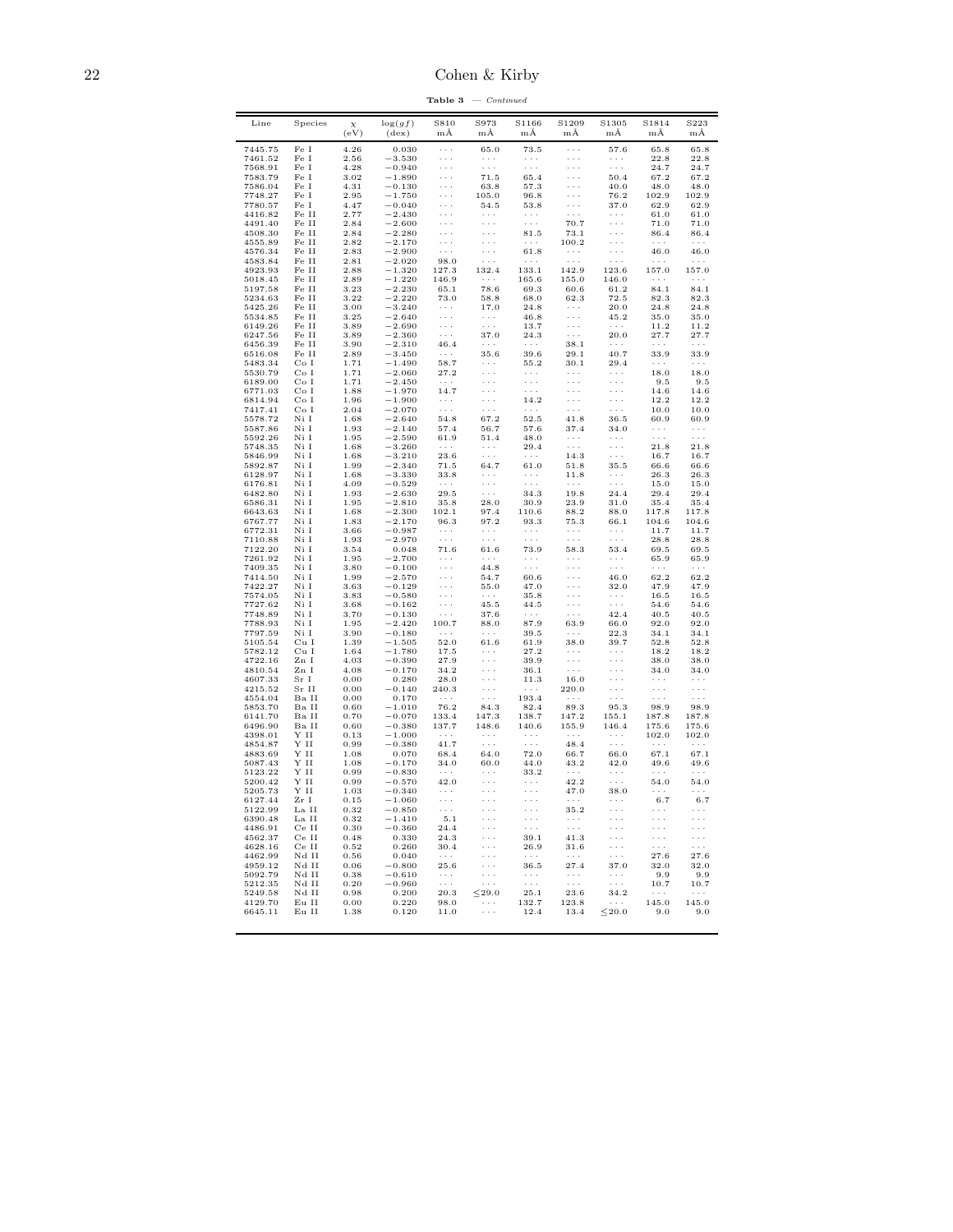**Table 3** — *Continued*

| Line | Species | χ (eV) | log(gf) (dex) | S810 mÅ | S973 mÅ | S1166 mÅ | S1209 mÅ | S1305 mÅ | S1814 mÅ | S223 mÅ |
|---|---|---|---|---|---|---|---|---|---|---|
| 7445.75 | Fe I | 4.26 | 0.030 | ··· | 65.0 | 73.5 | ··· | 57.6 | 65.8 | 65.8 |
| 7461.52 | Fe I | 2.56 | −3.530 | ··· | ··· | ··· | ··· | ··· | 22.8 | 22.8 |
| 7568.91 | Fe I | 4.28 | −0.940 | ··· | ··· | ··· | ··· | ··· | 24.7 | 24.7 |
| 7583.79 | Fe I | 3.02 | −1.890 | ··· | 71.5 | 65.4 | ··· | 50.4 | 67.2 | 67.2 |
| 7586.04 | Fe I | 4.31 | −0.130 | ··· | 63.8 | 57.3 | ··· | 40.0 | 48.0 | 48.0 |
| 7748.27 | Fe I | 2.95 | −1.750 | ··· | 105.0 | 96.8 | ··· | 76.2 | 102.9 | 102.9 |
| 7780.57 | Fe I | 4.47 | −0.040 | ··· | 54.5 | 53.8 | ··· | 37.0 | 62.9 | 62.9 |
| 4416.82 | Fe II | 2.77 | −2.430 | ··· | ··· | ··· | ··· | ··· | 61.0 | 61.0 |
| 4491.40 | Fe II | 2.84 | −2.600 | ··· | ··· | ··· | 70.7 | ··· | 71.0 | 71.0 |
| 4508.30 | Fe II | 2.84 | −2.280 | ··· | ··· | 81.5 | 73.1 | ··· | 86.4 | 86.4 |
| 4555.89 | Fe II | 2.82 | −2.170 | ··· | ··· | ··· | 100.2 | ··· | ··· | ··· |
| 4576.34 | Fe II | 2.83 | −2.900 | ··· | ··· | 61.8 | ··· | ··· | 46.0 | 46.0 |
| 4583.84 | Fe II | 2.81 | −2.020 | 98.0 | ··· | ··· | ··· | ··· | ··· | ··· |
| 4923.93 | Fe II | 2.88 | −1.320 | 127.3 | 132.4 | 133.1 | 142.9 | 123.6 | 157.0 | 157.0 |
| 5018.45 | Fe II | 2.89 | −1.220 | 146.9 | ··· | 165.6 | 155.0 | 146.0 | ··· | ··· |
| 5197.58 | Fe II | 3.23 | −2.230 | 65.1 | 78.6 | 69.3 | 60.6 | 61.2 | 84.1 | 84.1 |
| 5234.63 | Fe II | 3.22 | −2.220 | 73.0 | 58.8 | 68.0 | 62.3 | 72.5 | 82.3 | 82.3 |
| 5425.26 | Fe II | 3.00 | −3.240 | ··· | 17.0 | 24.8 | ··· | 20.0 | 24.8 | 24.8 |
| 5534.85 | Fe II | 3.25 | −2.640 | ··· | ··· | 46.8 | ··· | 45.2 | 35.0 | 35.0 |
| 6149.26 | Fe II | 3.89 | −2.690 | ··· | ··· | 13.7 | ··· | ··· | 11.2 | 11.2 |
| 6247.56 | Fe II | 3.89 | −2.360 | ··· | 37.0 | 24.3 | ··· | 20.0 | 27.7 | 27.7 |
| 6456.39 | Fe II | 3.90 | −2.310 | 46.4 | ··· | ··· | 38.1 | ··· | ··· | ··· |
| 6516.08 | Fe II | 2.89 | −3.450 | ··· | 35.6 | 39.6 | 29.1 | 40.7 | 33.9 | 33.9 |
| 5483.34 | Co I | 1.71 | −1.490 | 58.7 | ··· | 55.2 | 30.1 | 29.4 | ··· | ··· |
| 5530.79 | Co I | 1.71 | −2.060 | 27.2 | ··· | ··· | ··· | ··· | 18.0 | 18.0 |
| 6189.00 | Co I | 1.71 | −2.450 | ··· | ··· | ··· | ··· | ··· | 9.5 | 9.5 |
| 6771.03 | Co I | 1.88 | −1.970 | 14.7 | ··· | ··· | ··· | ··· | 14.6 | 14.6 |
| 6814.94 | Co I | 1.96 | −1.900 | ··· | ··· | 14.2 | ··· | ··· | 12.2 | 12.2 |
| 7417.41 | Co I | 2.04 | −2.070 | ··· | ··· | ··· | ··· | ··· | 10.0 | 10.0 |
| 5578.72 | Ni I | 1.68 | −2.640 | 54.8 | 67.2 | 52.5 | 41.8 | 36.5 | 60.9 | 60.9 |
| 5587.86 | Ni I | 1.93 | −2.140 | 57.4 | 56.7 | 57.6 | 37.4 | 34.0 | ··· | ··· |
| 5592.26 | Ni I | 1.95 | −2.590 | 61.9 | 51.4 | 48.0 | ··· | ··· | ··· | ··· |
| 5748.35 | Ni I | 1.68 | −3.260 | ··· | ··· | 29.4 | ··· | ··· | 21.8 | 21.8 |
| 5846.99 | Ni I | 1.68 | −3.210 | 23.6 | ··· | ··· | 14.3 | ··· | 16.7 | 16.7 |
| 5892.87 | Ni I | 1.99 | −2.340 | 71.5 | 64.7 | 61.0 | 51.8 | 35.5 | 66.6 | 66.6 |
| 6128.97 | Ni I | 1.68 | −3.330 | 33.8 | ··· | ··· | 11.8 | ··· | 26.3 | 26.3 |
| 6176.81 | Ni I | 4.09 | −0.529 | ··· | ··· | ··· | ··· | ··· | 15.0 | 15.0 |
| 6482.80 | Ni I | 1.93 | −2.630 | 29.5 | ··· | 34.3 | 19.8 | 24.4 | 29.4 | 29.4 |
| 6586.31 | Ni I | 1.95 | −2.810 | 35.8 | 28.0 | 30.9 | 23.9 | 31.0 | 35.4 | 35.4 |
| 6643.63 | Ni I | 1.68 | −2.300 | 102.1 | 97.4 | 110.6 | 88.2 | 88.0 | 117.8 | 117.8 |
| 6767.77 | Ni I | 1.83 | −2.170 | 96.3 | 97.2 | 93.3 | 75.3 | 66.1 | 104.6 | 104.6 |
| 6772.31 | Ni I | 3.66 | −0.987 | ··· | ··· | ··· | ··· | ··· | 11.7 | 11.7 |
| 7110.88 | Ni I | 1.93 | −2.970 | ··· | ··· | ··· | ··· | ··· | 28.8 | 28.8 |
| 7122.20 | Ni I | 3.54 | 0.048 | 71.6 | 61.6 | 73.9 | 58.3 | 53.4 | 69.5 | 69.5 |
| 7261.92 | Ni I | 1.95 | −2.700 | ··· | ··· | ··· | ··· | ··· | 65.9 | 65.9 |
| 7409.35 | Ni I | 3.80 | −0.100 | ··· | 44.8 | ··· | ··· | ··· | ··· | ··· |
| 7414.50 | Ni I | 1.99 | −2.570 | ··· | 54.7 | 60.6 | ··· | 46.0 | 62.2 | 62.2 |
| 7422.27 | Ni I | 3.63 | −0.129 | ··· | 55.0 | 47.0 | ··· | 32.0 | 47.9 | 47.9 |
| 7574.05 | Ni I | 3.83 | −0.580 | ··· | ··· | 35.8 | ··· | ··· | 16.5 | 16.5 |
| 7727.62 | Ni I | 3.68 | −0.162 | ··· | 45.5 | 44.5 | ··· | ··· | 54.6 | 54.6 |
| 7748.89 | Ni I | 3.70 | −0.130 | ··· | 37.6 | ··· | ··· | 42.4 | 40.5 | 40.5 |
| 7788.93 | Ni I | 1.95 | −2.420 | 100.7 | 88.0 | 87.9 | 63.9 | 66.0 | 92.0 | 92.0 |
| 7797.59 | Ni I | 3.90 | −0.180 | ··· | ··· | 39.5 | ··· | 22.3 | 34.1 | 34.1 |
| 5105.54 | Cu I | 1.39 | −1.505 | 52.0 | 61.6 | 61.9 | 38.0 | 39.7 | 52.8 | 52.8 |
| 5782.12 | Cu I | 1.64 | −1.780 | 17.5 | ··· | 27.2 | ··· | ··· | 18.2 | 18.2 |
| 4722.16 | Zn I | 4.03 | −0.390 | 27.9 | ··· | 39.9 | ··· | ··· | 38.0 | 38.0 |
| 4810.54 | Zn I | 4.08 | −0.170 | 34.2 | ··· | 36.1 | ··· | ··· | 34.0 | 34.0 |
| 4607.33 | Sr I | 0.00 | 0.280 | 28.0 | ··· | 11.3 | 16.0 | ··· | ··· | ··· |
| 4215.52 | Sr II | 0.00 | −0.140 | 240.3 | ··· | ··· | 220.0 | ··· | ··· | ··· |
| 4554.04 | Ba II | 0.00 | 0.170 | ··· | ··· | 193.4 | ··· | ··· | ··· | ··· |
| 5853.70 | Ba II | 0.60 | −1.010 | 76.2 | 84.3 | 82.4 | 89.3 | 95.3 | 98.9 | 98.9 |
| 6141.70 | Ba II | 0.70 | −0.070 | 133.4 | 147.3 | 138.7 | 147.2 | 155.1 | 187.8 | 187.8 |
| 6496.90 | Ba II | 0.60 | −0.380 | 137.7 | 148.6 | 140.6 | 155.9 | 146.4 | 175.6 | 175.6 |
| 4398.01 | Y II | 0.13 | −1.000 | ··· | ··· | ··· | ··· | ··· | 102.0 | 102.0 |
| 4854.87 | Y II | 0.99 | −0.380 | 41.7 | ··· | ··· | 48.4 | ··· | ··· | ··· |
| 4883.69 | Y II | 1.08 | 0.070 | 68.4 | 64.0 | 72.0 | 66.7 | 66.0 | 67.1 | 67.1 |
| 5087.43 | Y II | 1.08 | −0.170 | 34.0 | 60.0 | 44.0 | 43.2 | 42.0 | 49.6 | 49.6 |
| 5123.22 | Y II | 0.99 | −0.830 | ··· | ··· | 33.2 | ··· | ··· | ··· | ··· |
| 5200.42 | Y II | 0.99 | −0.570 | 42.0 | ··· | ··· | 42.2 | ··· | 54.0 | 54.0 |
| 5205.73 | Y II | 1.03 | −0.340 | ··· | ··· | ··· | 47.0 | 38.0 | ··· | ··· |
| 6127.44 | Zr I | 0.15 | −1.060 | ··· | ··· | ··· | ··· | ··· | 6.7 | 6.7 |
| 5122.99 | La II | 0.32 | −0.850 | ··· | ··· | ··· | 35.2 | ··· | ··· | ··· |
| 6390.48 | La II | 0.32 | −1.410 | 5.1 | ··· | ··· | ··· | ··· | ··· | ··· |
| 4486.91 | Ce II | 0.30 | −0.360 | 24.4 | ··· | ··· | ··· | ··· | ··· | ··· |
| 4562.37 | Ce II | 0.48 | 0.330 | 24.3 | ··· | 39.1 | 41.3 | ··· | ··· | ··· |
| 4628.16 | Ce II | 0.52 | 0.260 | 30.4 | ··· | 26.9 | 31.6 | ··· | ··· | ··· |
| 4462.99 | Nd II | 0.56 | 0.040 | ··· | ··· | ··· | ··· | ··· | 27.6 | 27.6 |
| 4959.12 | Nd II | 0.06 | −0.800 | 25.6 | ··· | 36.5 | 27.4 | 37.0 | 32.0 | 32.0 |
| 5092.79 | Nd II | 0.38 | −0.610 | ··· | ··· | ··· | ··· | ··· | 9.9 | 9.9 |
| 5212.35 | Nd II | 0.20 | −0.960 | ··· | ··· | ··· | ··· | ··· | 10.7 | 10.7 |
| 5249.58 | Nd II | 0.98 | 0.200 | 20.3 | ≤29.0 | 25.1 | 23.6 | 34.2 | ··· | ··· |
| 4129.70 | Eu II | 0.00 | 0.220 | 98.0 | ··· | 132.7 | 123.8 | ··· | 145.0 | 145.0 |
| 6645.11 | Eu II | 1.38 | 0.120 | 11.0 | ··· | 12.4 | 13.4 | ≤20.0 | 9.0 | 9.0 |